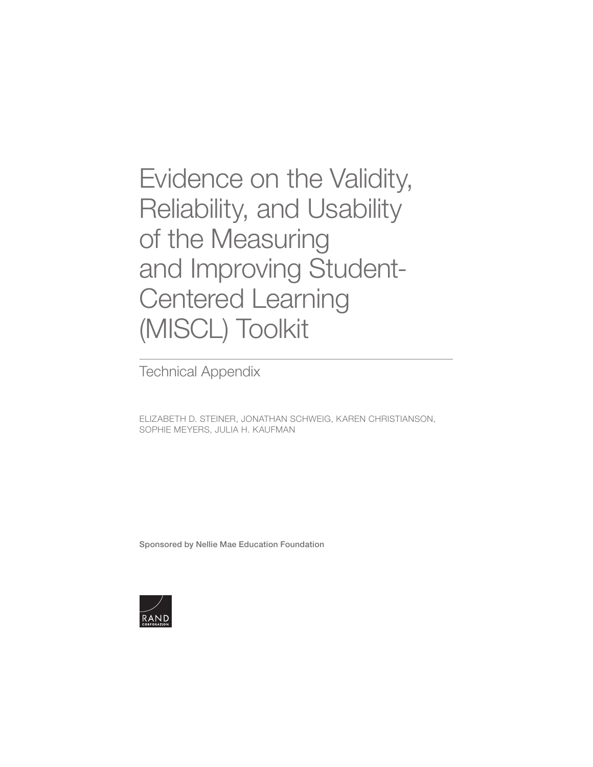# Evidence on the Validity, Reliability, and Usability of the Measuring and Improving Student-Centered Learning (MISCL) Toolkit

## Technical Appendix

ELIZABETH D. STEINER, JONATHAN SCHWEIG, KAREN CHRISTIANSON, SOPHIE MEYERS, JULIA H. KAUFMAN

Sponsored by Nellie Mae Education Foundation

RAND CORPORATION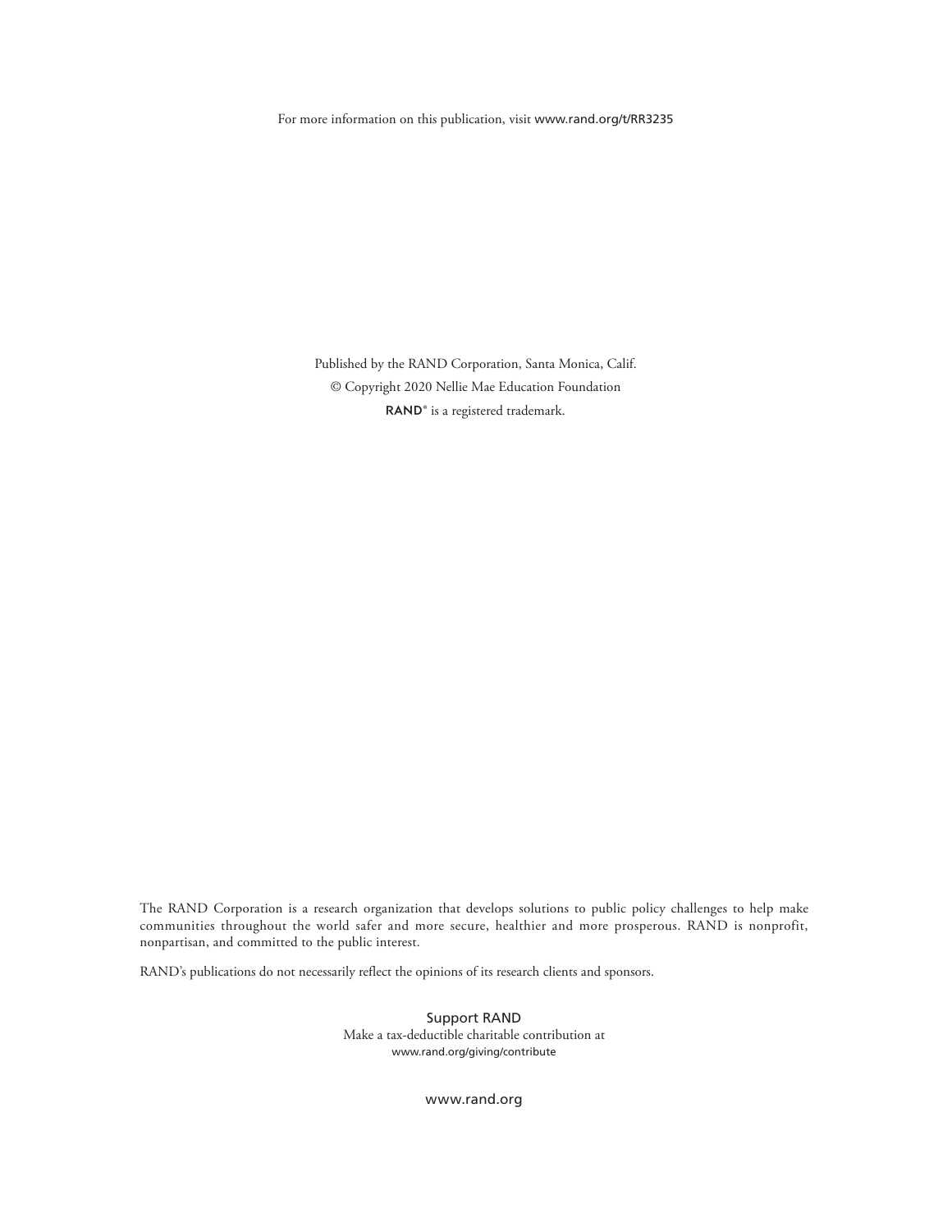For more information on this publication, visit www.rand.org/t/RR3235

Published by the RAND Corporation, Santa Monica, Calif.

© Copyright 2020 Nellie Mae Education Foundation

RAND® is a registered trademark.

The RAND Corporation is a research organization that develops solutions to public policy challenges to help make communities throughout the world safer and more secure, healthier and more prosperous. RAND is nonprofit, nonpartisan, and committed to the public interest.

RAND's publications do not necessarily reflect the opinions of its research clients and sponsors.

Support RAND

Make a tax-deductible charitable contribution at

www.rand.org/giving/contribute

www.rand.org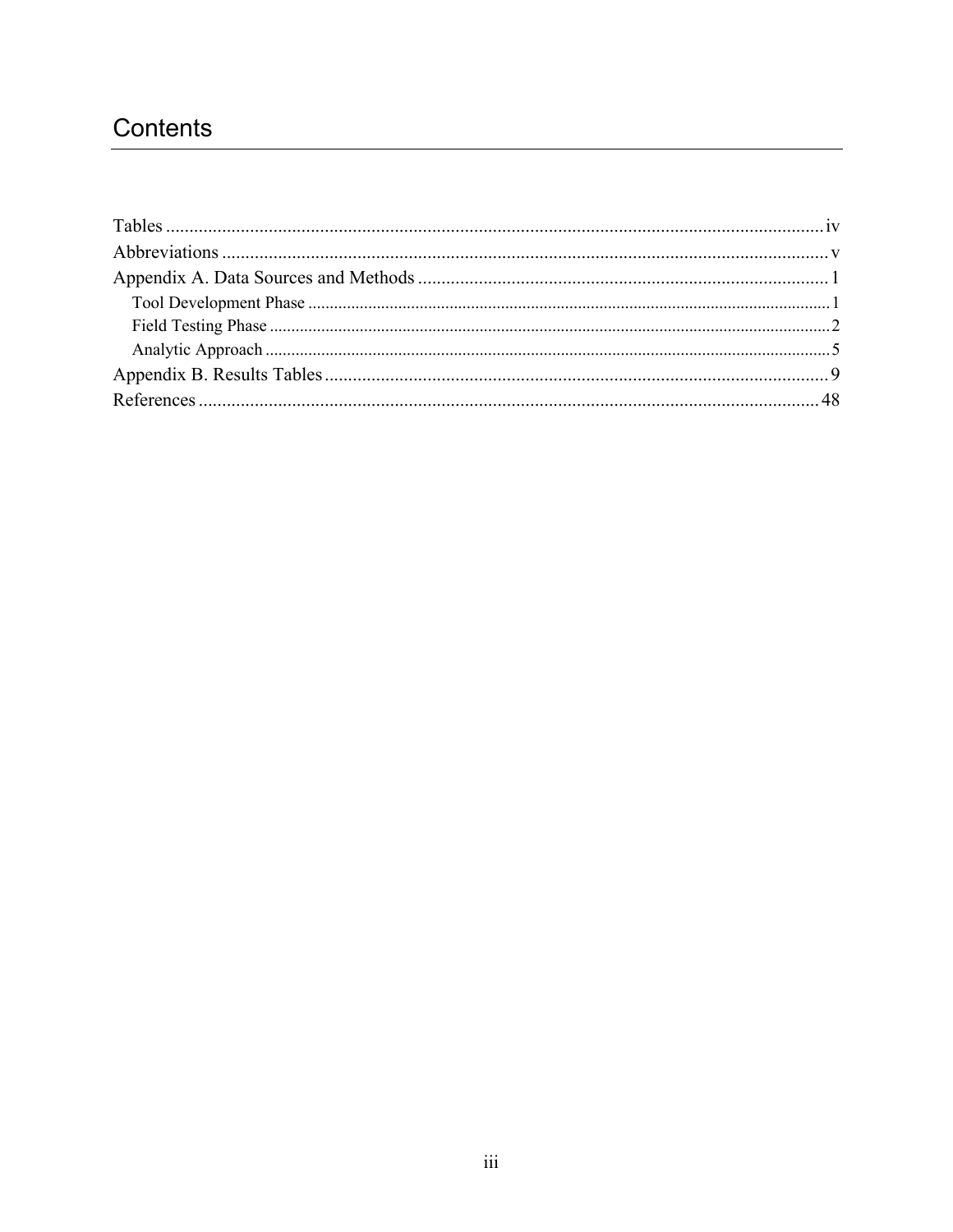# Contents

Tables ........................................................................................................................................ iv
Abbreviations ............................................................................................................................... v
Appendix A. Data Sources and Methods ..................................................................................... 1
  Tool Development Phase ........................................................................................................... 1
  Field Testing Phase .................................................................................................................. 2
  Analytic Approach .................................................................................................................... 5
Appendix B. Results Tables ......................................................................................................... 9
References .................................................................................................................................. 48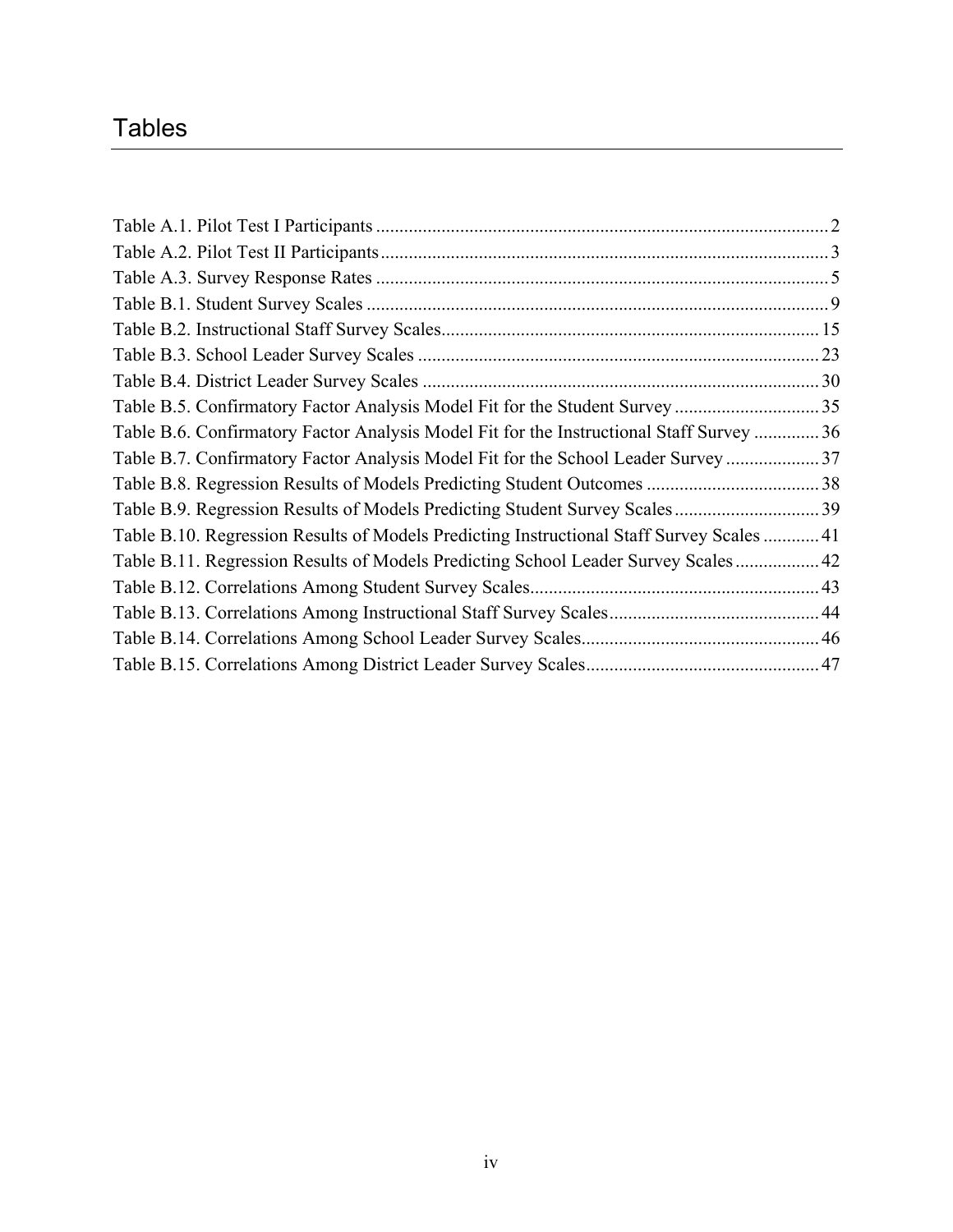# Tables

Table A.1. Pilot Test I Participants ........................................................................................ 2
Table A.2. Pilot Test II Participants ....................................................................................... 3
Table A.3. Survey Response Rates ........................................................................................ 5
Table B.1. Student Survey Scales .......................................................................................... 9
Table B.2. Instructional Staff Survey Scales ........................................................................ 15
Table B.3. School Leader Survey Scales .............................................................................. 23
Table B.4. District Leader Survey Scales ............................................................................. 30
Table B.5. Confirmatory Factor Analysis Model Fit for the Student Survey ............................... 35
Table B.6. Confirmatory Factor Analysis Model Fit for the Instructional Staff Survey .............. 36
Table B.7. Confirmatory Factor Analysis Model Fit for the School Leader Survey .................... 37
Table B.8. Regression Results of Models Predicting Student Outcomes ..................................... 38
Table B.9. Regression Results of Models Predicting Student Survey Scales ............................... 39
Table B.10. Regression Results of Models Predicting Instructional Staff Survey Scales ............ 41
Table B.11. Regression Results of Models Predicting School Leader Survey Scales .................. 42
Table B.12. Correlations Among Student Survey Scales ............................................................. 43
Table B.13. Correlations Among Instructional Staff Survey Scales ............................................. 44
Table B.14. Correlations Among School Leader Survey Scales ................................................... 46
Table B.15. Correlations Among District Leader Survey Scales .................................................. 47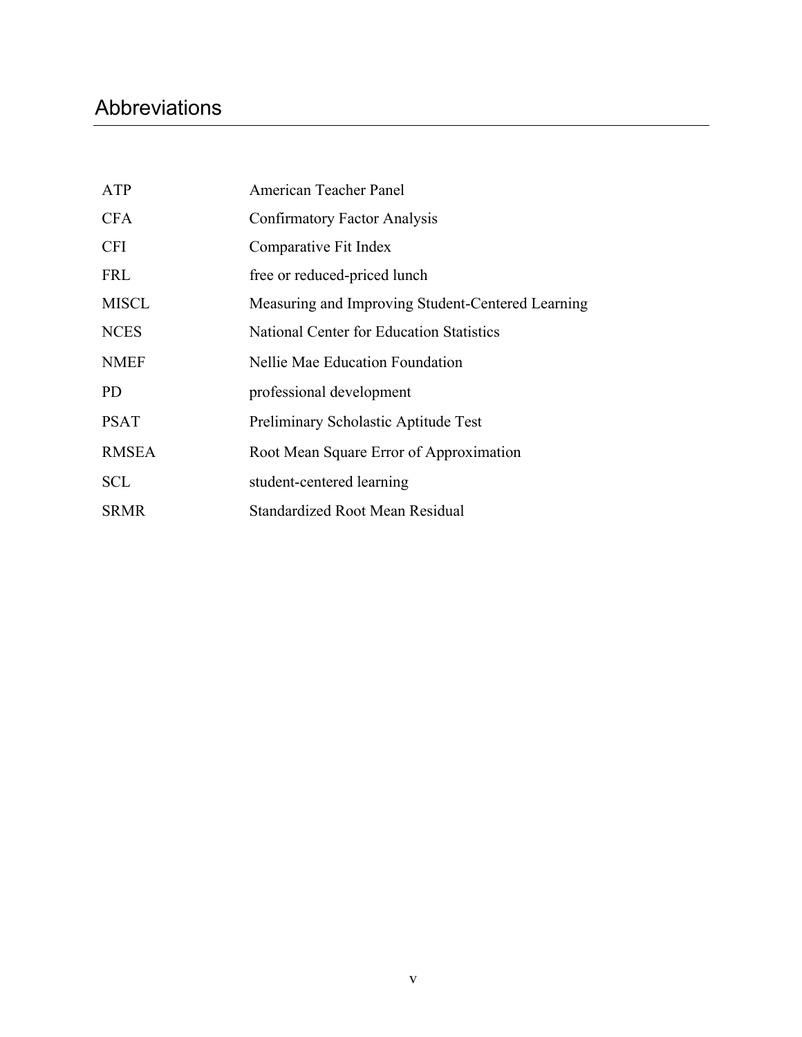# Abbreviations

| | |
|---|---|
| ATP | American Teacher Panel |
| CFA | Confirmatory Factor Analysis |
| CFI | Comparative Fit Index |
| FRL | free or reduced-priced lunch |
| MISCL | Measuring and Improving Student-Centered Learning |
| NCES | National Center for Education Statistics |
| NMEF | Nellie Mae Education Foundation |
| PD | professional development |
| PSAT | Preliminary Scholastic Aptitude Test |
| RMSEA | Root Mean Square Error of Approximation |
| SCL | student-centered learning |
| SRMR | Standardized Root Mean Residual |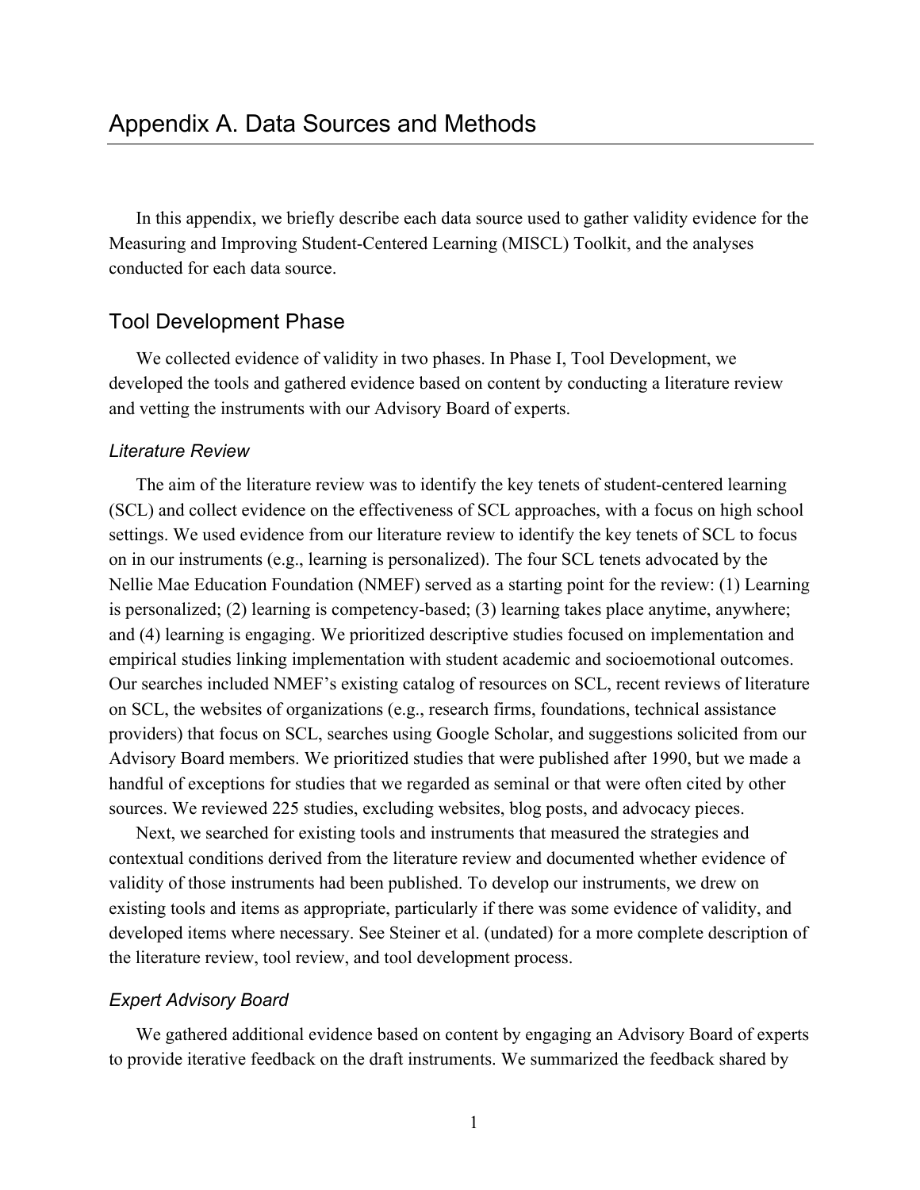# Appendix A. Data Sources and Methods

In this appendix, we briefly describe each data source used to gather validity evidence for the Measuring and Improving Student-Centered Learning (MISCL) Toolkit, and the analyses conducted for each data source.

## Tool Development Phase

We collected evidence of validity in two phases. In Phase I, Tool Development, we developed the tools and gathered evidence based on content by conducting a literature review and vetting the instruments with our Advisory Board of experts.

### *Literature Review*

The aim of the literature review was to identify the key tenets of student-centered learning (SCL) and collect evidence on the effectiveness of SCL approaches, with a focus on high school settings. We used evidence from our literature review to identify the key tenets of SCL to focus on in our instruments (e.g., learning is personalized). The four SCL tenets advocated by the Nellie Mae Education Foundation (NMEF) served as a starting point for the review: (1) Learning is personalized; (2) learning is competency-based; (3) learning takes place anytime, anywhere; and (4) learning is engaging. We prioritized descriptive studies focused on implementation and empirical studies linking implementation with student academic and socioemotional outcomes. Our searches included NMEF's existing catalog of resources on SCL, recent reviews of literature on SCL, the websites of organizations (e.g., research firms, foundations, technical assistance providers) that focus on SCL, searches using Google Scholar, and suggestions solicited from our Advisory Board members. We prioritized studies that were published after 1990, but we made a handful of exceptions for studies that we regarded as seminal or that were often cited by other sources. We reviewed 225 studies, excluding websites, blog posts, and advocacy pieces.

Next, we searched for existing tools and instruments that measured the strategies and contextual conditions derived from the literature review and documented whether evidence of validity of those instruments had been published. To develop our instruments, we drew on existing tools and items as appropriate, particularly if there was some evidence of validity, and developed items where necessary. See Steiner et al. (undated) for a more complete description of the literature review, tool review, and tool development process.

### *Expert Advisory Board*

We gathered additional evidence based on content by engaging an Advisory Board of experts to provide iterative feedback on the draft instruments. We summarized the feedback shared by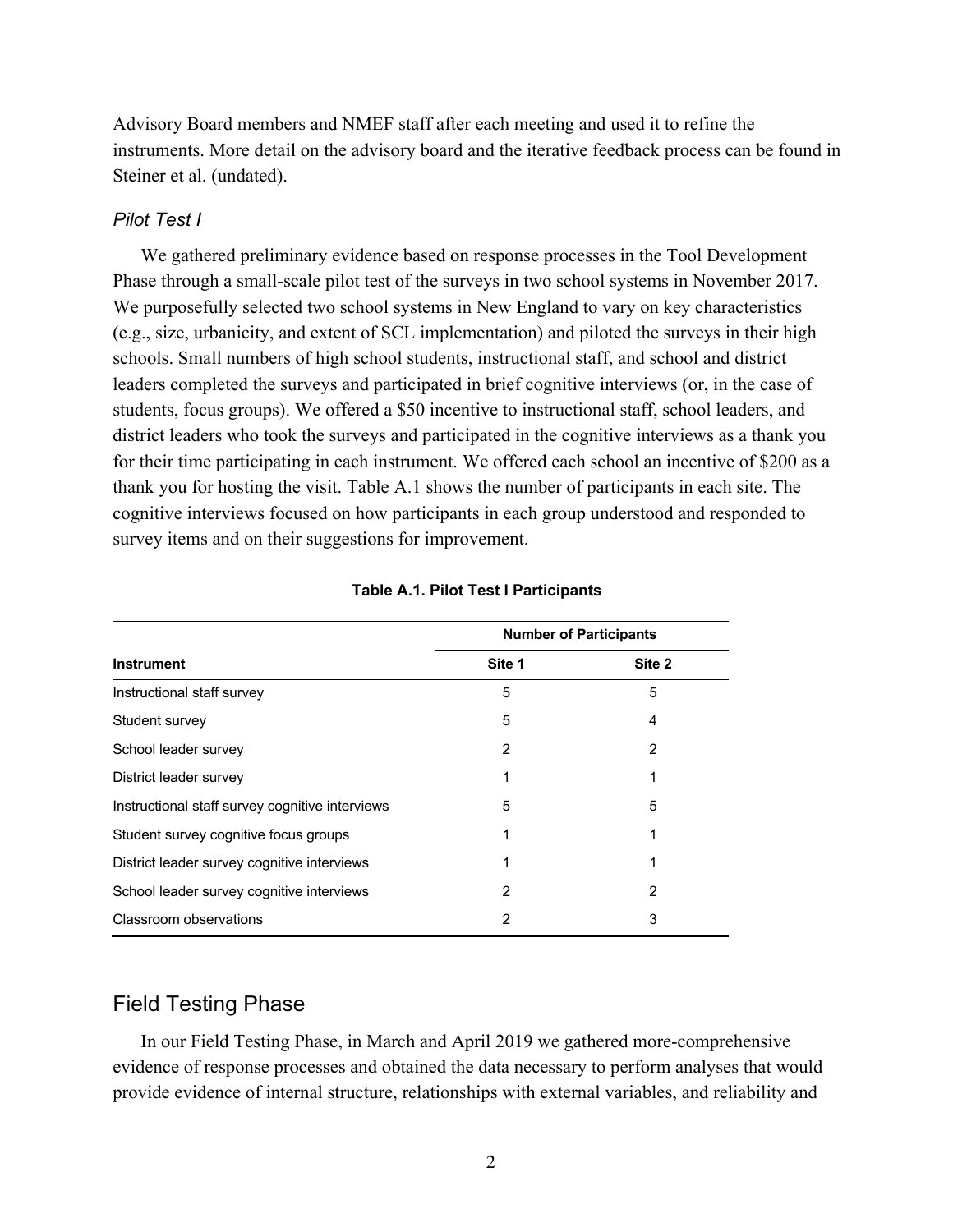Advisory Board members and NMEF staff after each meeting and used it to refine the instruments. More detail on the advisory board and the iterative feedback process can be found in Steiner et al. (undated).

### *Pilot Test I*

We gathered preliminary evidence based on response processes in the Tool Development Phase through a small-scale pilot test of the surveys in two school systems in November 2017. We purposefully selected two school systems in New England to vary on key characteristics (e.g., size, urbanicity, and extent of SCL implementation) and piloted the surveys in their high schools. Small numbers of high school students, instructional staff, and school and district leaders completed the surveys and participated in brief cognitive interviews (or, in the case of students, focus groups). We offered a $50 incentive to instructional staff, school leaders, and district leaders who took the surveys and participated in the cognitive interviews as a thank you for their time participating in each instrument. We offered each school an incentive of $200 as a thank you for hosting the visit. Table A.1 shows the number of participants in each site. The cognitive interviews focused on how participants in each group understood and responded to survey items and on their suggestions for improvement.

**Table A.1. Pilot Test I Participants**

| | Number of Participants | |
|---|---|---|
| **Instrument** | **Site 1** | **Site 2** |
| Instructional staff survey | 5 | 5 |
| Student survey | 5 | 4 |
| School leader survey | 2 | 2 |
| District leader survey | 1 | 1 |
| Instructional staff survey cognitive interviews | 5 | 5 |
| Student survey cognitive focus groups | 1 | 1 |
| District leader survey cognitive interviews | 1 | 1 |
| School leader survey cognitive interviews | 2 | 2 |
| Classroom observations | 2 | 3 |

## Field Testing Phase

In our Field Testing Phase, in March and April 2019 we gathered more-comprehensive evidence of response processes and obtained the data necessary to perform analyses that would provide evidence of internal structure, relationships with external variables, and reliability and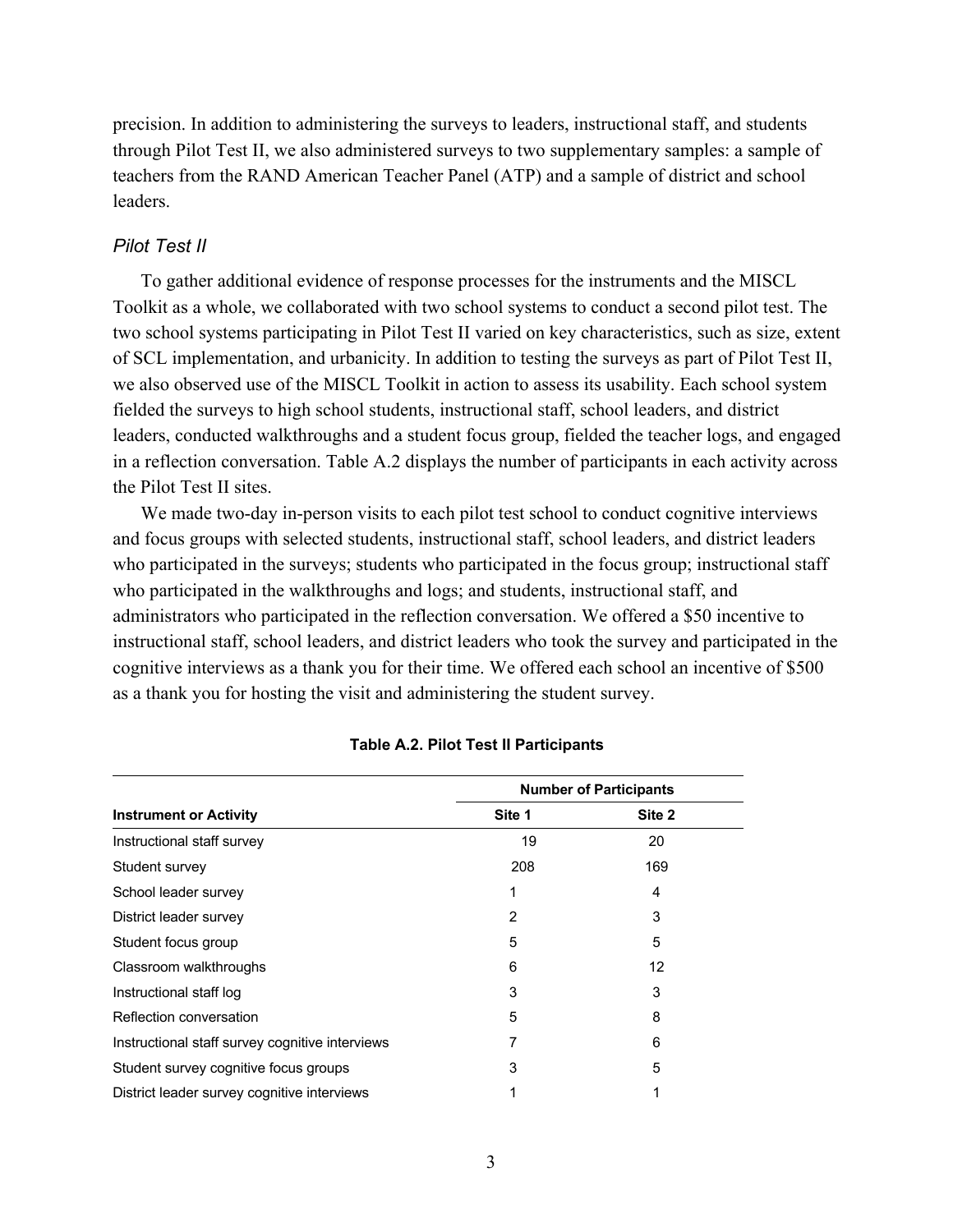precision. In addition to administering the surveys to leaders, instructional staff, and students through Pilot Test II, we also administered surveys to two supplementary samples: a sample of teachers from the RAND American Teacher Panel (ATP) and a sample of district and school leaders.

### *Pilot Test II*

To gather additional evidence of response processes for the instruments and the MISCL Toolkit as a whole, we collaborated with two school systems to conduct a second pilot test. The two school systems participating in Pilot Test II varied on key characteristics, such as size, extent of SCL implementation, and urbanicity. In addition to testing the surveys as part of Pilot Test II, we also observed use of the MISCL Toolkit in action to assess its usability. Each school system fielded the surveys to high school students, instructional staff, school leaders, and district leaders, conducted walkthroughs and a student focus group, fielded the teacher logs, and engaged in a reflection conversation. Table A.2 displays the number of participants in each activity across the Pilot Test II sites.

We made two-day in-person visits to each pilot test school to conduct cognitive interviews and focus groups with selected students, instructional staff, school leaders, and district leaders who participated in the surveys; students who participated in the focus group; instructional staff who participated in the walkthroughs and logs; and students, instructional staff, and administrators who participated in the reflection conversation. We offered a $50 incentive to instructional staff, school leaders, and district leaders who took the survey and participated in the cognitive interviews as a thank you for their time. We offered each school an incentive of $500 as a thank you for hosting the visit and administering the student survey.

**Table A.2. Pilot Test II Participants**

| | Number of Participants | |
|---|---|---|
| **Instrument or Activity** | **Site 1** | **Site 2** |
| Instructional staff survey | 19 | 20 |
| Student survey | 208 | 169 |
| School leader survey | 1 | 4 |
| District leader survey | 2 | 3 |
| Student focus group | 5 | 5 |
| Classroom walkthroughs | 6 | 12 |
| Instructional staff log | 3 | 3 |
| Reflection conversation | 5 | 8 |
| Instructional staff survey cognitive interviews | 7 | 6 |
| Student survey cognitive focus groups | 3 | 5 |
| District leader survey cognitive interviews | 1 | 1 |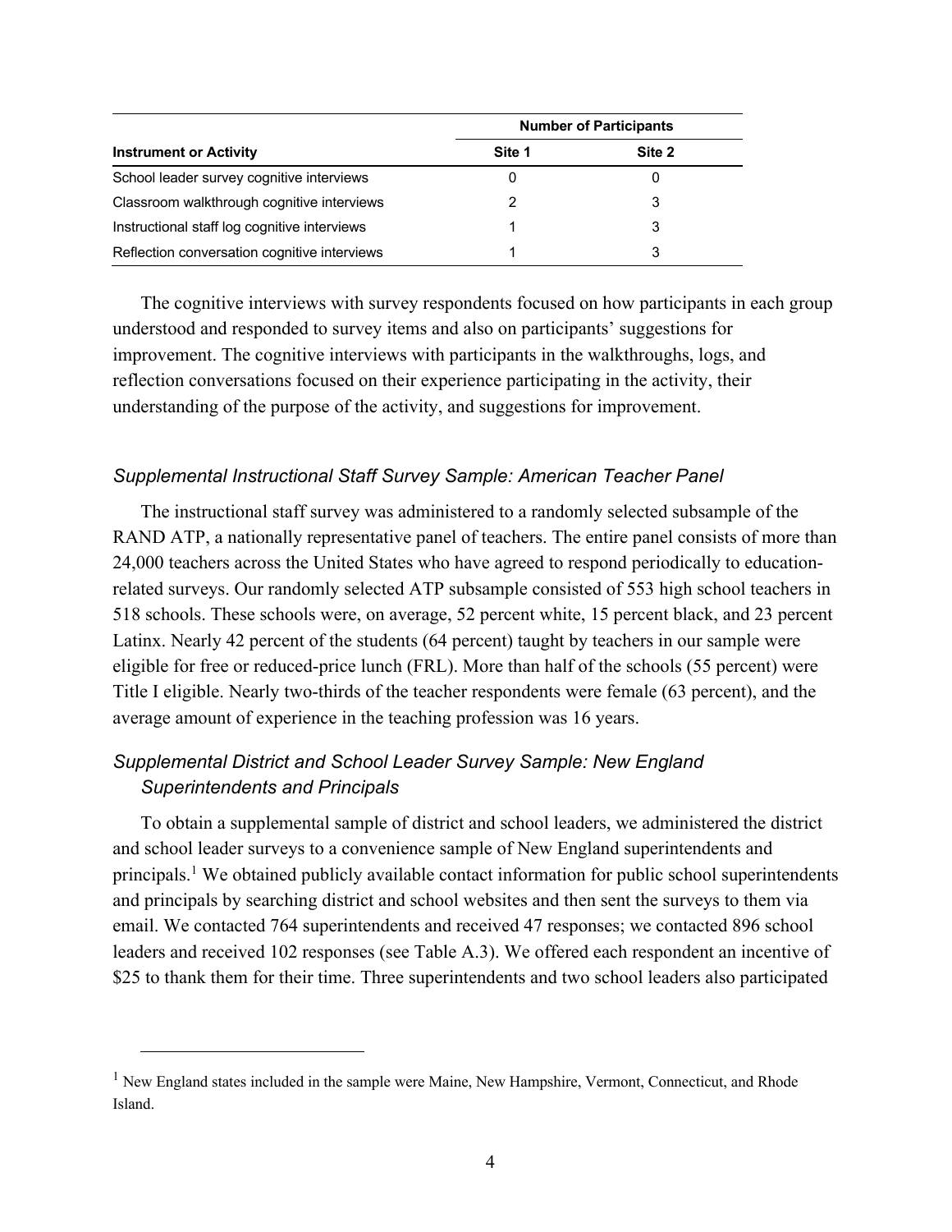| Instrument or Activity | Number of Participants | |
|---|---|---|
| | Site 1 | Site 2 |
| School leader survey cognitive interviews | 0 | 0 |
| Classroom walkthrough cognitive interviews | 2 | 3 |
| Instructional staff log cognitive interviews | 1 | 3 |
| Reflection conversation cognitive interviews | 1 | 3 |

The cognitive interviews with survey respondents focused on how participants in each group understood and responded to survey items and also on participants' suggestions for improvement. The cognitive interviews with participants in the walkthroughs, logs, and reflection conversations focused on their experience participating in the activity, their understanding of the purpose of the activity, and suggestions for improvement.

### *Supplemental Instructional Staff Survey Sample: American Teacher Panel*

The instructional staff survey was administered to a randomly selected subsample of the RAND ATP, a nationally representative panel of teachers. The entire panel consists of more than 24,000 teachers across the United States who have agreed to respond periodically to education-related surveys. Our randomly selected ATP subsample consisted of 553 high school teachers in 518 schools. These schools were, on average, 52 percent white, 15 percent black, and 23 percent Latinx. Nearly 42 percent of the students (64 percent) taught by teachers in our sample were eligible for free or reduced-price lunch (FRL). More than half of the schools (55 percent) were Title I eligible. Nearly two-thirds of the teacher respondents were female (63 percent), and the average amount of experience in the teaching profession was 16 years.

### *Supplemental District and School Leader Survey Sample: New England Superintendents and Principals*

To obtain a supplemental sample of district and school leaders, we administered the district and school leader surveys to a convenience sample of New England superintendents and principals.[1] We obtained publicly available contact information for public school superintendents and principals by searching district and school websites and then sent the surveys to them via email. We contacted 764 superintendents and received 47 responses; we contacted 896 school leaders and received 102 responses (see Table A.3). We offered each respondent an incentive of $25 to thank them for their time. Three superintendents and two school leaders also participated

---

[1] New England states included in the sample were Maine, New Hampshire, Vermont, Connecticut, and Rhode Island.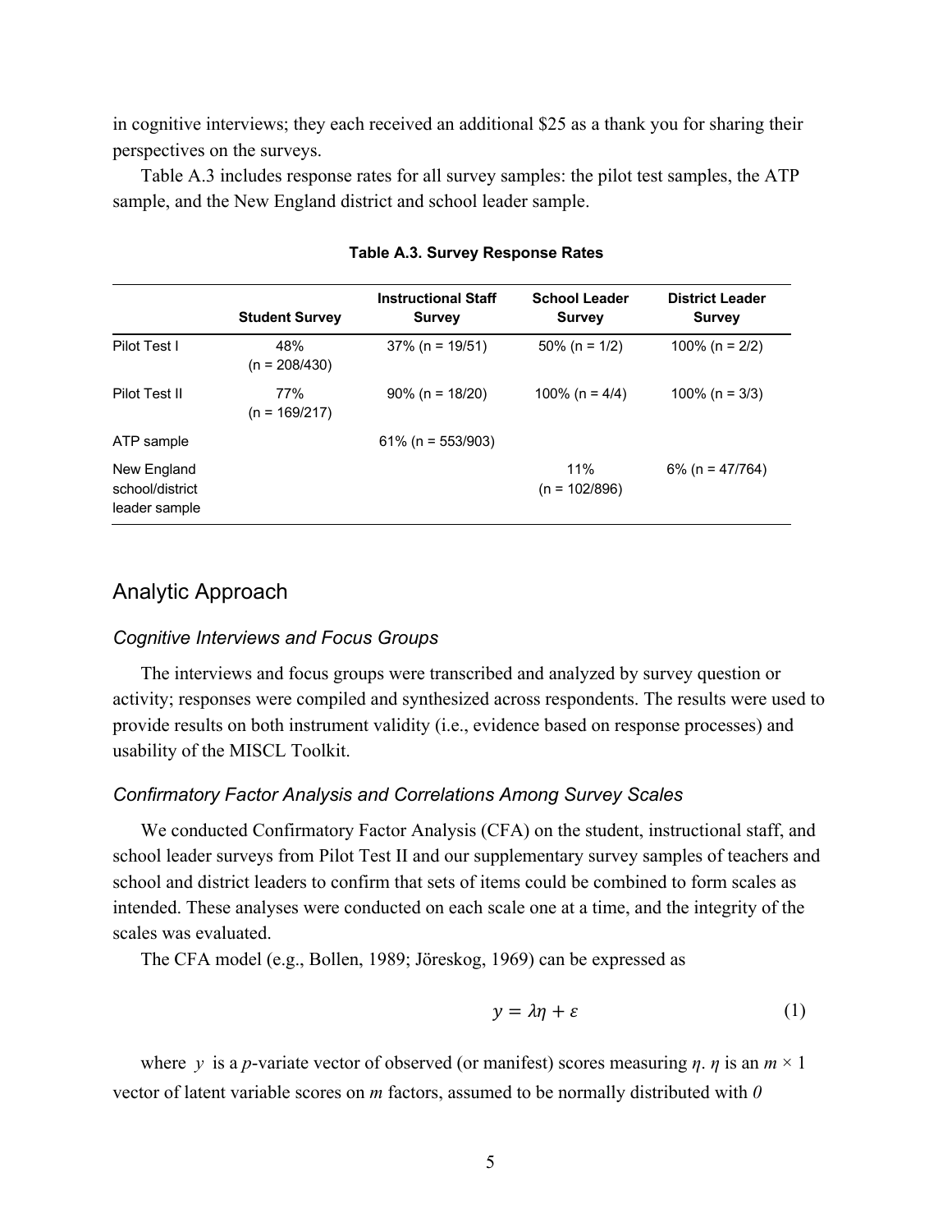in cognitive interviews; they each received an additional $25 as a thank you for sharing their perspectives on the surveys.

Table A.3 includes response rates for all survey samples: the pilot test samples, the ATP sample, and the New England district and school leader sample.

**Table A.3. Survey Response Rates**

| | Student Survey | Instructional Staff Survey | School Leader Survey | District Leader Survey |
|---|---|---|---|---|
| Pilot Test I | 48% (n = 208/430) | 37% (n = 19/51) | 50% (n = 1/2) | 100% (n = 2/2) |
| Pilot Test II | 77% (n = 169/217) | 90% (n = 18/20) | 100% (n = 4/4) | 100% (n = 3/3) |
| ATP sample | | 61% (n = 553/903) | | |
| New England school/district leader sample | | | 11% (n = 102/896) | 6% (n = 47/764) |

## Analytic Approach

### *Cognitive Interviews and Focus Groups*

The interviews and focus groups were transcribed and analyzed by survey question or activity; responses were compiled and synthesized across respondents. The results were used to provide results on both instrument validity (i.e., evidence based on response processes) and usability of the MISCL Toolkit.

### *Confirmatory Factor Analysis and Correlations Among Survey Scales*

We conducted Confirmatory Factor Analysis (CFA) on the student, instructional staff, and school leader surveys from Pilot Test II and our supplementary survey samples of teachers and school and district leaders to confirm that sets of items could be combined to form scales as intended. These analyses were conducted on each scale one at a time, and the integrity of the scales was evaluated.

The CFA model (e.g., Bollen, 1989; Jöreskog, 1969) can be expressed as

$$y = \lambda\eta + \varepsilon \tag{1}$$

where $y$ is a $p$-variate vector of observed (or manifest) scores measuring $\eta$. $\eta$ is an $m \times 1$ vector of latent variable scores on $m$ factors, assumed to be normally distributed with $0$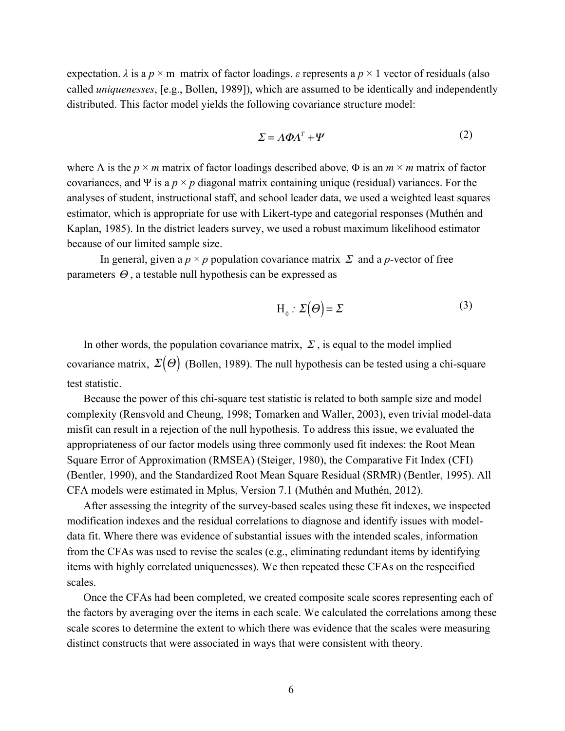expectation. $\lambda$ is a $p \times$ m matrix of factor loadings. $\varepsilon$ represents a $p \times 1$ vector of residuals (also called *uniquenesses*, [e.g., Bollen, 1989]), which are assumed to be identically and independently distributed. This factor model yields the following covariance structure model:

$$\Sigma = \Lambda \Phi \Lambda^T + \Psi \tag{2}$$

where $\Lambda$ is the $p \times m$ matrix of factor loadings described above, $\Phi$ is an $m \times m$ matrix of factor covariances, and $\Psi$ is a $p \times p$ diagonal matrix containing unique (residual) variances. For the analyses of student, instructional staff, and school leader data, we used a weighted least squares estimator, which is appropriate for use with Likert-type and categorial responses (Muthén and Kaplan, 1985). In the district leaders survey, we used a robust maximum likelihood estimator because of our limited sample size.

In general, given a $p \times p$ population covariance matrix $\Sigma$ and a $p$-vector of free parameters $\Theta$, a testable null hypothesis can be expressed as

$$\mathrm{H}_0 : \Sigma(\Theta) = \Sigma \tag{3}$$

In other words, the population covariance matrix, $\Sigma$, is equal to the model implied covariance matrix, $\Sigma(\Theta)$ (Bollen, 1989). The null hypothesis can be tested using a chi-square test statistic.

Because the power of this chi-square test statistic is related to both sample size and model complexity (Rensvold and Cheung, 1998; Tomarken and Waller, 2003), even trivial model-data misfit can result in a rejection of the null hypothesis. To address this issue, we evaluated the appropriateness of our factor models using three commonly used fit indexes: the Root Mean Square Error of Approximation (RMSEA) (Steiger, 1980), the Comparative Fit Index (CFI) (Bentler, 1990), and the Standardized Root Mean Square Residual (SRMR) (Bentler, 1995). All CFA models were estimated in Mplus, Version 7.1 (Muthén and Muthén, 2012).

After assessing the integrity of the survey-based scales using these fit indexes, we inspected modification indexes and the residual correlations to diagnose and identify issues with model-data fit. Where there was evidence of substantial issues with the intended scales, information from the CFAs was used to revise the scales (e.g., eliminating redundant items by identifying items with highly correlated uniquenesses). We then repeated these CFAs on the respecified scales.

Once the CFAs had been completed, we created composite scale scores representing each of the factors by averaging over the items in each scale. We calculated the correlations among these scale scores to determine the extent to which there was evidence that the scales were measuring distinct constructs that were associated in ways that were consistent with theory.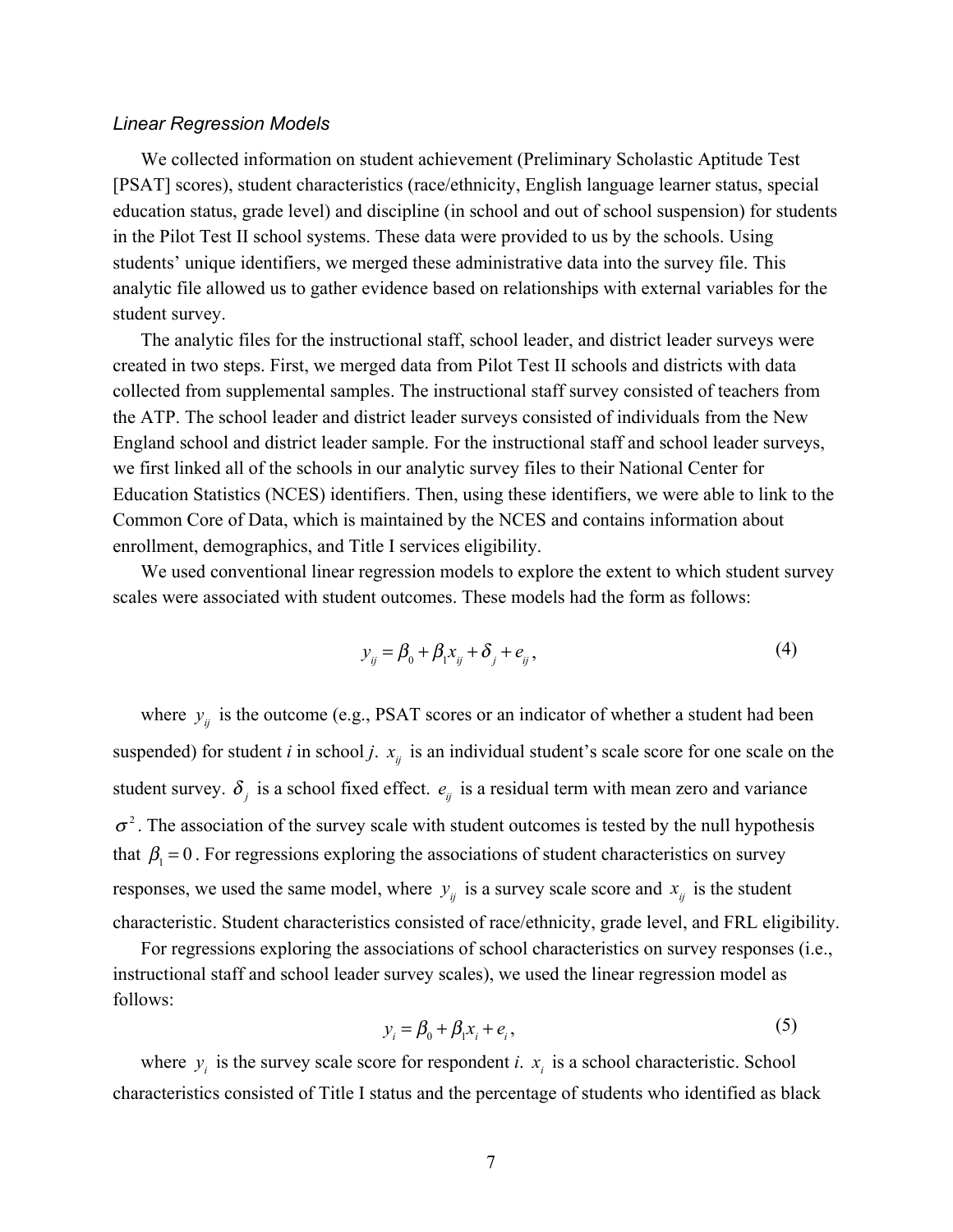### *Linear Regression Models*

We collected information on student achievement (Preliminary Scholastic Aptitude Test [PSAT] scores), student characteristics (race/ethnicity, English language learner status, special education status, grade level) and discipline (in school and out of school suspension) for students in the Pilot Test II school systems. These data were provided to us by the schools. Using students' unique identifiers, we merged these administrative data into the survey file. This analytic file allowed us to gather evidence based on relationships with external variables for the student survey.

The analytic files for the instructional staff, school leader, and district leader surveys were created in two steps. First, we merged data from Pilot Test II schools and districts with data collected from supplemental samples. The instructional staff survey consisted of teachers from the ATP. The school leader and district leader surveys consisted of individuals from the New England school and district leader sample. For the instructional staff and school leader surveys, we first linked all of the schools in our analytic survey files to their National Center for Education Statistics (NCES) identifiers. Then, using these identifiers, we were able to link to the Common Core of Data, which is maintained by the NCES and contains information about enrollment, demographics, and Title I services eligibility.

We used conventional linear regression models to explore the extent to which student survey scales were associated with student outcomes. These models had the form as follows:

$$y_{ij} = \beta_0 + \beta_1 x_{ij} + \delta_j + e_{ij}, \tag{4}$$

where $y_{ij}$ is the outcome (e.g., PSAT scores or an indicator of whether a student had been suspended) for student *i* in school *j*. $x_{ij}$ is an individual student's scale score for one scale on the student survey. $\delta_j$ is a school fixed effect. $e_{ij}$ is a residual term with mean zero and variance $\sigma^2$. The association of the survey scale with student outcomes is tested by the null hypothesis that $\beta_1 = 0$. For regressions exploring the associations of student characteristics on survey responses, we used the same model, where $y_{ij}$ is a survey scale score and $x_{ij}$ is the student characteristic. Student characteristics consisted of race/ethnicity, grade level, and FRL eligibility.

For regressions exploring the associations of school characteristics on survey responses (i.e., instructional staff and school leader survey scales), we used the linear regression model as follows:

$$y_i = \beta_0 + \beta_1 x_i + e_i, \tag{5}$$

where $y_i$ is the survey scale score for respondent *i*. $x_i$ is a school characteristic. School characteristics consisted of Title I status and the percentage of students who identified as black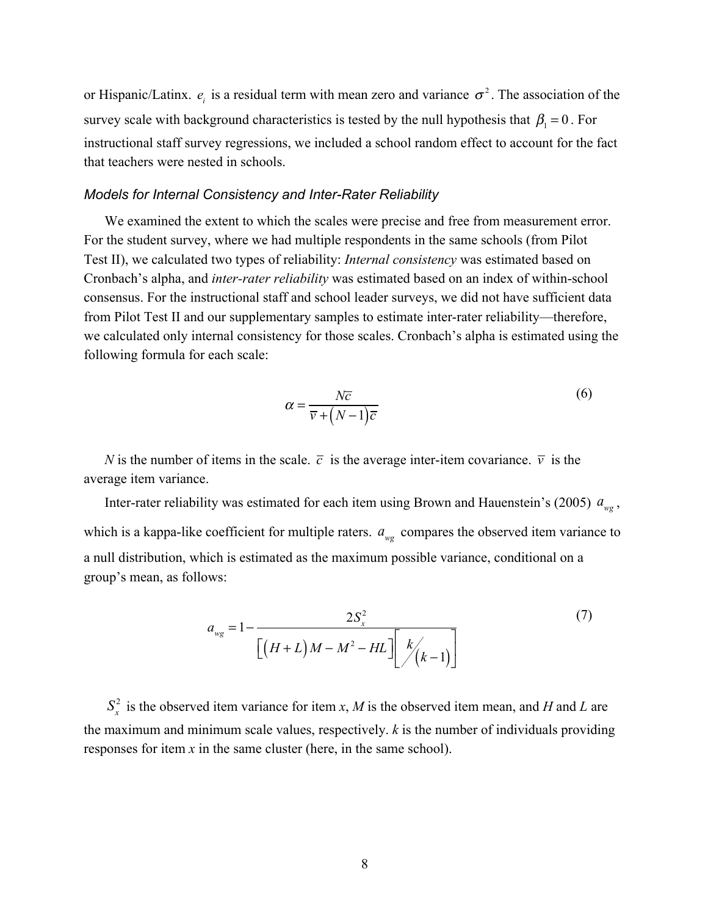or Hispanic/Latinx. $e_i$ is a residual term with mean zero and variance $\sigma^2$. The association of the survey scale with background characteristics is tested by the null hypothesis that $\beta_1 = 0$. For instructional staff survey regressions, we included a school random effect to account for the fact that teachers were nested in schools.

### *Models for Internal Consistency and Inter-Rater Reliability*

We examined the extent to which the scales were precise and free from measurement error. For the student survey, where we had multiple respondents in the same schools (from Pilot Test II), we calculated two types of reliability: *Internal consistency* was estimated based on Cronbach's alpha, and *inter-rater reliability* was estimated based on an index of within-school consensus. For the instructional staff and school leader surveys, we did not have sufficient data from Pilot Test II and our supplementary samples to estimate inter-rater reliability—therefore, we calculated only internal consistency for those scales. Cronbach's alpha is estimated using the following formula for each scale:

$$\alpha = \frac{N\overline{c}}{\overline{v} + (N-1)\overline{c}} \tag{6}$$

*N* is the number of items in the scale. $\overline{c}$ is the average inter-item covariance. $\overline{v}$ is the average item variance.

Inter-rater reliability was estimated for each item using Brown and Hauenstein's (2005) $a_{wg}$, which is a kappa-like coefficient for multiple raters. $a_{wg}$ compares the observed item variance to a null distribution, which is estimated as the maximum possible variance, conditional on a group's mean, as follows:

$$a_{wg} = 1 - \frac{2S_x^2}{\left[(H+L)M - M^2 - HL\right]\left[k/(k-1)\right]} \tag{7}$$

$S_x^2$ is the observed item variance for item *x*, *M* is the observed item mean, and *H* and *L* are the maximum and minimum scale values, respectively. *k* is the number of individuals providing responses for item *x* in the same cluster (here, in the same school).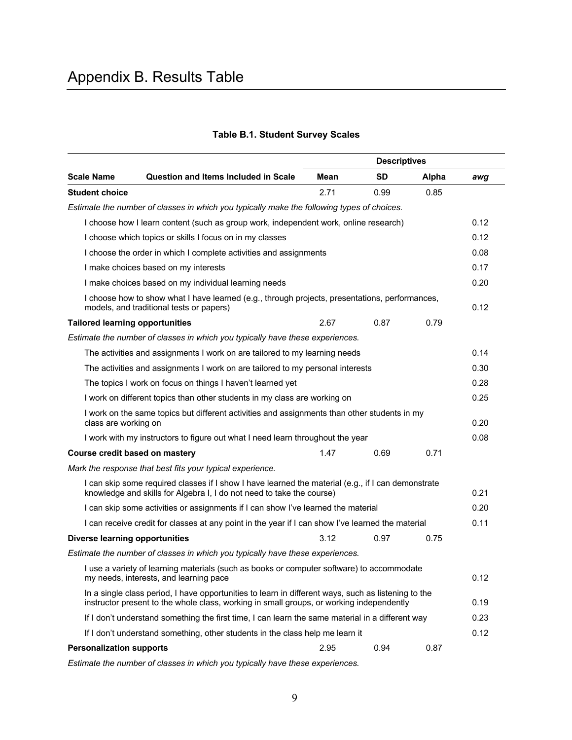# Appendix B. Results Table

**Table B.1. Student Survey Scales**

| Scale Name | Question and Items Included in Scale | Descriptives | | | |
|---|---|---|---|---|---|
| | | **Mean** | **SD** | **Alpha** | ***awg*** |
| **Student choice** | | 2.71 | 0.99 | 0.85 | |
| *Estimate the number of classes in which you typically make the following types of choices.* | | | | | |
| | I choose how I learn content (such as group work, independent work, online research) | | | | 0.12 |
| | I choose which topics or skills I focus on in my classes | | | | 0.12 |
| | I choose the order in which I complete activities and assignments | | | | 0.08 |
| | I make choices based on my interests | | | | 0.17 |
| | I make choices based on my individual learning needs | | | | 0.20 |
| | I choose how to show what I have learned (e.g., through projects, presentations, performances, models, and traditional tests or papers) | | | | 0.12 |
| **Tailored learning opportunities** | | 2.67 | 0.87 | 0.79 | |
| *Estimate the number of classes in which you typically have these experiences.* | | | | | |
| | The activities and assignments I work on are tailored to my learning needs | | | | 0.14 |
| | The activities and assignments I work on are tailored to my personal interests | | | | 0.30 |
| | The topics I work on focus on things I haven't learned yet | | | | 0.28 |
| | I work on different topics than other students in my class are working on | | | | 0.25 |
| | I work on the same topics but different activities and assignments than other students in my class are working on | | | | 0.20 |
| | I work with my instructors to figure out what I need learn throughout the year | | | | 0.08 |
| **Course credit based on mastery** | | 1.47 | 0.69 | 0.71 | |
| *Mark the response that best fits your typical experience.* | | | | | |
| | I can skip some required classes if I show I have learned the material (e.g., if I can demonstrate knowledge and skills for Algebra I, I do not need to take the course) | | | | 0.21 |
| | I can skip some activities or assignments if I can show I've learned the material | | | | 0.20 |
| | I can receive credit for classes at any point in the year if I can show I've learned the material | | | | 0.11 |
| **Diverse learning opportunities** | | 3.12 | 0.97 | 0.75 | |
| *Estimate the number of classes in which you typically have these experiences.* | | | | | |
| | I use a variety of learning materials (such as books or computer software) to accommodate my needs, interests, and learning pace | | | | 0.12 |
| | In a single class period, I have opportunities to learn in different ways, such as listening to the instructor present to the whole class, working in small groups, or working independently | | | | 0.19 |
| | If I don't understand something the first time, I can learn the same material in a different way | | | | 0.23 |
| | If I don't understand something, other students in the class help me learn it | | | | 0.12 |
| **Personalization supports** | | 2.95 | 0.94 | 0.87 | |
| *Estimate the number of classes in which you typically have these experiences.* | | | | | |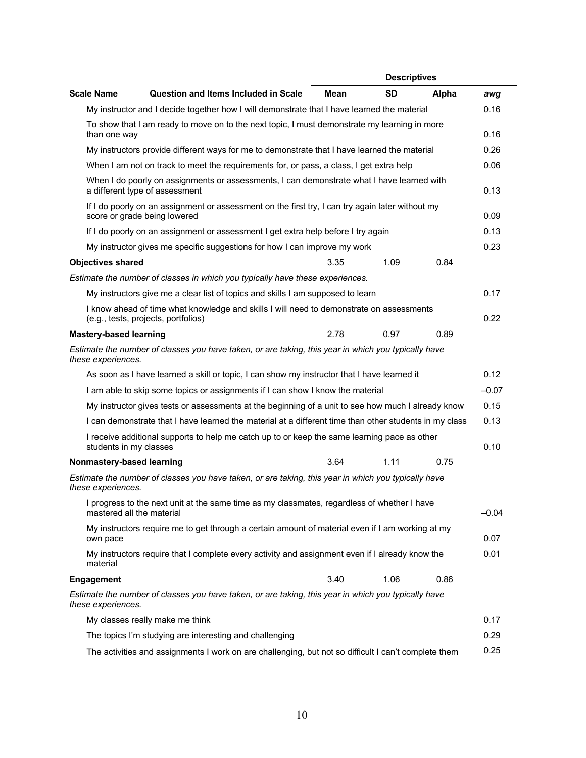| Scale Name | Question and Items Included in Scale | Mean | SD | Alpha | *awg* |
|---|---|---|---|---|---|
| | Descriptives | | | | |
| | My instructor and I decide together how I will demonstrate that I have learned the material | | | | 0.16 |
| | To show that I am ready to move on to the next topic, I must demonstrate my learning in more than one way | | | | 0.16 |
| | My instructors provide different ways for me to demonstrate that I have learned the material | | | | 0.26 |
| | When I am not on track to meet the requirements for, or pass, a class, I get extra help | | | | 0.06 |
| | When I do poorly on assignments or assessments, I can demonstrate what I have learned with a different type of assessment | | | | 0.13 |
| | If I do poorly on an assignment or assessment on the first try, I can try again later without my score or grade being lowered | | | | 0.09 |
| | If I do poorly on an assignment or assessment I get extra help before I try again | | | | 0.13 |
| | My instructor gives me specific suggestions for how I can improve my work | | | | 0.23 |
| **Objectives shared** | | 3.35 | 1.09 | 0.84 | |
| *Estimate the number of classes in which you typically have these experiences.* | | | | | |
| | My instructors give me a clear list of topics and skills I am supposed to learn | | | | 0.17 |
| | I know ahead of time what knowledge and skills I will need to demonstrate on assessments (e.g., tests, projects, portfolios) | | | | 0.22 |
| **Mastery-based learning** | | 2.78 | 0.97 | 0.89 | |
| *Estimate the number of classes you have taken, or are taking, this year in which you typically have these experiences.* | | | | | |
| | As soon as I have learned a skill or topic, I can show my instructor that I have learned it | | | | 0.12 |
| | I am able to skip some topics or assignments if I can show I know the material | | | | –0.07 |
| | My instructor gives tests or assessments at the beginning of a unit to see how much I already know | | | | 0.15 |
| | I can demonstrate that I have learned the material at a different time than other students in my class | | | | 0.13 |
| | I receive additional supports to help me catch up to or keep the same learning pace as other students in my classes | | | | 0.10 |
| **Nonmastery-based learning** | | 3.64 | 1.11 | 0.75 | |
| *Estimate the number of classes you have taken, or are taking, this year in which you typically have these experiences.* | | | | | |
| | I progress to the next unit at the same time as my classmates, regardless of whether I have mastered all the material | | | | –0.04 |
| | My instructors require me to get through a certain amount of material even if I am working at my own pace | | | | 0.07 |
| | My instructors require that I complete every activity and assignment even if I already know the material | | | | 0.01 |
| **Engagement** | | 3.40 | 1.06 | 0.86 | |
| *Estimate the number of classes you have taken, or are taking, this year in which you typically have these experiences.* | | | | | |
| | My classes really make me think | | | | 0.17 |
| | The topics I'm studying are interesting and challenging | | | | 0.29 |
| | The activities and assignments I work on are challenging, but not so difficult I can't complete them | | | | 0.25 |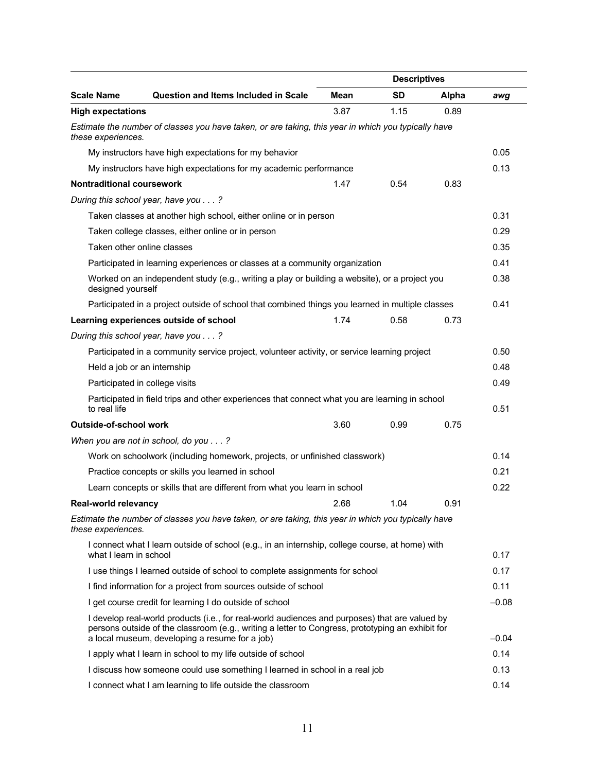| Scale Name | Question and Items Included in Scale | Descriptives | | | |
|---|---|---|---|---|---|
| | | **Mean** | **SD** | **Alpha** | ***awg*** |
| **High expectations** | | 3.87 | 1.15 | 0.89 | |
| *Estimate the number of classes you have taken, or are taking, this year in which you typically have these experiences.* | | | | | |
| | My instructors have high expectations for my behavior | | | | 0.05 |
| | My instructors have high expectations for my academic performance | | | | 0.13 |
| **Nontraditional coursework** | | 1.47 | 0.54 | 0.83 | |
| *During this school year, have you . . . ?* | | | | | |
| | Taken classes at another high school, either online or in person | | | | 0.31 |
| | Taken college classes, either online or in person | | | | 0.29 |
| | Taken other online classes | | | | 0.35 |
| | Participated in learning experiences or classes at a community organization | | | | 0.41 |
| | Worked on an independent study (e.g., writing a play or building a website), or a project you designed yourself | | | | 0.38 |
| | Participated in a project outside of school that combined things you learned in multiple classes | | | | 0.41 |
| **Learning experiences outside of school** | | 1.74 | 0.58 | 0.73 | |
| *During this school year, have you . . . ?* | | | | | |
| | Participated in a community service project, volunteer activity, or service learning project | | | | 0.50 |
| | Held a job or an internship | | | | 0.48 |
| | Participated in college visits | | | | 0.49 |
| | Participated in field trips and other experiences that connect what you are learning in school to real life | | | | 0.51 |
| **Outside-of-school work** | | 3.60 | 0.99 | 0.75 | |
| *When you are not in school, do you . . . ?* | | | | | |
| | Work on schoolwork (including homework, projects, or unfinished classwork) | | | | 0.14 |
| | Practice concepts or skills you learned in school | | | | 0.21 |
| | Learn concepts or skills that are different from what you learn in school | | | | 0.22 |
| **Real-world relevancy** | | 2.68 | 1.04 | 0.91 | |
| *Estimate the number of classes you have taken, or are taking, this year in which you typically have these experiences.* | | | | | |
| | I connect what I learn outside of school (e.g., in an internship, college course, at home) with what I learn in school | | | | 0.17 |
| | I use things I learned outside of school to complete assignments for school | | | | 0.17 |
| | I find information for a project from sources outside of school | | | | 0.11 |
| | I get course credit for learning I do outside of school | | | | –0.08 |
| | I develop real-world products (i.e., for real-world audiences and purposes) that are valued by persons outside of the classroom (e.g., writing a letter to Congress, prototyping an exhibit for a local museum, developing a resume for a job) | | | | –0.04 |
| | I apply what I learn in school to my life outside of school | | | | 0.14 |
| | I discuss how someone could use something I learned in school in a real job | | | | 0.13 |
| | I connect what I am learning to life outside the classroom | | | | 0.14 |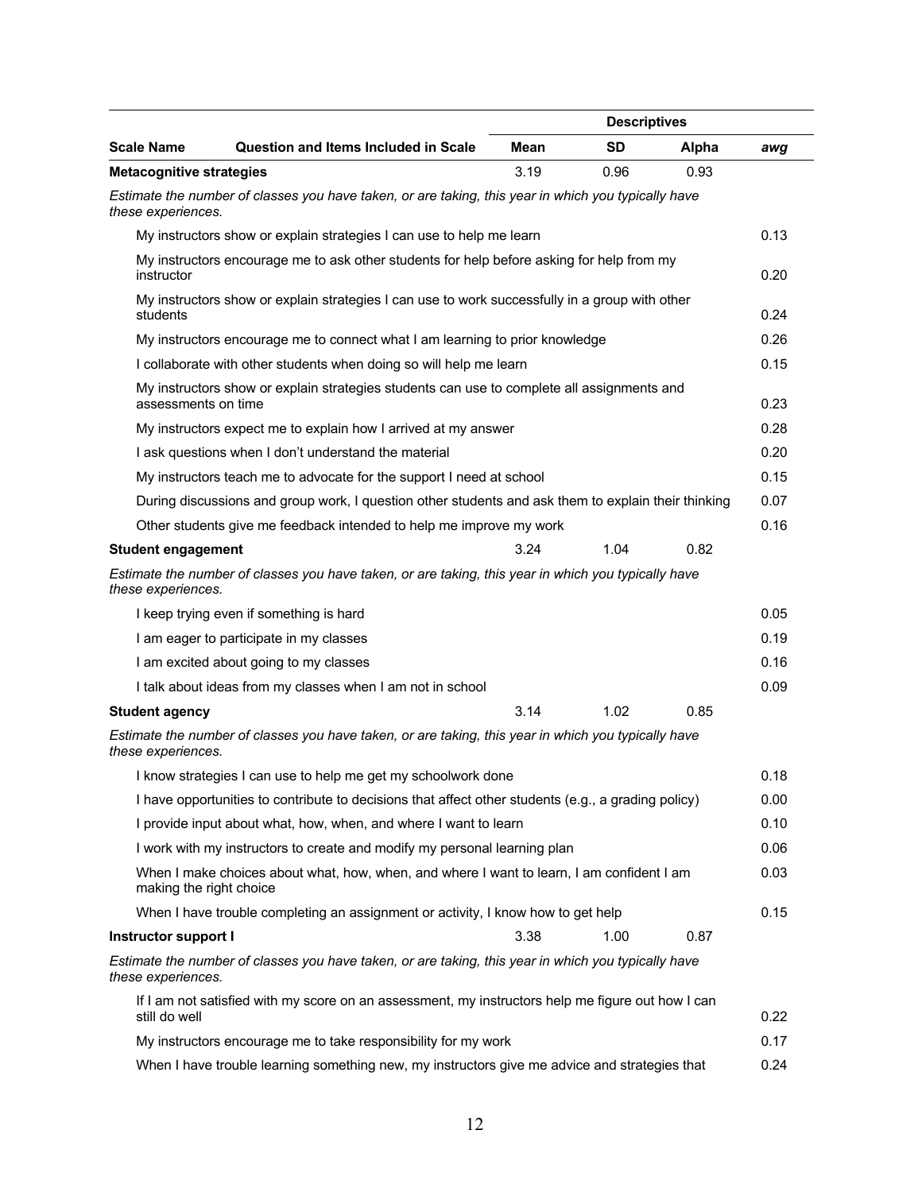| Scale Name | Question and Items Included in Scale | Descriptives Mean | SD | Alpha | *awg* |
|---|---|---|---|---|---|
| **Metacognitive strategies** | | 3.19 | 0.96 | 0.93 | |
| *Estimate the number of classes you have taken, or are taking, this year in which you typically have these experiences.* | | | | | |
| | My instructors show or explain strategies I can use to help me learn | | | | 0.13 |
| | My instructors encourage me to ask other students for help before asking for help from my instructor | | | | 0.20 |
| | My instructors show or explain strategies I can use to work successfully in a group with other students | | | | 0.24 |
| | My instructors encourage me to connect what I am learning to prior knowledge | | | | 0.26 |
| | I collaborate with other students when doing so will help me learn | | | | 0.15 |
| | My instructors show or explain strategies students can use to complete all assignments and assessments on time | | | | 0.23 |
| | My instructors expect me to explain how I arrived at my answer | | | | 0.28 |
| | I ask questions when I don't understand the material | | | | 0.20 |
| | My instructors teach me to advocate for the support I need at school | | | | 0.15 |
| | During discussions and group work, I question other students and ask them to explain their thinking | | | | 0.07 |
| | Other students give me feedback intended to help me improve my work | | | | 0.16 |
| **Student engagement** | | 3.24 | 1.04 | 0.82 | |
| *Estimate the number of classes you have taken, or are taking, this year in which you typically have these experiences.* | | | | | |
| | I keep trying even if something is hard | | | | 0.05 |
| | I am eager to participate in my classes | | | | 0.19 |
| | I am excited about going to my classes | | | | 0.16 |
| | I talk about ideas from my classes when I am not in school | | | | 0.09 |
| **Student agency** | | 3.14 | 1.02 | 0.85 | |
| *Estimate the number of classes you have taken, or are taking, this year in which you typically have these experiences.* | | | | | |
| | I know strategies I can use to help me get my schoolwork done | | | | 0.18 |
| | I have opportunities to contribute to decisions that affect other students (e.g., a grading policy) | | | | 0.00 |
| | I provide input about what, how, when, and where I want to learn | | | | 0.10 |
| | I work with my instructors to create and modify my personal learning plan | | | | 0.06 |
| | When I make choices about what, how, when, and where I want to learn, I am confident I am making the right choice | | | | 0.03 |
| | When I have trouble completing an assignment or activity, I know how to get help | | | | 0.15 |
| **Instructor support I** | | 3.38 | 1.00 | 0.87 | |
| *Estimate the number of classes you have taken, or are taking, this year in which you typically have these experiences.* | | | | | |
| | If I am not satisfied with my score on an assessment, my instructors help me figure out how I can still do well | | | | 0.22 |
| | My instructors encourage me to take responsibility for my work | | | | 0.17 |
| | When I have trouble learning something new, my instructors give me advice and strategies that | | | | 0.24 |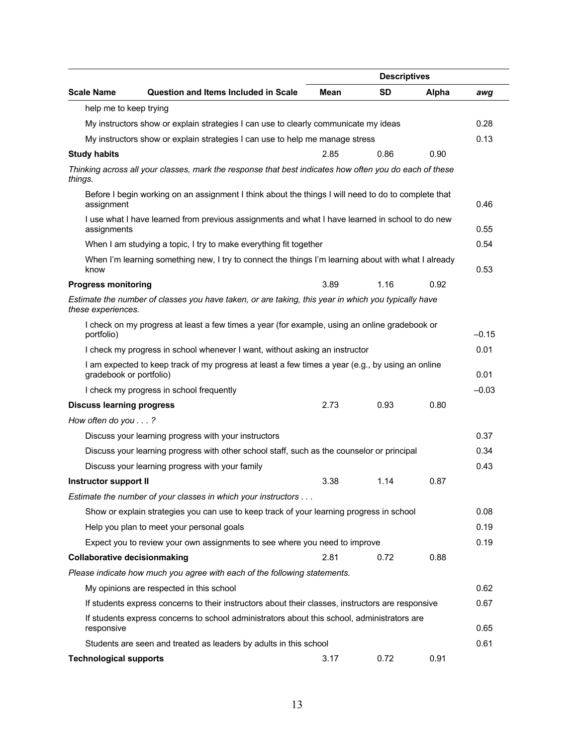| Scale Name | Question and Items Included in Scale | Mean | SD | Alpha | *awg* |
|---|---|---|---|---|---|
| | | **Descriptives** | | | |
| | help me to keep trying | | | | |
| | My instructors show or explain strategies I can use to clearly communicate my ideas | | | | 0.28 |
| | My instructors show or explain strategies I can use to help me manage stress | | | | 0.13 |
| **Study habits** | | 2.85 | 0.86 | 0.90 | |
| *Thinking across all your classes, mark the response that best indicates how often you do each of these things.* | | | | | |
| | Before I begin working on an assignment I think about the things I will need to do to complete that assignment | | | | 0.46 |
| | I use what I have learned from previous assignments and what I have learned in school to do new assignments | | | | 0.55 |
| | When I am studying a topic, I try to make everything fit together | | | | 0.54 |
| | When I'm learning something new, I try to connect the things I'm learning about with what I already know | | | | 0.53 |
| **Progress monitoring** | | 3.89 | 1.16 | 0.92 | |
| *Estimate the number of classes you have taken, or are taking, this year in which you typically have these experiences.* | | | | | |
| | I check on my progress at least a few times a year (for example, using an online gradebook or portfolio) | | | | –0.15 |
| | I check my progress in school whenever I want, without asking an instructor | | | | 0.01 |
| | I am expected to keep track of my progress at least a few times a year (e.g., by using an online gradebook or portfolio) | | | | 0.01 |
| | I check my progress in school frequently | | | | –0.03 |
| **Discuss learning progress** | | 2.73 | 0.93 | 0.80 | |
| *How often do you . . . ?* | | | | | |
| | Discuss your learning progress with your instructors | | | | 0.37 |
| | Discuss your learning progress with other school staff, such as the counselor or principal | | | | 0.34 |
| | Discuss your learning progress with your family | | | | 0.43 |
| **Instructor support II** | | 3.38 | 1.14 | 0.87 | |
| *Estimate the number of your classes in which your instructors . . .* | | | | | |
| | Show or explain strategies you can use to keep track of your learning progress in school | | | | 0.08 |
| | Help you plan to meet your personal goals | | | | 0.19 |
| | Expect you to review your own assignments to see where you need to improve | | | | 0.19 |
| **Collaborative decisionmaking** | | 2.81 | 0.72 | 0.88 | |
| *Please indicate how much you agree with each of the following statements.* | | | | | |
| | My opinions are respected in this school | | | | 0.62 |
| | If students express concerns to their instructors about their classes, instructors are responsive | | | | 0.67 |
| | If students express concerns to school administrators about this school, administrators are responsive | | | | 0.65 |
| | Students are seen and treated as leaders by adults in this school | | | | 0.61 |
| **Technological supports** | | 3.17 | 0.72 | 0.91 | |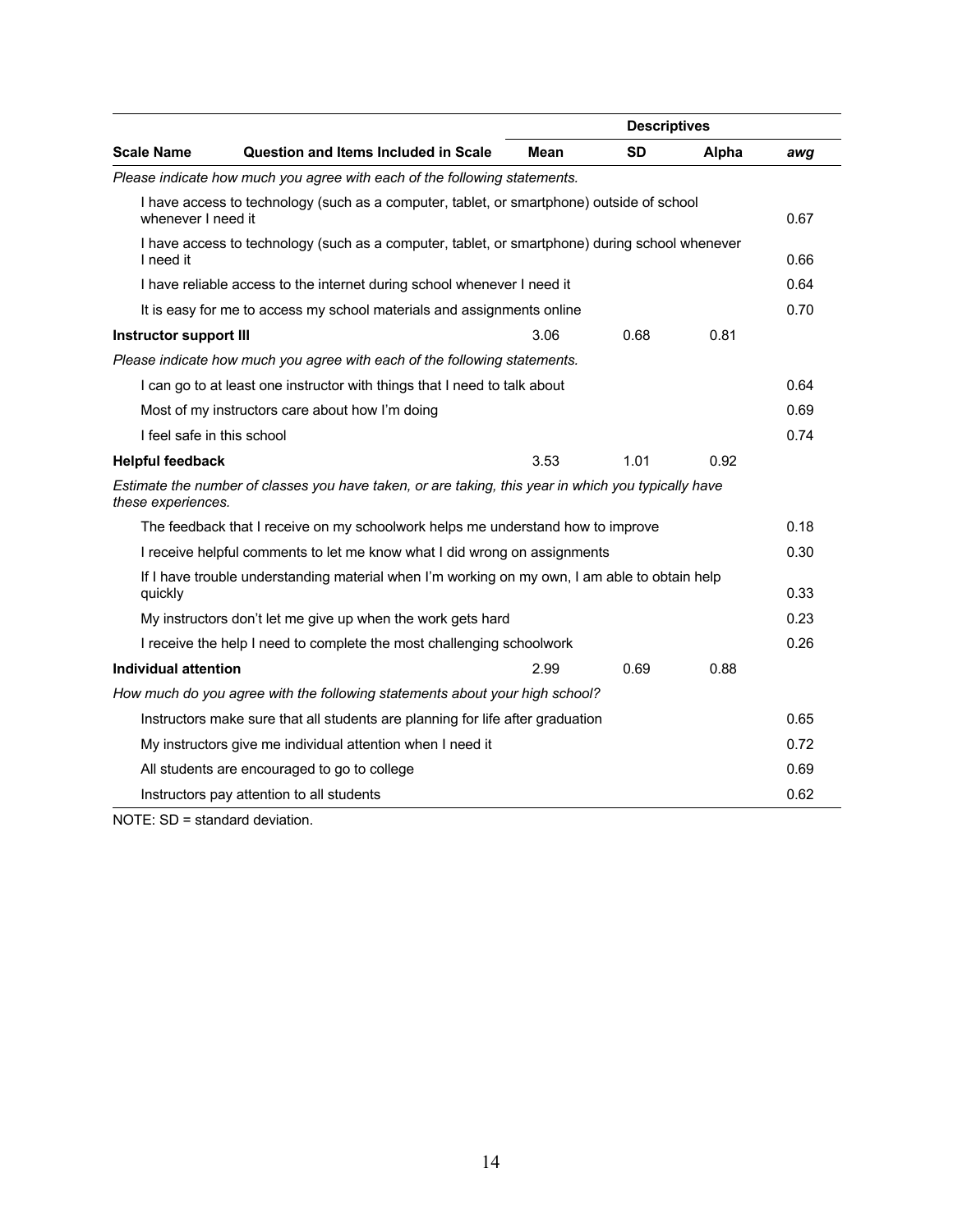| Scale Name | Question and Items Included in Scale | Descriptives Mean | SD | Alpha | *awg* |
|---|---|---|---|---|---|
| *Please indicate how much you agree with each of the following statements.* | | | | | |
| | I have access to technology (such as a computer, tablet, or smartphone) outside of school whenever I need it | | | | 0.67 |
| | I have access to technology (such as a computer, tablet, or smartphone) during school whenever I need it | | | | 0.66 |
| | I have reliable access to the internet during school whenever I need it | | | | 0.64 |
| | It is easy for me to access my school materials and assignments online | | | | 0.70 |
| **Instructor support III** | | 3.06 | 0.68 | 0.81 | |
| *Please indicate how much you agree with each of the following statements.* | | | | | |
| | I can go to at least one instructor with things that I need to talk about | | | | 0.64 |
| | Most of my instructors care about how I'm doing | | | | 0.69 |
| | I feel safe in this school | | | | 0.74 |
| **Helpful feedback** | | 3.53 | 1.01 | 0.92 | |
| *Estimate the number of classes you have taken, or are taking, this year in which you typically have these experiences.* | | | | | |
| | The feedback that I receive on my schoolwork helps me understand how to improve | | | | 0.18 |
| | I receive helpful comments to let me know what I did wrong on assignments | | | | 0.30 |
| | If I have trouble understanding material when I'm working on my own, I am able to obtain help quickly | | | | 0.33 |
| | My instructors don't let me give up when the work gets hard | | | | 0.23 |
| | I receive the help I need to complete the most challenging schoolwork | | | | 0.26 |
| **Individual attention** | | 2.99 | 0.69 | 0.88 | |
| *How much do you agree with the following statements about your high school?* | | | | | |
| | Instructors make sure that all students are planning for life after graduation | | | | 0.65 |
| | My instructors give me individual attention when I need it | | | | 0.72 |
| | All students are encouraged to go to college | | | | 0.69 |
| | Instructors pay attention to all students | | | | 0.62 |

NOTE: SD = standard deviation.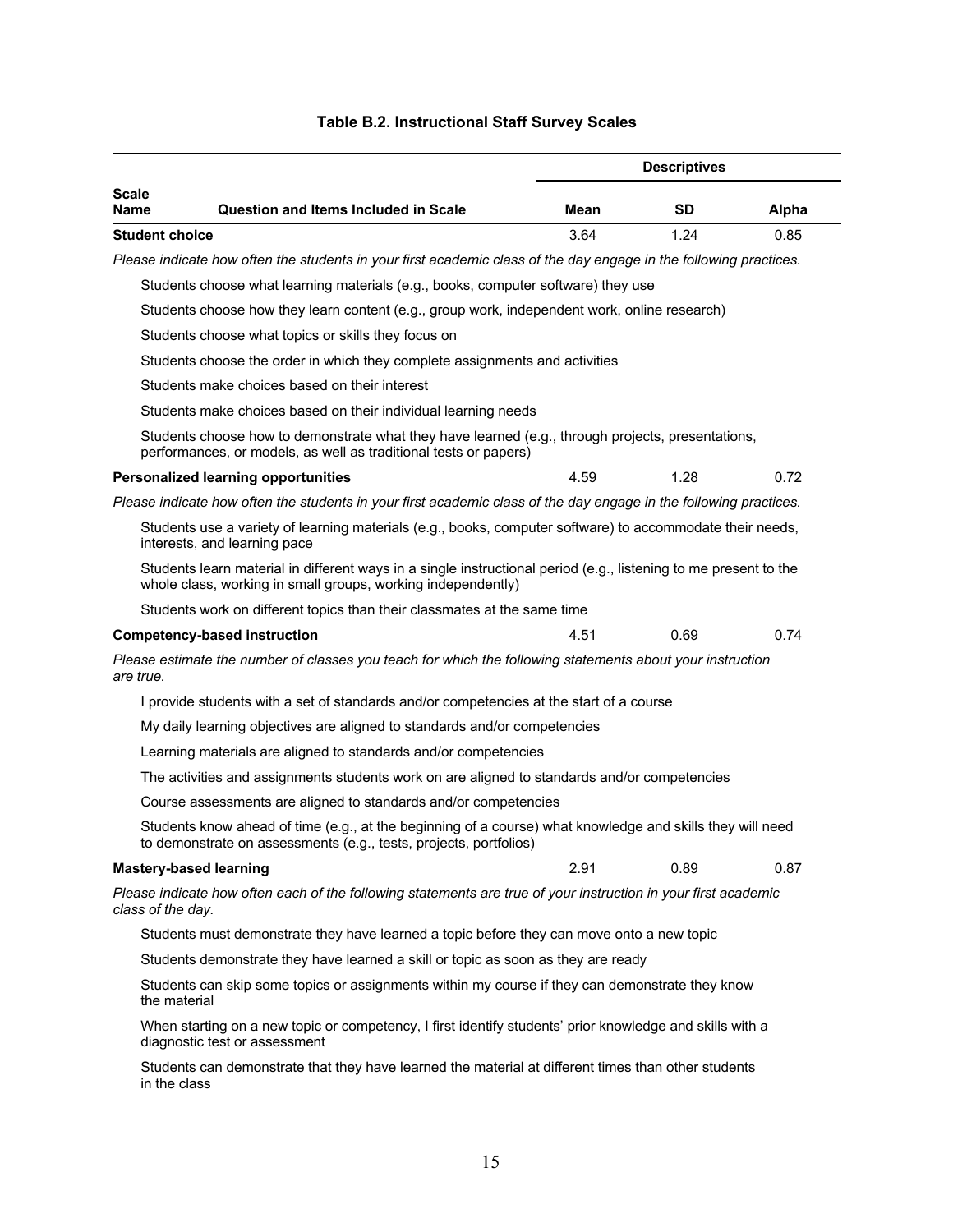**Table B.2. Instructional Staff Survey Scales**

| Scale Name | Question and Items Included in Scale | Descriptives | | |
|---|---|---|---|---|
| | | **Mean** | **SD** | **Alpha** |
| **Student choice** | | 3.64 | 1.24 | 0.85 |
| *Please indicate how often the students in your first academic class of the day engage in the following practices.* | | | | |
| | Students choose what learning materials (e.g., books, computer software) they use | | | |
| | Students choose how they learn content (e.g., group work, independent work, online research) | | | |
| | Students choose what topics or skills they focus on | | | |
| | Students choose the order in which they complete assignments and activities | | | |
| | Students make choices based on their interest | | | |
| | Students make choices based on their individual learning needs | | | |
| | Students choose how to demonstrate what they have learned (e.g., through projects, presentations, performances, or models, as well as traditional tests or papers) | | | |
| **Personalized learning opportunities** | | 4.59 | 1.28 | 0.72 |
| *Please indicate how often the students in your first academic class of the day engage in the following practices.* | | | | |
| | Students use a variety of learning materials (e.g., books, computer software) to accommodate their needs, interests, and learning pace | | | |
| | Students learn material in different ways in a single instructional period (e.g., listening to me present to the whole class, working in small groups, working independently) | | | |
| | Students work on different topics than their classmates at the same time | | | |
| **Competency-based instruction** | | 4.51 | 0.69 | 0.74 |
| *Please estimate the number of classes you teach for which the following statements about your instruction are true.* | | | | |
| | I provide students with a set of standards and/or competencies at the start of a course | | | |
| | My daily learning objectives are aligned to standards and/or competencies | | | |
| | Learning materials are aligned to standards and/or competencies | | | |
| | The activities and assignments students work on are aligned to standards and/or competencies | | | |
| | Course assessments are aligned to standards and/or competencies | | | |
| | Students know ahead of time (e.g., at the beginning of a course) what knowledge and skills they will need to demonstrate on assessments (e.g., tests, projects, portfolios) | | | |
| **Mastery-based learning** | | 2.91 | 0.89 | 0.87 |
| *Please indicate how often each of the following statements are true of your instruction in your first academic class of the day.* | | | | |
| | Students must demonstrate they have learned a topic before they can move onto a new topic | | | |
| | Students demonstrate they have learned a skill or topic as soon as they are ready | | | |
| | Students can skip some topics or assignments within my course if they can demonstrate they know the material | | | |
| | When starting on a new topic or competency, I first identify students' prior knowledge and skills with a diagnostic test or assessment | | | |
| | Students can demonstrate that they have learned the material at different times than other students in the class | | | |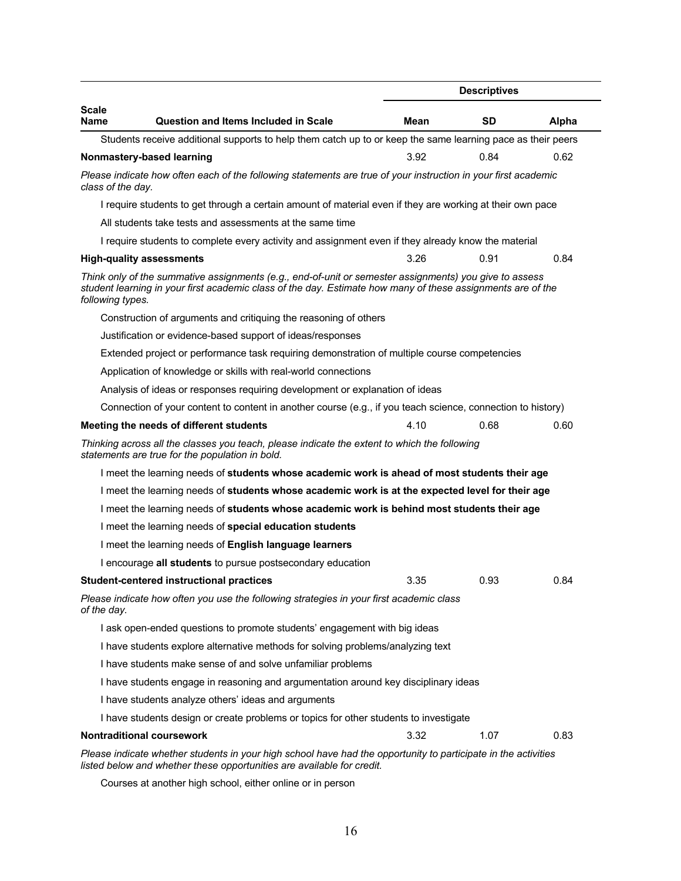| Scale Name | Question and Items Included in Scale | Descriptives | | |
|---|---|---|---|---|
| | | **Mean** | **SD** | **Alpha** |
| | Students receive additional supports to help them catch up to or keep the same learning pace as their peers | | | |
| **Nonmastery-based learning** | | 3.92 | 0.84 | 0.62 |
| | *Please indicate how often each of the following statements are true of your instruction in your first academic class of the day.* | | | |
| | I require students to get through a certain amount of material even if they are working at their own pace | | | |
| | All students take tests and assessments at the same time | | | |
| | I require students to complete every activity and assignment even if they already know the material | | | |
| **High-quality assessments** | | 3.26 | 0.91 | 0.84 |
| | *Think only of the summative assignments (e.g., end-of-unit or semester assignments) you give to assess student learning in your first academic class of the day. Estimate how many of these assignments are of the following types.* | | | |
| | Construction of arguments and critiquing the reasoning of others | | | |
| | Justification or evidence-based support of ideas/responses | | | |
| | Extended project or performance task requiring demonstration of multiple course competencies | | | |
| | Application of knowledge or skills with real-world connections | | | |
| | Analysis of ideas or responses requiring development or explanation of ideas | | | |
| | Connection of your content to content in another course (e.g., if you teach science, connection to history) | | | |
| **Meeting the needs of different students** | | 4.10 | 0.68 | 0.60 |
| | *Thinking across all the classes you teach, please indicate the extent to which the following statements are true for the population in bold.* | | | |
| | I meet the learning needs of **students whose academic work is ahead of most students their age** | | | |
| | I meet the learning needs of **students whose academic work is at the expected level for their age** | | | |
| | I meet the learning needs of **students whose academic work is behind most students their age** | | | |
| | I meet the learning needs of **special education students** | | | |
| | I meet the learning needs of **English language learners** | | | |
| | I encourage **all students** to pursue postsecondary education | | | |
| **Student-centered instructional practices** | | 3.35 | 0.93 | 0.84 |
| | *Please indicate how often you use the following strategies in your first academic class of the day.* | | | |
| | I ask open-ended questions to promote students' engagement with big ideas | | | |
| | I have students explore alternative methods for solving problems/analyzing text | | | |
| | I have students make sense of and solve unfamiliar problems | | | |
| | I have students engage in reasoning and argumentation around key disciplinary ideas | | | |
| | I have students analyze others' ideas and arguments | | | |
| | I have students design or create problems or topics for other students to investigate | | | |
| **Nontraditional coursework** | | 3.32 | 1.07 | 0.83 |
| | *Please indicate whether students in your high school have had the opportunity to participate in the activities listed below and whether these opportunities are available for credit.* | | | |
| | Courses at another high school, either online or in person | | | |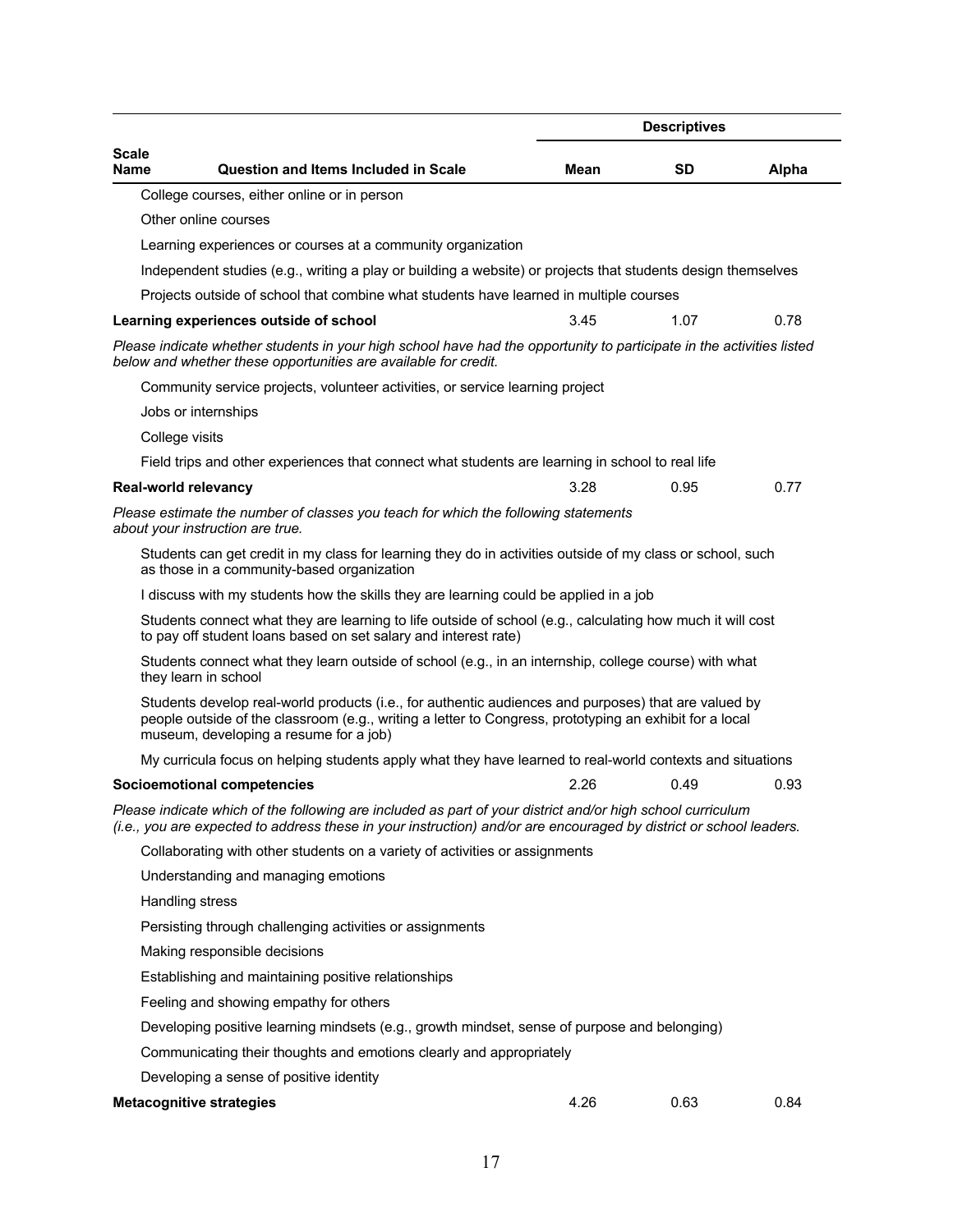| Scale Name | Question and Items Included in Scale | Descriptives | | |
|---|---|---|---|---|
| | | Mean | SD | Alpha |
| | College courses, either online or in person | | | |
| | Other online courses | | | |
| | Learning experiences or courses at a community organization | | | |
| | Independent studies (e.g., writing a play or building a website) or projects that students design themselves | | | |
| | Projects outside of school that combine what students have learned in multiple courses | | | |
| **Learning experiences outside of school** | | 3.45 | 1.07 | 0.78 |
| *Please indicate whether students in your high school have had the opportunity to participate in the activities listed below and whether these opportunities are available for credit.* | | | | |
| | Community service projects, volunteer activities, or service learning project | | | |
| | Jobs or internships | | | |
| | College visits | | | |
| | Field trips and other experiences that connect what students are learning in school to real life | | | |
| **Real-world relevancy** | | 3.28 | 0.95 | 0.77 |
| *Please estimate the number of classes you teach for which the following statements about your instruction are true.* | | | | |
| | Students can get credit in my class for learning they do in activities outside of my class or school, such as those in a community-based organization | | | |
| | I discuss with my students how the skills they are learning could be applied in a job | | | |
| | Students connect what they are learning to life outside of school (e.g., calculating how much it will cost to pay off student loans based on set salary and interest rate) | | | |
| | Students connect what they learn outside of school (e.g., in an internship, college course) with what they learn in school | | | |
| | Students develop real-world products (i.e., for authentic audiences and purposes) that are valued by people outside of the classroom (e.g., writing a letter to Congress, prototyping an exhibit for a local museum, developing a resume for a job) | | | |
| | My curricula focus on helping students apply what they have learned to real-world contexts and situations | | | |
| **Socioemotional competencies** | | 2.26 | 0.49 | 0.93 |
| *Please indicate which of the following are included as part of your district and/or high school curriculum (i.e., you are expected to address these in your instruction) and/or are encouraged by district or school leaders.* | | | | |
| | Collaborating with other students on a variety of activities or assignments | | | |
| | Understanding and managing emotions | | | |
| | Handling stress | | | |
| | Persisting through challenging activities or assignments | | | |
| | Making responsible decisions | | | |
| | Establishing and maintaining positive relationships | | | |
| | Feeling and showing empathy for others | | | |
| | Developing positive learning mindsets (e.g., growth mindset, sense of purpose and belonging) | | | |
| | Communicating their thoughts and emotions clearly and appropriately | | | |
| | Developing a sense of positive identity | | | |
| **Metacognitive strategies** | | 4.26 | 0.63 | 0.84 |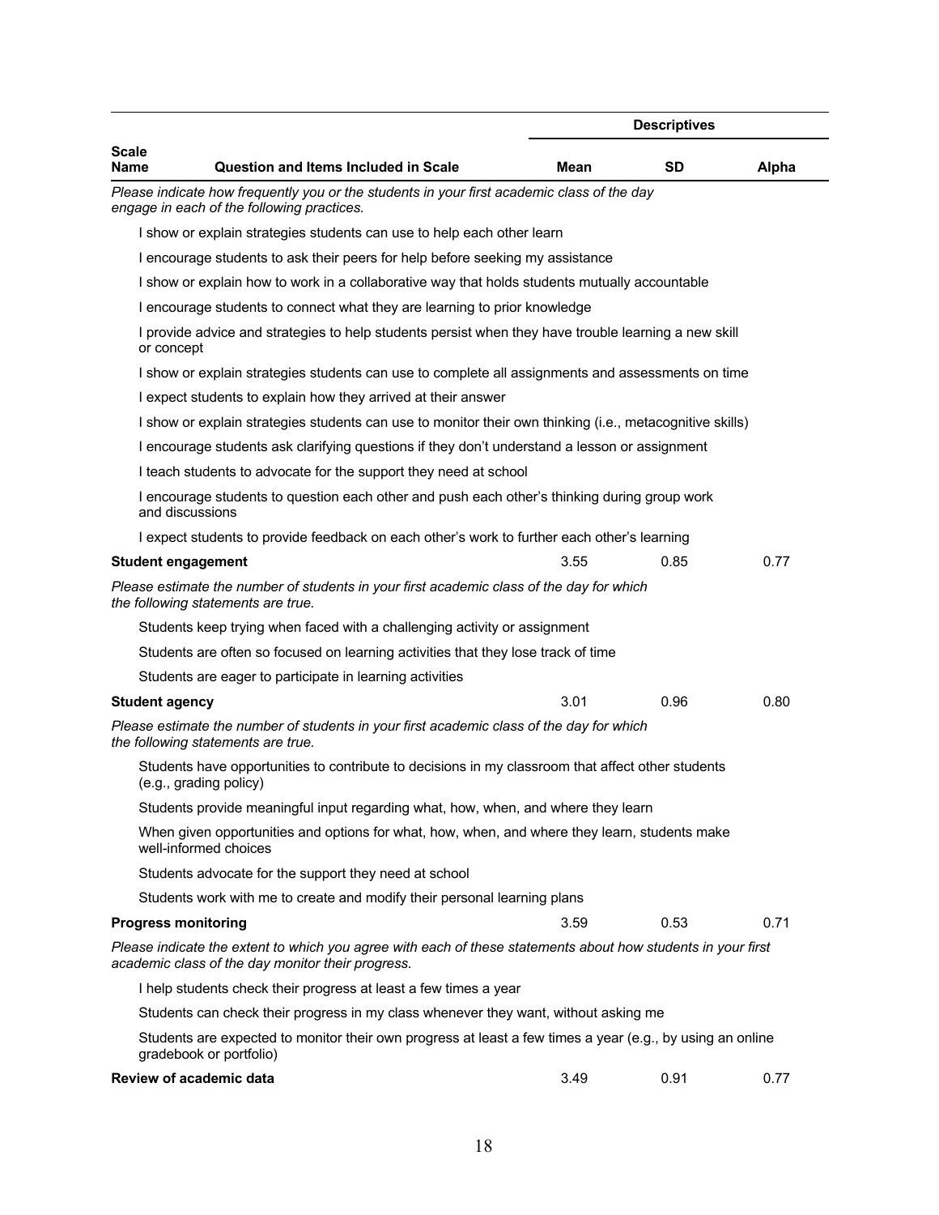| Scale Name | Question and Items Included in Scale | Descriptives | | |
|---|---|---|---|---|
| | | **Mean** | **SD** | **Alpha** |
| | *Please indicate how frequently you or the students in your first academic class of the day engage in each of the following practices.* | | | |
| | I show or explain strategies students can use to help each other learn | | | |
| | I encourage students to ask their peers for help before seeking my assistance | | | |
| | I show or explain how to work in a collaborative way that holds students mutually accountable | | | |
| | I encourage students to connect what they are learning to prior knowledge | | | |
| | I provide advice and strategies to help students persist when they have trouble learning a new skill or concept | | | |
| | I show or explain strategies students can use to complete all assignments and assessments on time | | | |
| | I expect students to explain how they arrived at their answer | | | |
| | I show or explain strategies students can use to monitor their own thinking (i.e., metacognitive skills) | | | |
| | I encourage students ask clarifying questions if they don't understand a lesson or assignment | | | |
| | I teach students to advocate for the support they need at school | | | |
| | I encourage students to question each other and push each other's thinking during group work and discussions | | | |
| | I expect students to provide feedback on each other's work to further each other's learning | | | |
| **Student engagement** | | 3.55 | 0.85 | 0.77 |
| | *Please estimate the number of students in your first academic class of the day for which the following statements are true.* | | | |
| | Students keep trying when faced with a challenging activity or assignment | | | |
| | Students are often so focused on learning activities that they lose track of time | | | |
| | Students are eager to participate in learning activities | | | |
| **Student agency** | | 3.01 | 0.96 | 0.80 |
| | *Please estimate the number of students in your first academic class of the day for which the following statements are true.* | | | |
| | Students have opportunities to contribute to decisions in my classroom that affect other students (e.g., grading policy) | | | |
| | Students provide meaningful input regarding what, how, when, and where they learn | | | |
| | When given opportunities and options for what, how, when, and where they learn, students make well-informed choices | | | |
| | Students advocate for the support they need at school | | | |
| | Students work with me to create and modify their personal learning plans | | | |
| **Progress monitoring** | | 3.59 | 0.53 | 0.71 |
| | *Please indicate the extent to which you agree with each of these statements about how students in your first academic class of the day monitor their progress.* | | | |
| | I help students check their progress at least a few times a year | | | |
| | Students can check their progress in my class whenever they want, without asking me | | | |
| | Students are expected to monitor their own progress at least a few times a year (e.g., by using an online gradebook or portfolio) | | | |
| **Review of academic data** | | 3.49 | 0.91 | 0.77 |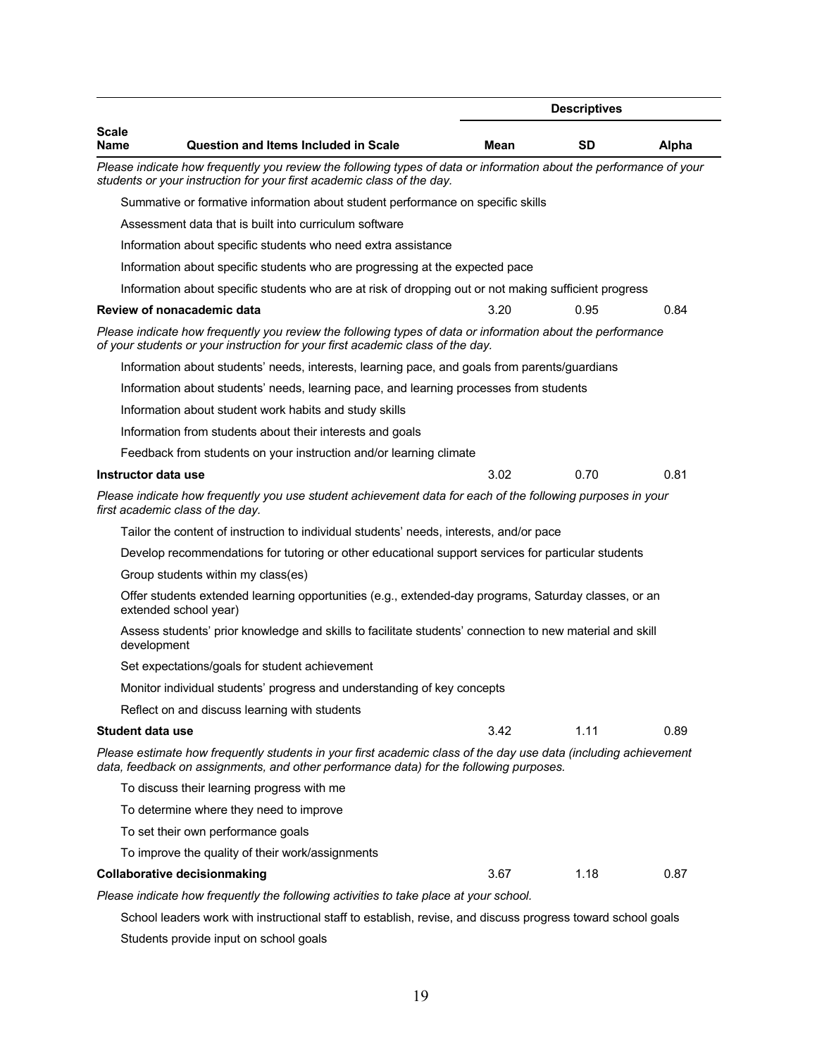| Scale Name | Question and Items Included in Scale | Descriptives | | |
|---|---|---|---|---|
| | | **Mean** | **SD** | **Alpha** |
| *Please indicate how frequently you review the following types of data or information about the performance of your students or your instruction for your first academic class of the day.* | | | | |
| | Summative or formative information about student performance on specific skills | | | |
| | Assessment data that is built into curriculum software | | | |
| | Information about specific students who need extra assistance | | | |
| | Information about specific students who are progressing at the expected pace | | | |
| | Information about specific students who are at risk of dropping out or not making sufficient progress | | | |
| **Review of nonacademic data** | | 3.20 | 0.95 | 0.84 |
| *Please indicate how frequently you review the following types of data or information about the performance of your students or your instruction for your first academic class of the day.* | | | | |
| | Information about students' needs, interests, learning pace, and goals from parents/guardians | | | |
| | Information about students' needs, learning pace, and learning processes from students | | | |
| | Information about student work habits and study skills | | | |
| | Information from students about their interests and goals | | | |
| | Feedback from students on your instruction and/or learning climate | | | |
| **Instructor data use** | | 3.02 | 0.70 | 0.81 |
| *Please indicate how frequently you use student achievement data for each of the following purposes in your first academic class of the day.* | | | | |
| | Tailor the content of instruction to individual students' needs, interests, and/or pace | | | |
| | Develop recommendations for tutoring or other educational support services for particular students | | | |
| | Group students within my class(es) | | | |
| | Offer students extended learning opportunities (e.g., extended-day programs, Saturday classes, or an extended school year) | | | |
| | Assess students' prior knowledge and skills to facilitate students' connection to new material and skill development | | | |
| | Set expectations/goals for student achievement | | | |
| | Monitor individual students' progress and understanding of key concepts | | | |
| | Reflect on and discuss learning with students | | | |
| **Student data use** | | 3.42 | 1.11 | 0.89 |
| *Please estimate how frequently students in your first academic class of the day use data (including achievement data, feedback on assignments, and other performance data) for the following purposes.* | | | | |
| | To discuss their learning progress with me | | | |
| | To determine where they need to improve | | | |
| | To set their own performance goals | | | |
| | To improve the quality of their work/assignments | | | |
| **Collaborative decisionmaking** | | 3.67 | 1.18 | 0.87 |
| *Please indicate how frequently the following activities to take place at your school.* | | | | |
| | School leaders work with instructional staff to establish, revise, and discuss progress toward school goals | | | |
| | Students provide input on school goals | | | |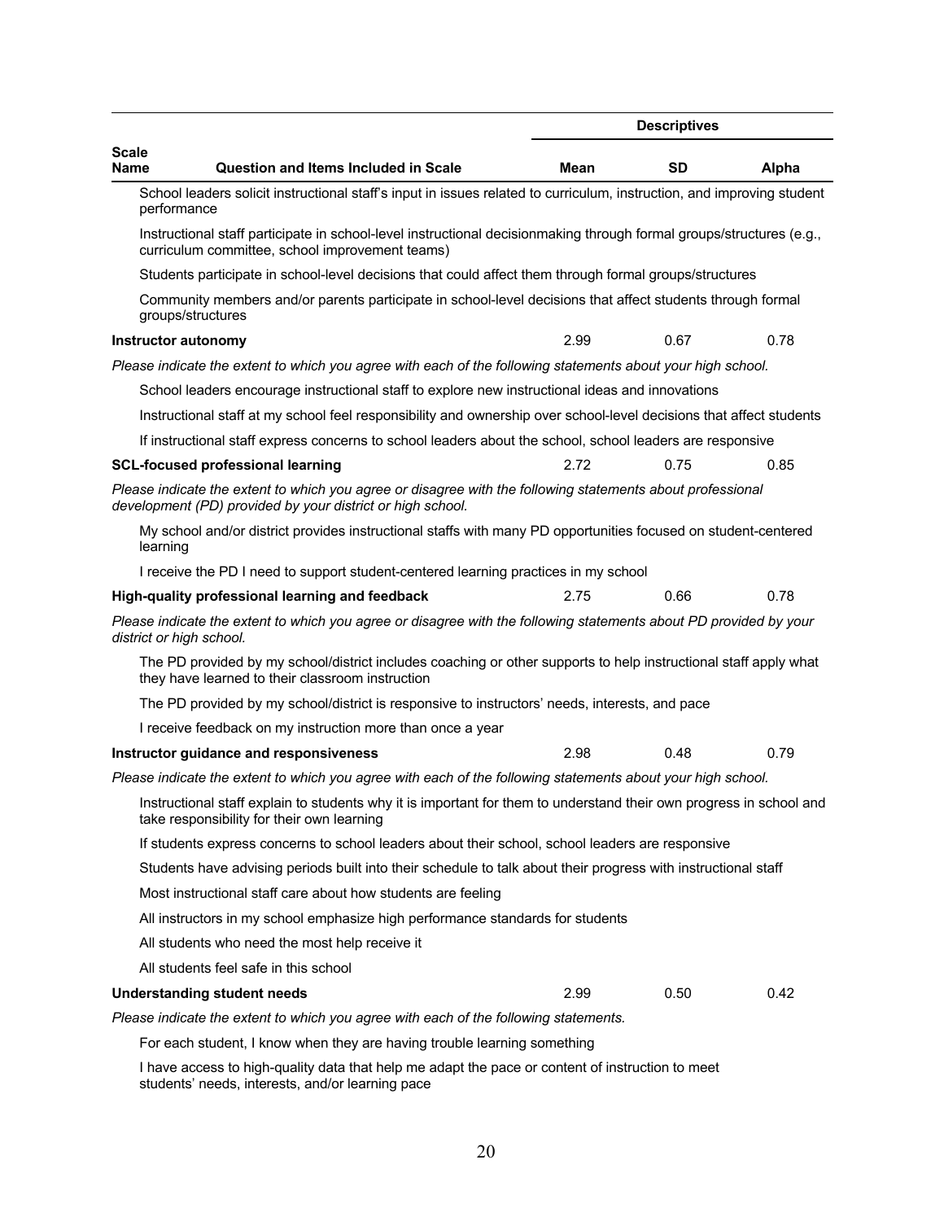| Scale Name | Question and Items Included in Scale | Mean | SD | Alpha |
|---|---|---|---|---|
| | School leaders solicit instructional staff's input in issues related to curriculum, instruction, and improving student performance | | | |
| | Instructional staff participate in school-level instructional decisionmaking through formal groups/structures (e.g., curriculum committee, school improvement teams) | | | |
| | Students participate in school-level decisions that could affect them through formal groups/structures | | | |
| | Community members and/or parents participate in school-level decisions that affect students through formal groups/structures | | | |
| **Instructor autonomy** | | 2.99 | 0.67 | 0.78 |
| *Please indicate the extent to which you agree with each of the following statements about your high school.* | | | | |
| | School leaders encourage instructional staff to explore new instructional ideas and innovations | | | |
| | Instructional staff at my school feel responsibility and ownership over school-level decisions that affect students | | | |
| | If instructional staff express concerns to school leaders about the school, school leaders are responsive | | | |
| **SCL-focused professional learning** | | 2.72 | 0.75 | 0.85 |
| *Please indicate the extent to which you agree or disagree with the following statements about professional development (PD) provided by your district or high school.* | | | | |
| | My school and/or district provides instructional staffs with many PD opportunities focused on student-centered learning | | | |
| | I receive the PD I need to support student-centered learning practices in my school | | | |
| **High-quality professional learning and feedback** | | 2.75 | 0.66 | 0.78 |
| *Please indicate the extent to which you agree or disagree with the following statements about PD provided by your district or high school.* | | | | |
| | The PD provided by my school/district includes coaching or other supports to help instructional staff apply what they have learned to their classroom instruction | | | |
| | The PD provided by my school/district is responsive to instructors' needs, interests, and pace | | | |
| | I receive feedback on my instruction more than once a year | | | |
| **Instructor guidance and responsiveness** | | 2.98 | 0.48 | 0.79 |
| *Please indicate the extent to which you agree with each of the following statements about your high school.* | | | | |
| | Instructional staff explain to students why it is important for them to understand their own progress in school and take responsibility for their own learning | | | |
| | If students express concerns to school leaders about their school, school leaders are responsive | | | |
| | Students have advising periods built into their schedule to talk about their progress with instructional staff | | | |
| | Most instructional staff care about how students are feeling | | | |
| | All instructors in my school emphasize high performance standards for students | | | |
| | All students who need the most help receive it | | | |
| | All students feel safe in this school | | | |
| **Understanding student needs** | | 2.99 | 0.50 | 0.42 |
| *Please indicate the extent to which you agree with each of the following statements.* | | | | |
| | For each student, I know when they are having trouble learning something | | | |
| | I have access to high-quality data that help me adapt the pace or content of instruction to meet students' needs, interests, and/or learning pace | | | |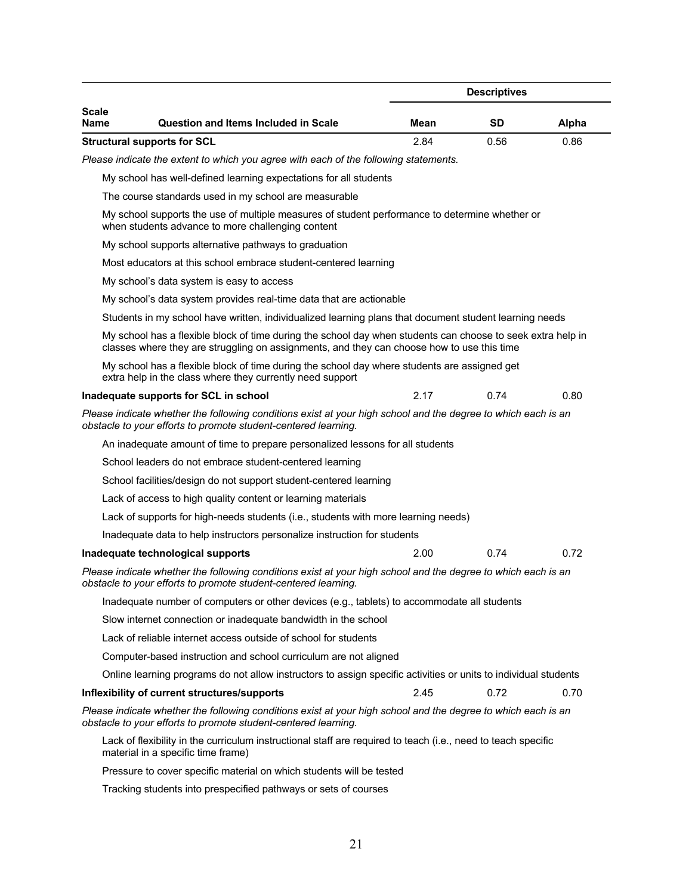| Scale Name | Question and Items Included in Scale | Descriptives | | |
|---|---|---|---|---|
| | | Mean | SD | Alpha |
| **Structural supports for SCL** | | 2.84 | 0.56 | 0.86 |
| *Please indicate the extent to which you agree with each of the following statements.* | | | | |
| | My school has well-defined learning expectations for all students | | | |
| | The course standards used in my school are measurable | | | |
| | My school supports the use of multiple measures of student performance to determine whether or when students advance to more challenging content | | | |
| | My school supports alternative pathways to graduation | | | |
| | Most educators at this school embrace student-centered learning | | | |
| | My school's data system is easy to access | | | |
| | My school's data system provides real-time data that are actionable | | | |
| | Students in my school have written, individualized learning plans that document student learning needs | | | |
| | My school has a flexible block of time during the school day when students can choose to seek extra help in classes where they are struggling on assignments, and they can choose how to use this time | | | |
| | My school has a flexible block of time during the school day where students are assigned get extra help in the class where they currently need support | | | |
| **Inadequate supports for SCL in school** | | 2.17 | 0.74 | 0.80 |
| *Please indicate whether the following conditions exist at your high school and the degree to which each is an obstacle to your efforts to promote student-centered learning.* | | | | |
| | An inadequate amount of time to prepare personalized lessons for all students | | | |
| | School leaders do not embrace student-centered learning | | | |
| | School facilities/design do not support student-centered learning | | | |
| | Lack of access to high quality content or learning materials | | | |
| | Lack of supports for high-needs students (i.e., students with more learning needs) | | | |
| | Inadequate data to help instructors personalize instruction for students | | | |
| **Inadequate technological supports** | | 2.00 | 0.74 | 0.72 |
| *Please indicate whether the following conditions exist at your high school and the degree to which each is an obstacle to your efforts to promote student-centered learning.* | | | | |
| | Inadequate number of computers or other devices (e.g., tablets) to accommodate all students | | | |
| | Slow internet connection or inadequate bandwidth in the school | | | |
| | Lack of reliable internet access outside of school for students | | | |
| | Computer-based instruction and school curriculum are not aligned | | | |
| | Online learning programs do not allow instructors to assign specific activities or units to individual students | | | |
| **Inflexibility of current structures/supports** | | 2.45 | 0.72 | 0.70 |
| *Please indicate whether the following conditions exist at your high school and the degree to which each is an obstacle to your efforts to promote student-centered learning.* | | | | |
| | Lack of flexibility in the curriculum instructional staff are required to teach (i.e., need to teach specific material in a specific time frame) | | | |
| | Pressure to cover specific material on which students will be tested | | | |
| | Tracking students into prespecified pathways or sets of courses | | | |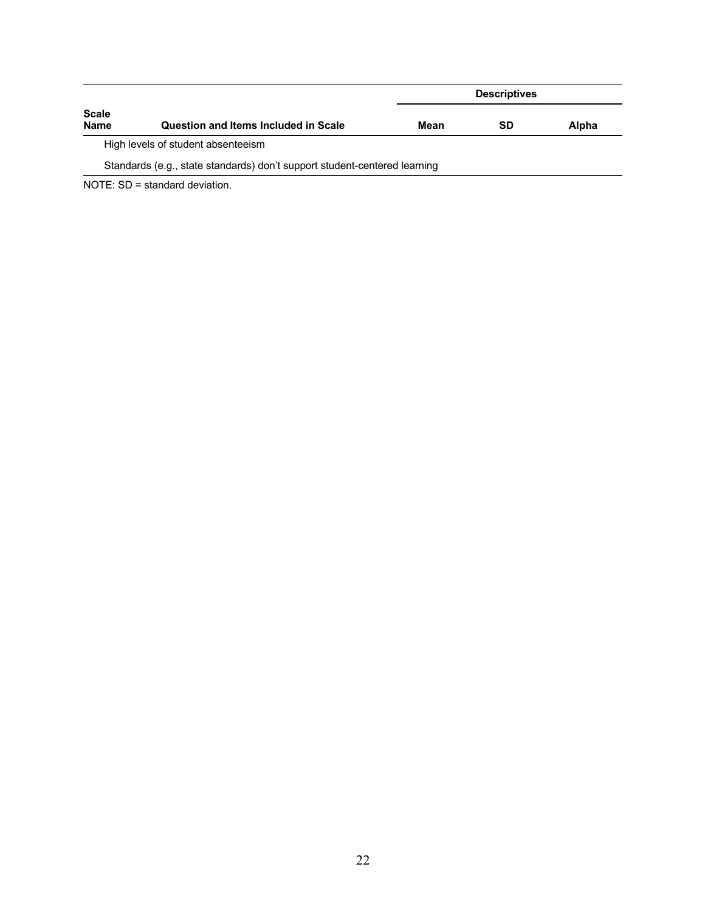| Scale Name | Question and Items Included in Scale | Descriptives | | |
|---|---|---|---|---|
| | | Mean | SD | Alpha |
| | High levels of student absenteeism | | | |
| | Standards (e.g., state standards) don't support student-centered learning | | | |

NOTE: SD = standard deviation.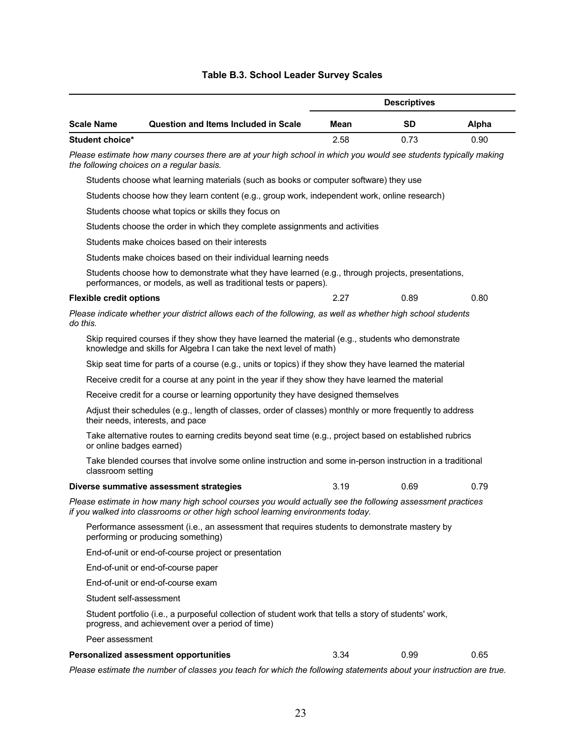**Table B.3. School Leader Survey Scales**

| Scale Name | Question and Items Included in Scale | Descriptives Mean | SD | Alpha |
|---|---|---|---|---|
| **Student choice*** | | 2.58 | 0.73 | 0.90 |
| *Please estimate how many courses there are at your high school in which you would see students typically making the following choices on a regular basis.* | | | | |
| | Students choose what learning materials (such as books or computer software) they use | | | |
| | Students choose how they learn content (e.g., group work, independent work, online research) | | | |
| | Students choose what topics or skills they focus on | | | |
| | Students choose the order in which they complete assignments and activities | | | |
| | Students make choices based on their interests | | | |
| | Students make choices based on their individual learning needs | | | |
| | Students choose how to demonstrate what they have learned (e.g., through projects, presentations, performances, or models, as well as traditional tests or papers). | | | |
| **Flexible credit options** | | 2.27 | 0.89 | 0.80 |
| *Please indicate whether your district allows each of the following, as well as whether high school students do this.* | | | | |
| | Skip required courses if they show they have learned the material (e.g., students who demonstrate knowledge and skills for Algebra I can take the next level of math) | | | |
| | Skip seat time for parts of a course (e.g., units or topics) if they show they have learned the material | | | |
| | Receive credit for a course at any point in the year if they show they have learned the material | | | |
| | Receive credit for a course or learning opportunity they have designed themselves | | | |
| | Adjust their schedules (e.g., length of classes, order of classes) monthly or more frequently to address their needs, interests, and pace | | | |
| | Take alternative routes to earning credits beyond seat time (e.g., project based on established rubrics or online badges earned) | | | |
| | Take blended courses that involve some online instruction and some in-person instruction in a traditional classroom setting | | | |
| **Diverse summative assessment strategies** | | 3.19 | 0.69 | 0.79 |
| *Please estimate in how many high school courses you would actually see the following assessment practices if you walked into classrooms or other high school learning environments today.* | | | | |
| | Performance assessment (i.e., an assessment that requires students to demonstrate mastery by performing or producing something) | | | |
| | End-of-unit or end-of-course project or presentation | | | |
| | End-of-unit or end-of-course paper | | | |
| | End-of-unit or end-of-course exam | | | |
| | Student self-assessment | | | |
| | Student portfolio (i.e., a purposeful collection of student work that tells a story of students' work, progress, and achievement over a period of time) | | | |
| | Peer assessment | | | |
| **Personalized assessment opportunities** | | 3.34 | 0.99 | 0.65 |
| *Please estimate the number of classes you teach for which the following statements about your instruction are true.* | | | | |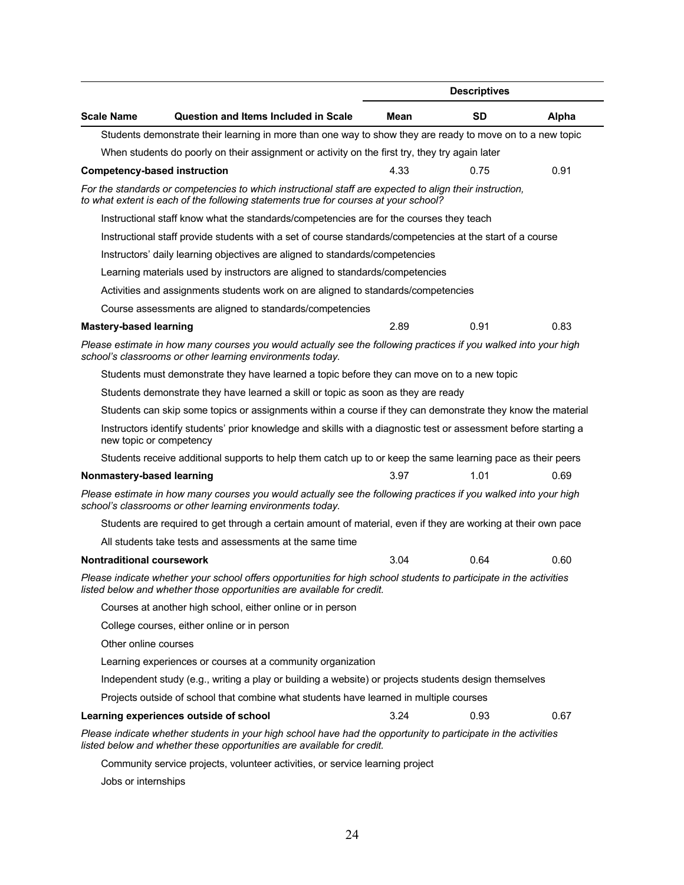| Scale Name | Question and Items Included in Scale | Descriptives | | |
|---|---|---|---|---|
| | | Mean | SD | Alpha |
| | Students demonstrate their learning in more than one way to show they are ready to move on to a new topic | | | |
| | When students do poorly on their assignment or activity on the first try, they try again later | | | |
| **Competency-based instruction** | | 4.33 | 0.75 | 0.91 |
| | *For the standards or competencies to which instructional staff are expected to align their instruction, to what extent is each of the following statements true for courses at your school?* | | | |
| | Instructional staff know what the standards/competencies are for the courses they teach | | | |
| | Instructional staff provide students with a set of course standards/competencies at the start of a course | | | |
| | Instructors' daily learning objectives are aligned to standards/competencies | | | |
| | Learning materials used by instructors are aligned to standards/competencies | | | |
| | Activities and assignments students work on are aligned to standards/competencies | | | |
| | Course assessments are aligned to standards/competencies | | | |
| **Mastery-based learning** | | 2.89 | 0.91 | 0.83 |
| | *Please estimate in how many courses you would actually see the following practices if you walked into your high school's classrooms or other learning environments today.* | | | |
| | Students must demonstrate they have learned a topic before they can move on to a new topic | | | |
| | Students demonstrate they have learned a skill or topic as soon as they are ready | | | |
| | Students can skip some topics or assignments within a course if they can demonstrate they know the material | | | |
| | Instructors identify students' prior knowledge and skills with a diagnostic test or assessment before starting a new topic or competency | | | |
| | Students receive additional supports to help them catch up to or keep the same learning pace as their peers | | | |
| **Nonmastery-based learning** | | 3.97 | 1.01 | 0.69 |
| | *Please estimate in how many courses you would actually see the following practices if you walked into your high school's classrooms or other learning environments today.* | | | |
| | Students are required to get through a certain amount of material, even if they are working at their own pace | | | |
| | All students take tests and assessments at the same time | | | |
| **Nontraditional coursework** | | 3.04 | 0.64 | 0.60 |
| | *Please indicate whether your school offers opportunities for high school students to participate in the activities listed below and whether those opportunities are available for credit.* | | | |
| | Courses at another high school, either online or in person | | | |
| | College courses, either online or in person | | | |
| | Other online courses | | | |
| | Learning experiences or courses at a community organization | | | |
| | Independent study (e.g., writing a play or building a website) or projects students design themselves | | | |
| | Projects outside of school that combine what students have learned in multiple courses | | | |
| **Learning experiences outside of school** | | 3.24 | 0.93 | 0.67 |
| | *Please indicate whether students in your high school have had the opportunity to participate in the activities listed below and whether these opportunities are available for credit.* | | | |
| | Community service projects, volunteer activities, or service learning project | | | |
| | Jobs or internships | | | |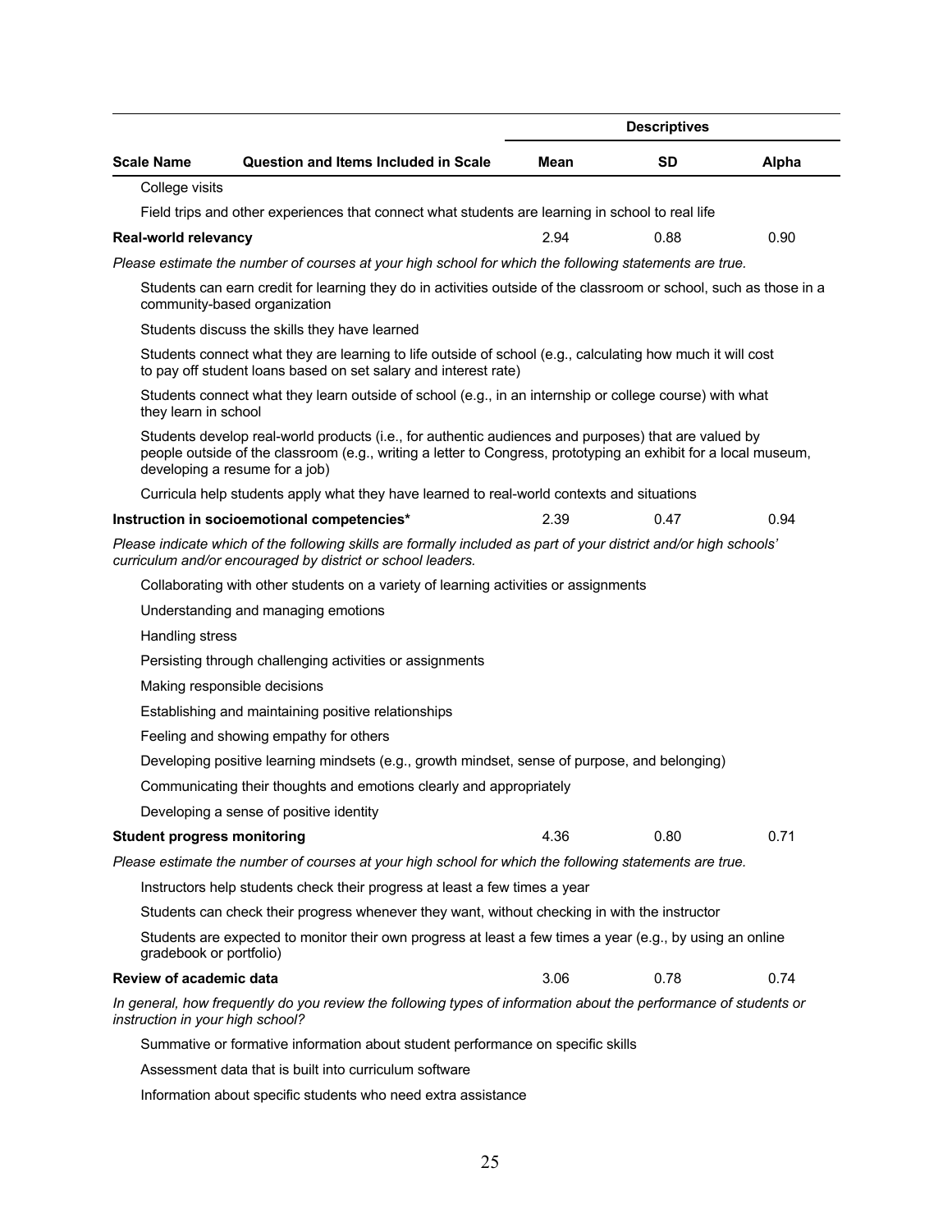| Scale Name | Question and Items Included in Scale | Descriptives | | |
|---|---|---|---|---|
| | | Mean | SD | Alpha |
| | College visits | | | |
| | Field trips and other experiences that connect what students are learning in school to real life | | | |
| **Real-world relevancy** | | 2.94 | 0.88 | 0.90 |
| | *Please estimate the number of courses at your high school for which the following statements are true.* | | | |
| | Students can earn credit for learning they do in activities outside of the classroom or school, such as those in a community-based organization | | | |
| | Students discuss the skills they have learned | | | |
| | Students connect what they are learning to life outside of school (e.g., calculating how much it will cost to pay off student loans based on set salary and interest rate) | | | |
| | Students connect what they learn outside of school (e.g., in an internship or college course) with what they learn in school | | | |
| | Students develop real-world products (i.e., for authentic audiences and purposes) that are valued by people outside of the classroom (e.g., writing a letter to Congress, prototyping an exhibit for a local museum, developing a resume for a job) | | | |
| | Curricula help students apply what they have learned to real-world contexts and situations | | | |
| **Instruction in socioemotional competencies*** | | 2.39 | 0.47 | 0.94 |
| | *Please indicate which of the following skills are formally included as part of your district and/or high schools' curriculum and/or encouraged by district or school leaders.* | | | |
| | Collaborating with other students on a variety of learning activities or assignments | | | |
| | Understanding and managing emotions | | | |
| | Handling stress | | | |
| | Persisting through challenging activities or assignments | | | |
| | Making responsible decisions | | | |
| | Establishing and maintaining positive relationships | | | |
| | Feeling and showing empathy for others | | | |
| | Developing positive learning mindsets (e.g., growth mindset, sense of purpose, and belonging) | | | |
| | Communicating their thoughts and emotions clearly and appropriately | | | |
| | Developing a sense of positive identity | | | |
| **Student progress monitoring** | | 4.36 | 0.80 | 0.71 |
| | *Please estimate the number of courses at your high school for which the following statements are true.* | | | |
| | Instructors help students check their progress at least a few times a year | | | |
| | Students can check their progress whenever they want, without checking in with the instructor | | | |
| | Students are expected to monitor their own progress at least a few times a year (e.g., by using an online gradebook or portfolio) | | | |
| **Review of academic data** | | 3.06 | 0.78 | 0.74 |
| | *In general, how frequently do you review the following types of information about the performance of students or instruction in your high school?* | | | |
| | Summative or formative information about student performance on specific skills | | | |
| | Assessment data that is built into curriculum software | | | |
| | Information about specific students who need extra assistance | | | |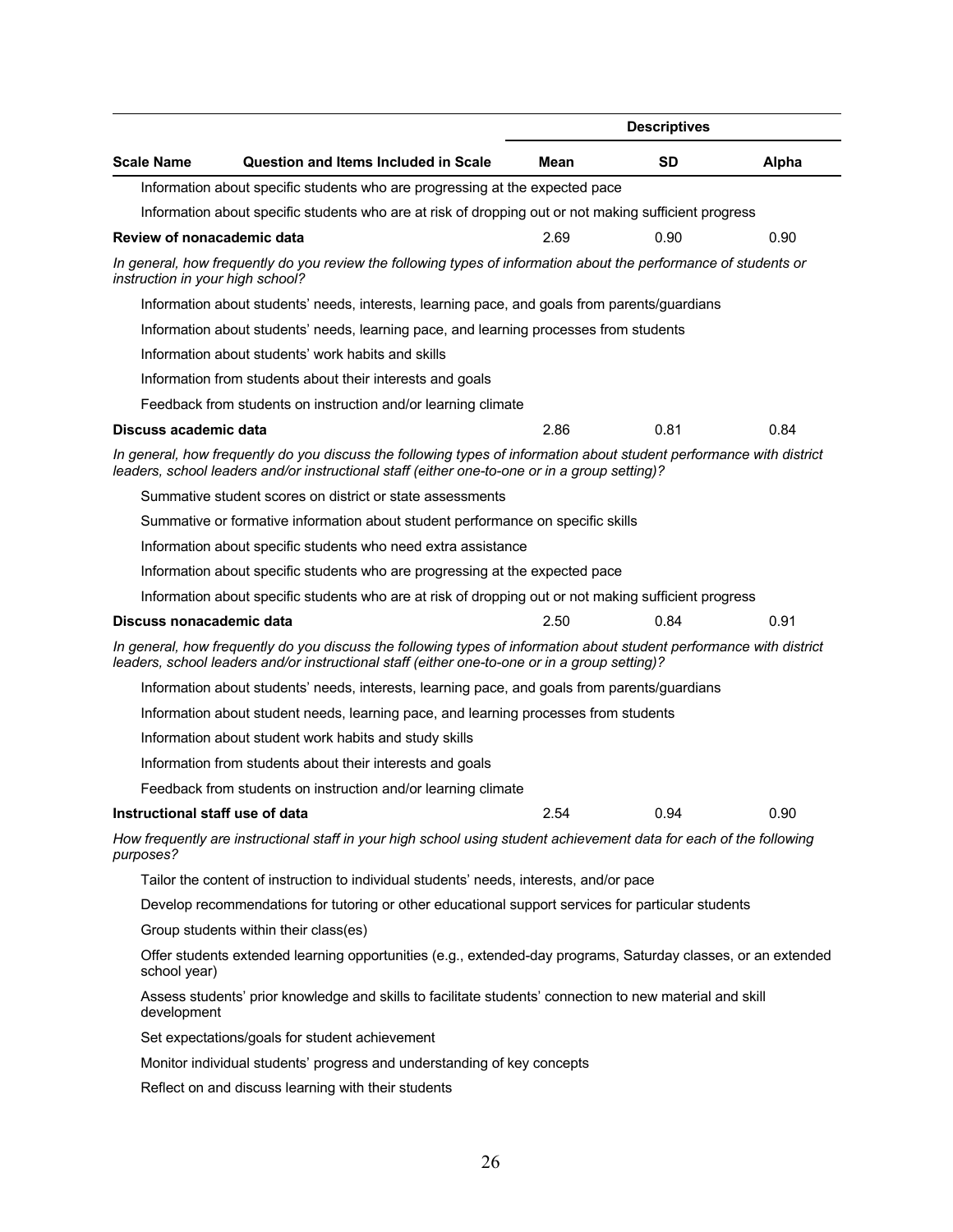| Scale Name | Question and Items Included in Scale | Descriptives Mean | SD | Alpha |
|---|---|---|---|---|
| | Information about specific students who are progressing at the expected pace | | | |
| | Information about specific students who are at risk of dropping out or not making sufficient progress | | | |
| **Review of nonacademic data** | | 2.69 | 0.90 | 0.90 |
| *In general, how frequently do you review the following types of information about the performance of students or instruction in your high school?* | | | | |
| | Information about students' needs, interests, learning pace, and goals from parents/guardians | | | |
| | Information about students' needs, learning pace, and learning processes from students | | | |
| | Information about students' work habits and skills | | | |
| | Information from students about their interests and goals | | | |
| | Feedback from students on instruction and/or learning climate | | | |
| **Discuss academic data** | | 2.86 | 0.81 | 0.84 |
| *In general, how frequently do you discuss the following types of information about student performance with district leaders, school leaders and/or instructional staff (either one-to-one or in a group setting)?* | | | | |
| | Summative student scores on district or state assessments | | | |
| | Summative or formative information about student performance on specific skills | | | |
| | Information about specific students who need extra assistance | | | |
| | Information about specific students who are progressing at the expected pace | | | |
| | Information about specific students who are at risk of dropping out or not making sufficient progress | | | |
| **Discuss nonacademic data** | | 2.50 | 0.84 | 0.91 |
| *In general, how frequently do you discuss the following types of information about student performance with district leaders, school leaders and/or instructional staff (either one-to-one or in a group setting)?* | | | | |
| | Information about students' needs, interests, learning pace, and goals from parents/guardians | | | |
| | Information about student needs, learning pace, and learning processes from students | | | |
| | Information about student work habits and study skills | | | |
| | Information from students about their interests and goals | | | |
| | Feedback from students on instruction and/or learning climate | | | |
| **Instructional staff use of data** | | 2.54 | 0.94 | 0.90 |
| *How frequently are instructional staff in your high school using student achievement data for each of the following purposes?* | | | | |
| | Tailor the content of instruction to individual students' needs, interests, and/or pace | | | |
| | Develop recommendations for tutoring or other educational support services for particular students | | | |
| | Group students within their class(es) | | | |
| | Offer students extended learning opportunities (e.g., extended-day programs, Saturday classes, or an extended school year) | | | |
| | Assess students' prior knowledge and skills to facilitate students' connection to new material and skill development | | | |
| | Set expectations/goals for student achievement | | | |
| | Monitor individual students' progress and understanding of key concepts | | | |
| | Reflect on and discuss learning with their students | | | |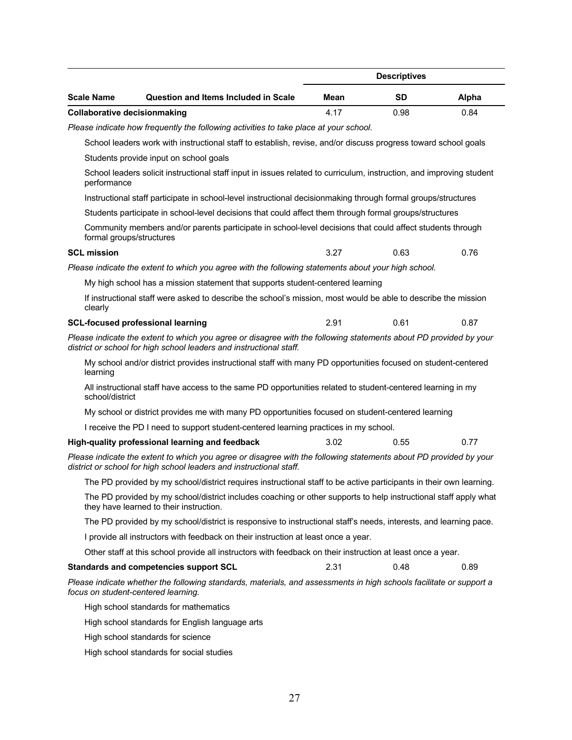| | | Descriptives | | |
|---|---|---|---|---|
| **Scale Name** | **Question and Items Included in Scale** | **Mean** | **SD** | **Alpha** |
| **Collaborative decisionmaking** | | 4.17 | 0.98 | 0.84 |
| *Please indicate how frequently the following activities to take place at your school.* | | | | |
| | School leaders work with instructional staff to establish, revise, and/or discuss progress toward school goals | | | |
| | Students provide input on school goals | | | |
| | School leaders solicit instructional staff input in issues related to curriculum, instruction, and improving student performance | | | |
| | Instructional staff participate in school-level instructional decisionmaking through formal groups/structures | | | |
| | Students participate in school-level decisions that could affect them through formal groups/structures | | | |
| | Community members and/or parents participate in school-level decisions that could affect students through formal groups/structures | | | |
| **SCL mission** | | 3.27 | 0.63 | 0.76 |
| *Please indicate the extent to which you agree with the following statements about your high school.* | | | | |
| | My high school has a mission statement that supports student-centered learning | | | |
| | If instructional staff were asked to describe the school's mission, most would be able to describe the mission clearly | | | |
| **SCL-focused professional learning** | | 2.91 | 0.61 | 0.87 |
| *Please indicate the extent to which you agree or disagree with the following statements about PD provided by your district or school for high school leaders and instructional staff.* | | | | |
| | My school and/or district provides instructional staff with many PD opportunities focused on student-centered learning | | | |
| | All instructional staff have access to the same PD opportunities related to student-centered learning in my school/district | | | |
| | My school or district provides me with many PD opportunities focused on student-centered learning | | | |
| | I receive the PD I need to support student-centered learning practices in my school. | | | |
| **High-quality professional learning and feedback** | | 3.02 | 0.55 | 0.77 |
| *Please indicate the extent to which you agree or disagree with the following statements about PD provided by your district or school for high school leaders and instructional staff.* | | | | |
| | The PD provided by my school/district requires instructional staff to be active participants in their own learning. | | | |
| | The PD provided by my school/district includes coaching or other supports to help instructional staff apply what they have learned to their instruction. | | | |
| | The PD provided by my school/district is responsive to instructional staff's needs, interests, and learning pace. | | | |
| | I provide all instructors with feedback on their instruction at least once a year. | | | |
| | Other staff at this school provide all instructors with feedback on their instruction at least once a year. | | | |
| **Standards and competencies support SCL** | | 2.31 | 0.48 | 0.89 |
| *Please indicate whether the following standards, materials, and assessments in high schools facilitate or support a focus on student-centered learning.* | | | | |
| | High school standards for mathematics | | | |
| | High school standards for English language arts | | | |
| | High school standards for science | | | |
| | High school standards for social studies | | | |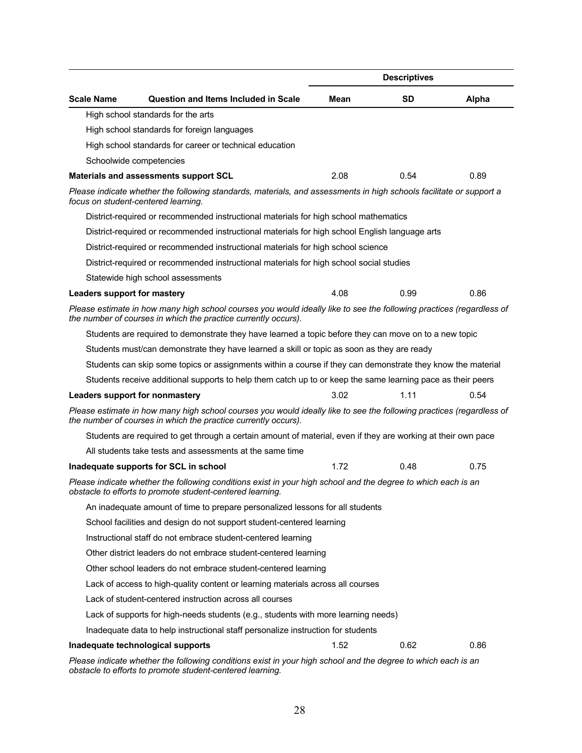| Scale Name | Question and Items Included in Scale | Descriptives | | |
|---|---|---|---|---|
| | | Mean | SD | Alpha |
| | High school standards for the arts | | | |
| | High school standards for foreign languages | | | |
| | High school standards for career or technical education | | | |
| | Schoolwide competencies | | | |
| **Materials and assessments support SCL** | | 2.08 | 0.54 | 0.89 |
| *Please indicate whether the following standards, materials, and assessments in high schools facilitate or support a focus on student-centered learning.* | | | | |
| | District-required or recommended instructional materials for high school mathematics | | | |
| | District-required or recommended instructional materials for high school English language arts | | | |
| | District-required or recommended instructional materials for high school science | | | |
| | District-required or recommended instructional materials for high school social studies | | | |
| | Statewide high school assessments | | | |
| **Leaders support for mastery** | | 4.08 | 0.99 | 0.86 |
| *Please estimate in how many high school courses you would ideally like to see the following practices (regardless of the number of courses in which the practice currently occurs).* | | | | |
| | Students are required to demonstrate they have learned a topic before they can move on to a new topic | | | |
| | Students must/can demonstrate they have learned a skill or topic as soon as they are ready | | | |
| | Students can skip some topics or assignments within a course if they can demonstrate they know the material | | | |
| | Students receive additional supports to help them catch up to or keep the same learning pace as their peers | | | |
| **Leaders support for nonmastery** | | 3.02 | 1.11 | 0.54 |
| *Please estimate in how many high school courses you would ideally like to see the following practices (regardless of the number of courses in which the practice currently occurs).* | | | | |
| | Students are required to get through a certain amount of material, even if they are working at their own pace | | | |
| | All students take tests and assessments at the same time | | | |
| **Inadequate supports for SCL in school** | | 1.72 | 0.48 | 0.75 |
| *Please indicate whether the following conditions exist in your high school and the degree to which each is an obstacle to efforts to promote student-centered learning.* | | | | |
| | An inadequate amount of time to prepare personalized lessons for all students | | | |
| | School facilities and design do not support student-centered learning | | | |
| | Instructional staff do not embrace student-centered learning | | | |
| | Other district leaders do not embrace student-centered learning | | | |
| | Other school leaders do not embrace student-centered learning | | | |
| | Lack of access to high-quality content or learning materials across all courses | | | |
| | Lack of student-centered instruction across all courses | | | |
| | Lack of supports for high-needs students (e.g., students with more learning needs) | | | |
| | Inadequate data to help instructional staff personalize instruction for students | | | |
| **Inadequate technological supports** | | 1.52 | 0.62 | 0.86 |
| *Please indicate whether the following conditions exist in your high school and the degree to which each is an obstacle to efforts to promote student-centered learning.* | | | | |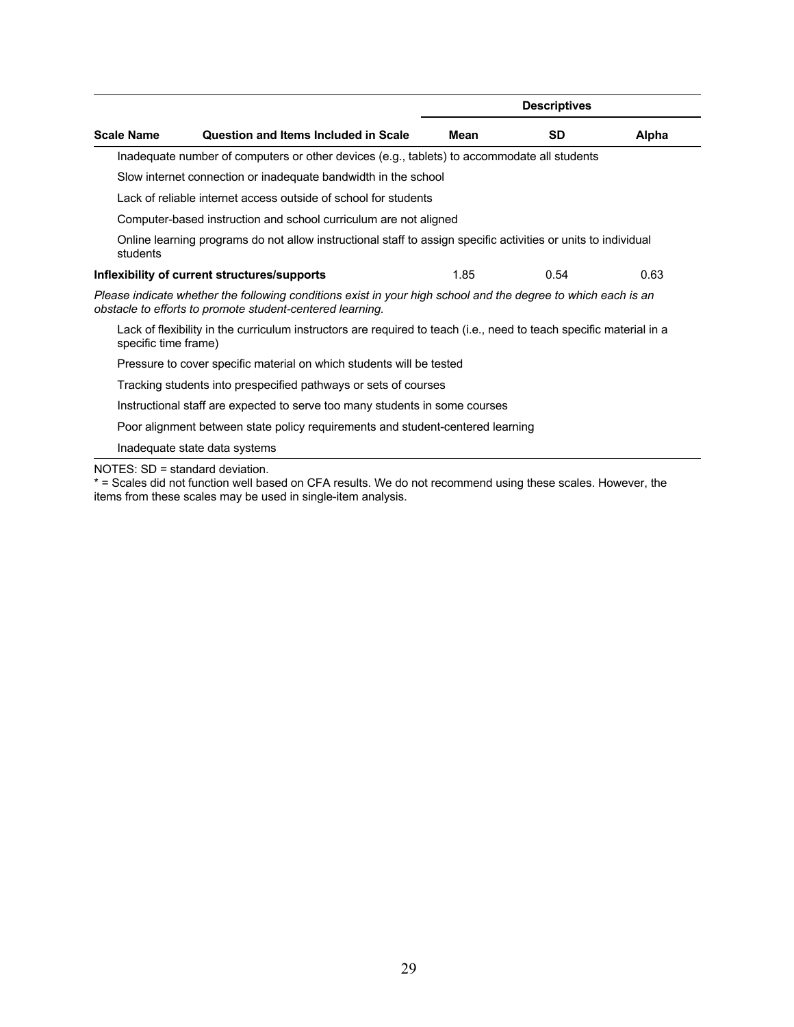| Scale Name | Question and Items Included in Scale | Descriptives | | |
|---|---|---|---|---|
| | | Mean | SD | Alpha |
| | Inadequate number of computers or other devices (e.g., tablets) to accommodate all students | | | |
| | Slow internet connection or inadequate bandwidth in the school | | | |
| | Lack of reliable internet access outside of school for students | | | |
| | Computer-based instruction and school curriculum are not aligned | | | |
| | Online learning programs do not allow instructional staff to assign specific activities or units to individual students | | | |
| **Inflexibility of current structures/supports** | | 1.85 | 0.54 | 0.63 |
| | *Please indicate whether the following conditions exist in your high school and the degree to which each is an obstacle to efforts to promote student-centered learning.* | | | |
| | Lack of flexibility in the curriculum instructors are required to teach (i.e., need to teach specific material in a specific time frame) | | | |
| | Pressure to cover specific material on which students will be tested | | | |
| | Tracking students into prespecified pathways or sets of courses | | | |
| | Instructional staff are expected to serve too many students in some courses | | | |
| | Poor alignment between state policy requirements and student-centered learning | | | |
| | Inadequate state data systems | | | |

NOTES: SD = standard deviation.
* = Scales did not function well based on CFA results. We do not recommend using these scales. However, the items from these scales may be used in single-item analysis.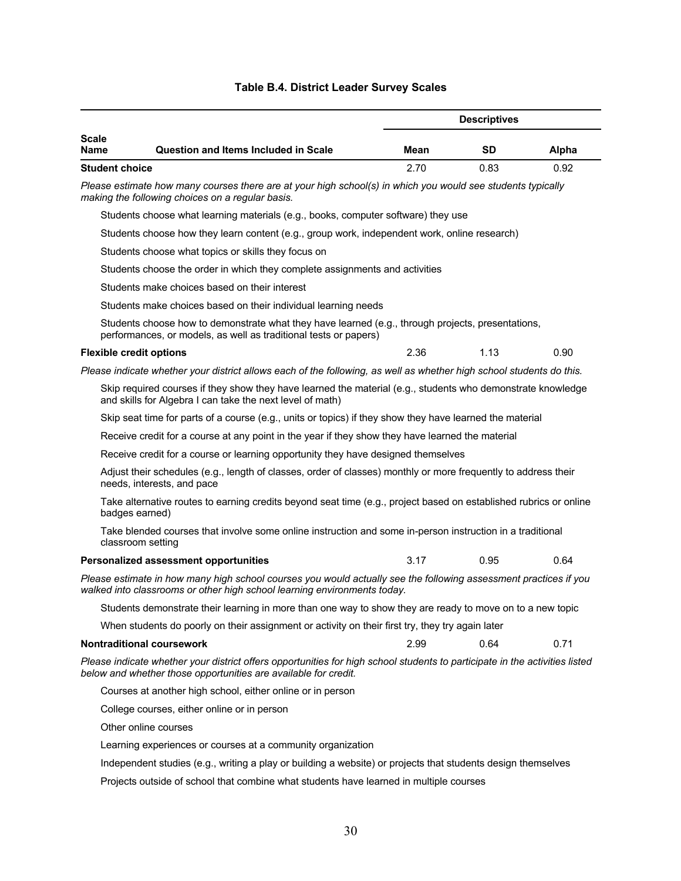**Table B.4. District Leader Survey Scales**

| Scale Name | Question and Items Included in Scale | Descriptives | | |
|---|---|---|---|---|
| | | **Mean** | **SD** | **Alpha** |
| **Student choice** | | 2.70 | 0.83 | 0.92 |
| | *Please estimate how many courses there are at your high school(s) in which you would see students typically making the following choices on a regular basis.* | | | |
| | Students choose what learning materials (e.g., books, computer software) they use | | | |
| | Students choose how they learn content (e.g., group work, independent work, online research) | | | |
| | Students choose what topics or skills they focus on | | | |
| | Students choose the order in which they complete assignments and activities | | | |
| | Students make choices based on their interest | | | |
| | Students make choices based on their individual learning needs | | | |
| | Students choose how to demonstrate what they have learned (e.g., through projects, presentations, performances, or models, as well as traditional tests or papers) | | | |
| **Flexible credit options** | | 2.36 | 1.13 | 0.90 |
| | *Please indicate whether your district allows each of the following, as well as whether high school students do this.* | | | |
| | Skip required courses if they show they have learned the material (e.g., students who demonstrate knowledge and skills for Algebra I can take the next level of math) | | | |
| | Skip seat time for parts of a course (e.g., units or topics) if they show they have learned the material | | | |
| | Receive credit for a course at any point in the year if they show they have learned the material | | | |
| | Receive credit for a course or learning opportunity they have designed themselves | | | |
| | Adjust their schedules (e.g., length of classes, order of classes) monthly or more frequently to address their needs, interests, and pace | | | |
| | Take alternative routes to earning credits beyond seat time (e.g., project based on established rubrics or online badges earned) | | | |
| | Take blended courses that involve some online instruction and some in-person instruction in a traditional classroom setting | | | |
| **Personalized assessment opportunities** | | 3.17 | 0.95 | 0.64 |
| | *Please estimate in how many high school courses you would actually see the following assessment practices if you walked into classrooms or other high school learning environments today.* | | | |
| | Students demonstrate their learning in more than one way to show they are ready to move on to a new topic | | | |
| | When students do poorly on their assignment or activity on their first try, they try again later | | | |
| **Nontraditional coursework** | | 2.99 | 0.64 | 0.71 |
| | *Please indicate whether your district offers opportunities for high school students to participate in the activities listed below and whether those opportunities are available for credit.* | | | |
| | Courses at another high school, either online or in person | | | |
| | College courses, either online or in person | | | |
| | Other online courses | | | |
| | Learning experiences or courses at a community organization | | | |
| | Independent studies (e.g., writing a play or building a website) or projects that students design themselves | | | |
| | Projects outside of school that combine what students have learned in multiple courses | | | |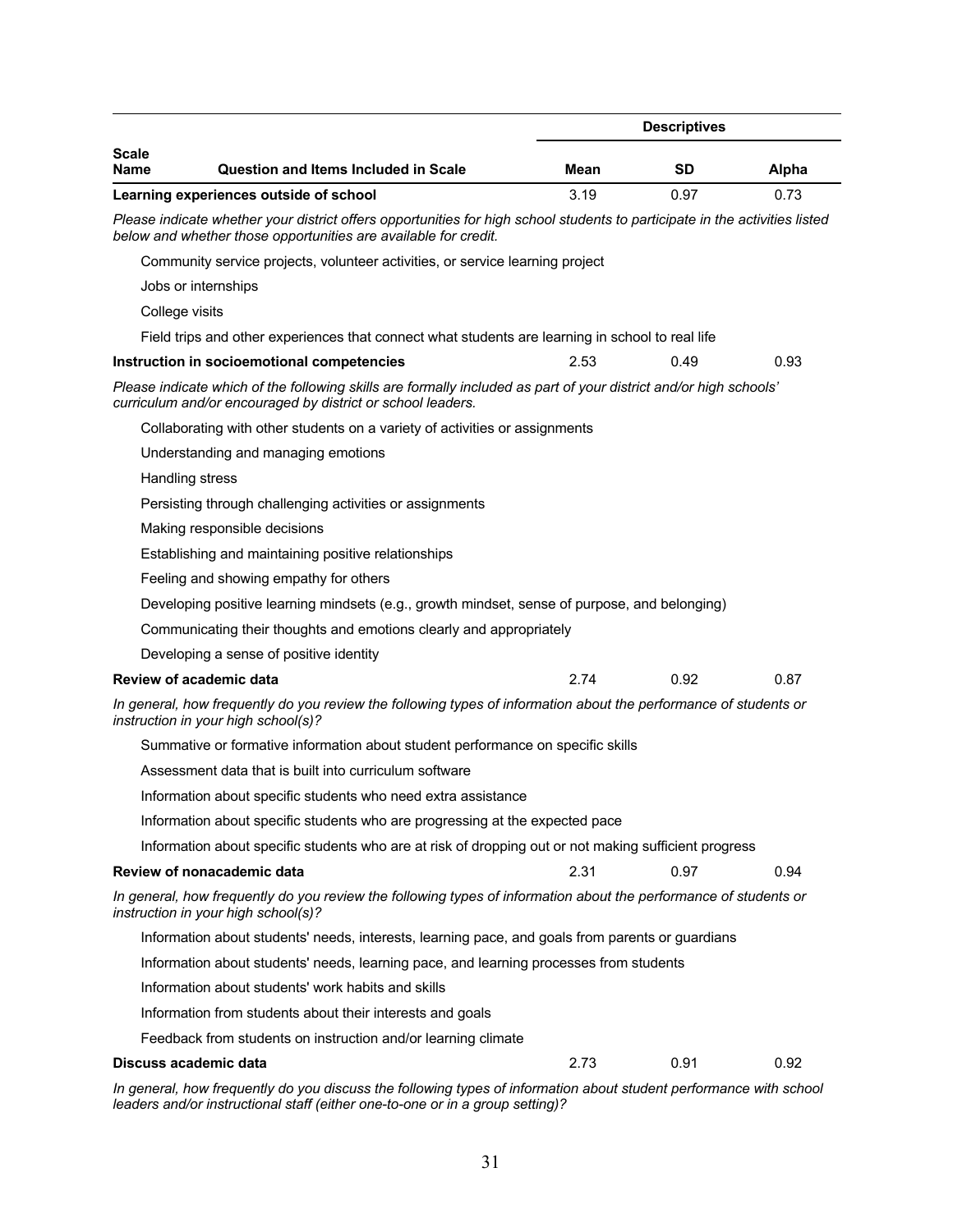| Scale Name | Question and Items Included in Scale | Descriptives | | |
|---|---|---|---|---|
| | | Mean | SD | Alpha |
| **Learning experiences outside of school** | | 3.19 | 0.97 | 0.73 |
| *Please indicate whether your district offers opportunities for high school students to participate in the activities listed below and whether those opportunities are available for credit.* | | | | |
| | Community service projects, volunteer activities, or service learning project | | | |
| | Jobs or internships | | | |
| | College visits | | | |
| | Field trips and other experiences that connect what students are learning in school to real life | | | |
| **Instruction in socioemotional competencies** | | 2.53 | 0.49 | 0.93 |
| *Please indicate which of the following skills are formally included as part of your district and/or high schools' curriculum and/or encouraged by district or school leaders.* | | | | |
| | Collaborating with other students on a variety of activities or assignments | | | |
| | Understanding and managing emotions | | | |
| | Handling stress | | | |
| | Persisting through challenging activities or assignments | | | |
| | Making responsible decisions | | | |
| | Establishing and maintaining positive relationships | | | |
| | Feeling and showing empathy for others | | | |
| | Developing positive learning mindsets (e.g., growth mindset, sense of purpose, and belonging) | | | |
| | Communicating their thoughts and emotions clearly and appropriately | | | |
| | Developing a sense of positive identity | | | |
| **Review of academic data** | | 2.74 | 0.92 | 0.87 |
| *In general, how frequently do you review the following types of information about the performance of students or instruction in your high school(s)?* | | | | |
| | Summative or formative information about student performance on specific skills | | | |
| | Assessment data that is built into curriculum software | | | |
| | Information about specific students who need extra assistance | | | |
| | Information about specific students who are progressing at the expected pace | | | |
| | Information about specific students who are at risk of dropping out or not making sufficient progress | | | |
| **Review of nonacademic data** | | 2.31 | 0.97 | 0.94 |
| *In general, how frequently do you review the following types of information about the performance of students or instruction in your high school(s)?* | | | | |
| | Information about students' needs, interests, learning pace, and goals from parents or guardians | | | |
| | Information about students' needs, learning pace, and learning processes from students | | | |
| | Information about students' work habits and skills | | | |
| | Information from students about their interests and goals | | | |
| | Feedback from students on instruction and/or learning climate | | | |
| **Discuss academic data** | | 2.73 | 0.91 | 0.92 |
| *In general, how frequently do you discuss the following types of information about student performance with school leaders and/or instructional staff (either one-to-one or in a group setting)?* | | | | |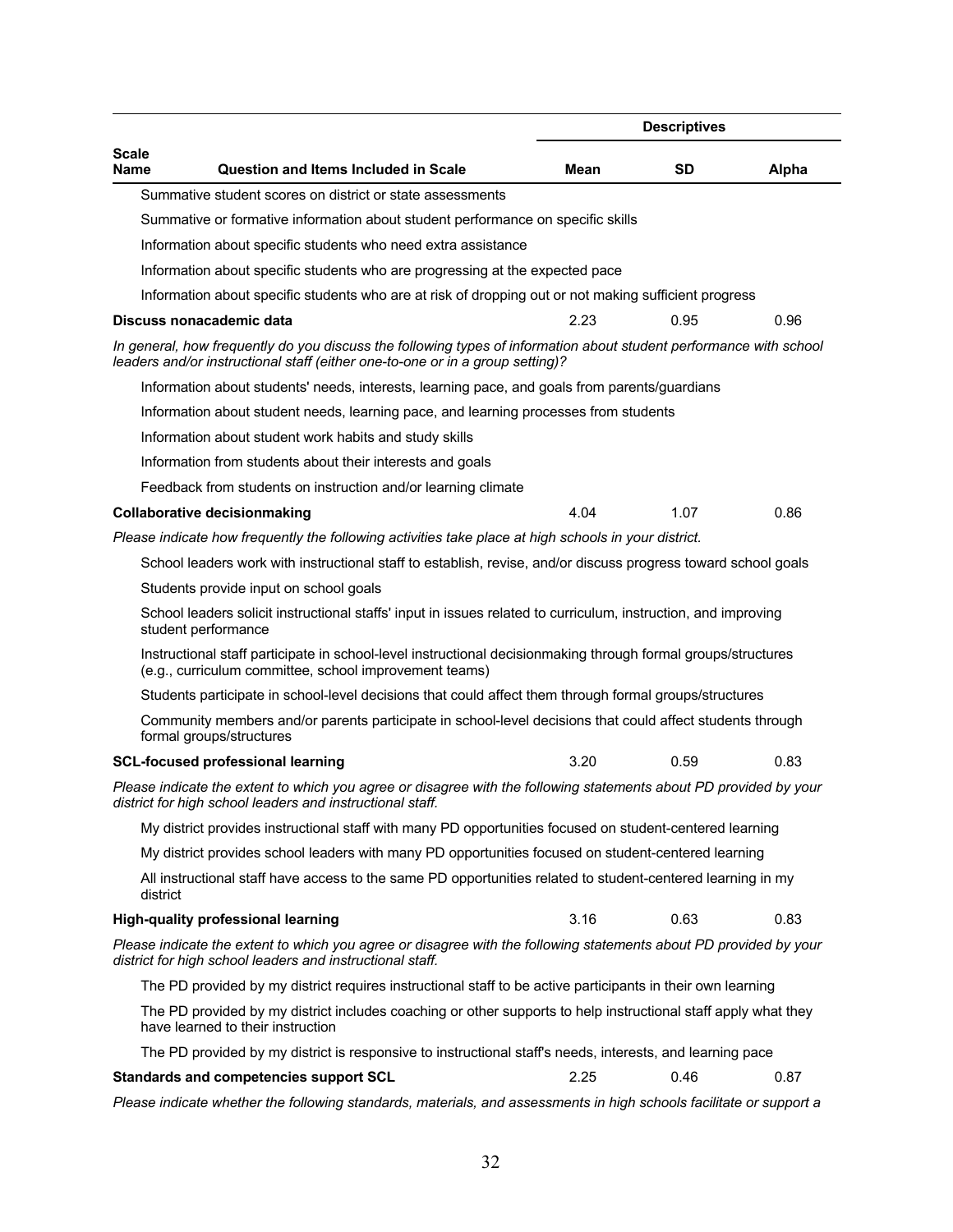| Scale Name | Question and Items Included in Scale | Mean | SD | Alpha |
|---|---|---|---|---|
| | Summative student scores on district or state assessments | | | |
| | Summative or formative information about student performance on specific skills | | | |
| | Information about specific students who need extra assistance | | | |
| | Information about specific students who are progressing at the expected pace | | | |
| | Information about specific students who are at risk of dropping out or not making sufficient progress | | | |
| **Discuss nonacademic data** | | 2.23 | 0.95 | 0.96 |
| *In general, how frequently do you discuss the following types of information about student performance with school leaders and/or instructional staff (either one-to-one or in a group setting)?* | | | | |
| | Information about students' needs, interests, learning pace, and goals from parents/guardians | | | |
| | Information about student needs, learning pace, and learning processes from students | | | |
| | Information about student work habits and study skills | | | |
| | Information from students about their interests and goals | | | |
| | Feedback from students on instruction and/or learning climate | | | |
| **Collaborative decisionmaking** | | 4.04 | 1.07 | 0.86 |
| *Please indicate how frequently the following activities take place at high schools in your district.* | | | | |
| | School leaders work with instructional staff to establish, revise, and/or discuss progress toward school goals | | | |
| | Students provide input on school goals | | | |
| | School leaders solicit instructional staffs' input in issues related to curriculum, instruction, and improving student performance | | | |
| | Instructional staff participate in school-level instructional decisionmaking through formal groups/structures (e.g., curriculum committee, school improvement teams) | | | |
| | Students participate in school-level decisions that could affect them through formal groups/structures | | | |
| | Community members and/or parents participate in school-level decisions that could affect students through formal groups/structures | | | |
| **SCL-focused professional learning** | | 3.20 | 0.59 | 0.83 |
| *Please indicate the extent to which you agree or disagree with the following statements about PD provided by your district for high school leaders and instructional staff.* | | | | |
| | My district provides instructional staff with many PD opportunities focused on student-centered learning | | | |
| | My district provides school leaders with many PD opportunities focused on student-centered learning | | | |
| | All instructional staff have access to the same PD opportunities related to student-centered learning in my district | | | |
| **High-quality professional learning** | | 3.16 | 0.63 | 0.83 |
| *Please indicate the extent to which you agree or disagree with the following statements about PD provided by your district for high school leaders and instructional staff.* | | | | |
| | The PD provided by my district requires instructional staff to be active participants in their own learning | | | |
| | The PD provided by my district includes coaching or other supports to help instructional staff apply what they have learned to their instruction | | | |
| | The PD provided by my district is responsive to instructional staff's needs, interests, and learning pace | | | |
| **Standards and competencies support SCL** | | 2.25 | 0.46 | 0.87 |
| *Please indicate whether the following standards, materials, and assessments in high schools facilitate or support a* | | | | |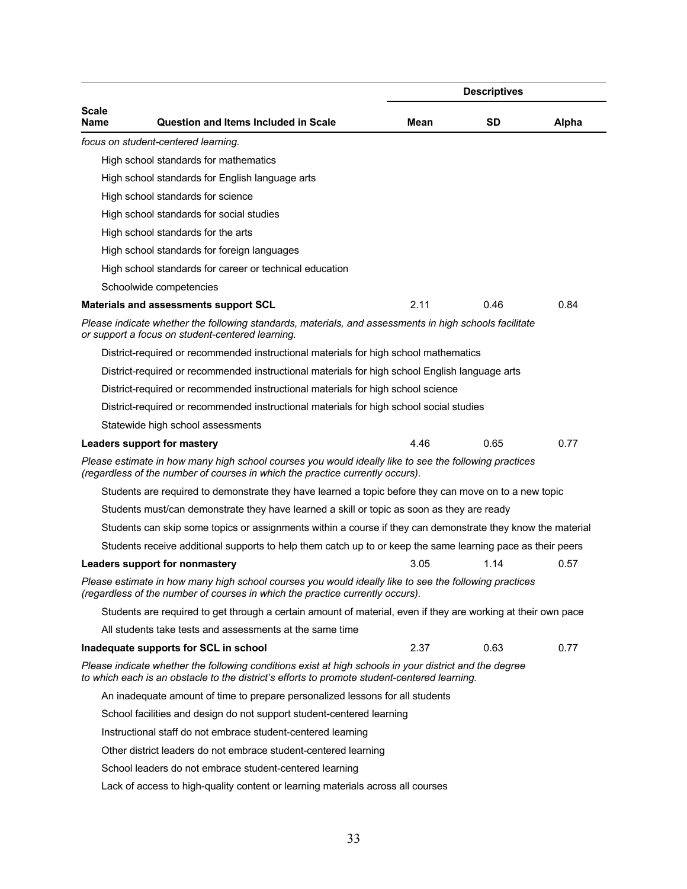| Scale Name | Question and Items Included in Scale | Mean | SD | Alpha |
|---|---|---|---|---|
| *focus on student-centered learning.* | | | | |
| | High school standards for mathematics | | | |
| | High school standards for English language arts | | | |
| | High school standards for science | | | |
| | High school standards for social studies | | | |
| | High school standards for the arts | | | |
| | High school standards for foreign languages | | | |
| | High school standards for career or technical education | | | |
| | Schoolwide competencies | | | |
| **Materials and assessments support SCL** | | 2.11 | 0.46 | 0.84 |
| *Please indicate whether the following standards, materials, and assessments in high schools facilitate or support a focus on student-centered learning.* | | | | |
| | District-required or recommended instructional materials for high school mathematics | | | |
| | District-required or recommended instructional materials for high school English language arts | | | |
| | District-required or recommended instructional materials for high school science | | | |
| | District-required or recommended instructional materials for high school social studies | | | |
| | Statewide high school assessments | | | |
| **Leaders support for mastery** | | 4.46 | 0.65 | 0.77 |
| *Please estimate in how many high school courses you would ideally like to see the following practices (regardless of the number of courses in which the practice currently occurs).* | | | | |
| | Students are required to demonstrate they have learned a topic before they can move on to a new topic | | | |
| | Students must/can demonstrate they have learned a skill or topic as soon as they are ready | | | |
| | Students can skip some topics or assignments within a course if they can demonstrate they know the material | | | |
| | Students receive additional supports to help them catch up to or keep the same learning pace as their peers | | | |
| **Leaders support for nonmastery** | | 3.05 | 1.14 | 0.57 |
| *Please estimate in how many high school courses you would ideally like to see the following practices (regardless of the number of courses in which the practice currently occurs).* | | | | |
| | Students are required to get through a certain amount of material, even if they are working at their own pace | | | |
| | All students take tests and assessments at the same time | | | |
| **Inadequate supports for SCL in school** | | 2.37 | 0.63 | 0.77 |
| *Please indicate whether the following conditions exist at high schools in your district and the degree to which each is an obstacle to the district's efforts to promote student-centered learning.* | | | | |
| | An inadequate amount of time to prepare personalized lessons for all students | | | |
| | School facilities and design do not support student-centered learning | | | |
| | Instructional staff do not embrace student-centered learning | | | |
| | Other district leaders do not embrace student-centered learning | | | |
| | School leaders do not embrace student-centered learning | | | |
| | Lack of access to high-quality content or learning materials across all courses | | | |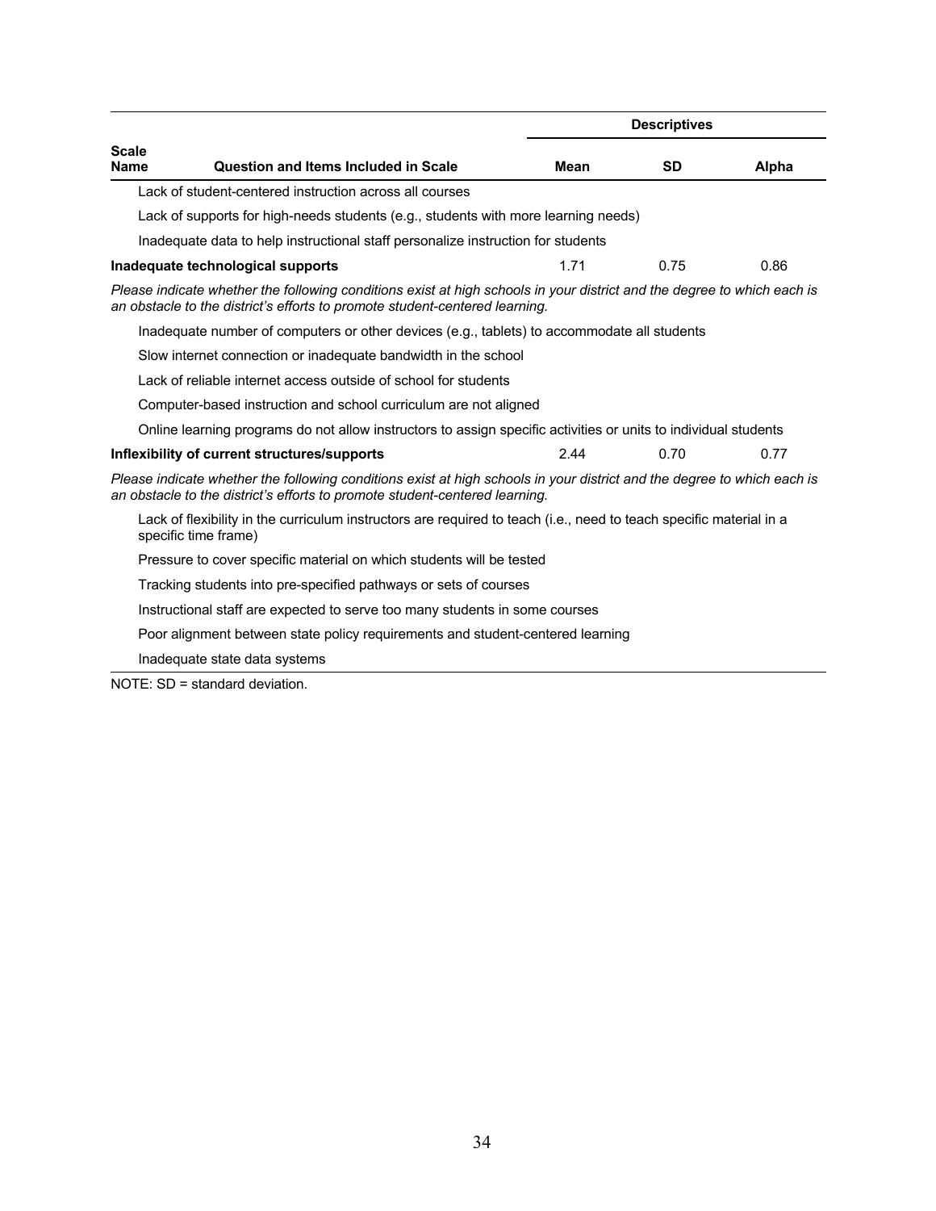| Scale Name | Question and Items Included in Scale | Descriptives | | |
|---|---|---|---|---|
| | | Mean | SD | Alpha |
| | Lack of student-centered instruction across all courses | | | |
| | Lack of supports for high-needs students (e.g., students with more learning needs) | | | |
| | Inadequate data to help instructional staff personalize instruction for students | | | |
| **Inadequate technological supports** | | 1.71 | 0.75 | 0.86 |
| | *Please indicate whether the following conditions exist at high schools in your district and the degree to which each is an obstacle to the district's efforts to promote student-centered learning.* | | | |
| | Inadequate number of computers or other devices (e.g., tablets) to accommodate all students | | | |
| | Slow internet connection or inadequate bandwidth in the school | | | |
| | Lack of reliable internet access outside of school for students | | | |
| | Computer-based instruction and school curriculum are not aligned | | | |
| | Online learning programs do not allow instructors to assign specific activities or units to individual students | | | |
| **Inflexibility of current structures/supports** | | 2.44 | 0.70 | 0.77 |
| | *Please indicate whether the following conditions exist at high schools in your district and the degree to which each is an obstacle to the district's efforts to promote student-centered learning.* | | | |
| | Lack of flexibility in the curriculum instructors are required to teach (i.e., need to teach specific material in a specific time frame) | | | |
| | Pressure to cover specific material on which students will be tested | | | |
| | Tracking students into pre-specified pathways or sets of courses | | | |
| | Instructional staff are expected to serve too many students in some courses | | | |
| | Poor alignment between state policy requirements and student-centered learning | | | |
| | Inadequate state data systems | | | |

NOTE: SD = standard deviation.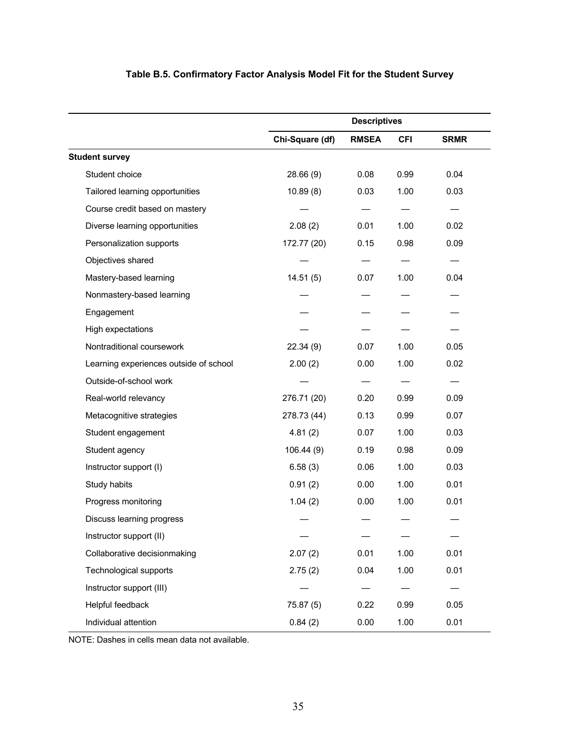**Table B.5. Confirmatory Factor Analysis Model Fit for the Student Survey**

| | Descriptives | | | |
|---|---|---|---|---|
| | Chi-Square (df) | RMSEA | CFI | SRMR |
| **Student survey** | | | | |
| Student choice | 28.66 (9) | 0.08 | 0.99 | 0.04 |
| Tailored learning opportunities | 10.89 (8) | 0.03 | 1.00 | 0.03 |
| Course credit based on mastery | — | — | — | — |
| Diverse learning opportunities | 2.08 (2) | 0.01 | 1.00 | 0.02 |
| Personalization supports | 172.77 (20) | 0.15 | 0.98 | 0.09 |
| Objectives shared | — | — | — | — |
| Mastery-based learning | 14.51 (5) | 0.07 | 1.00 | 0.04 |
| Nonmastery-based learning | — | — | — | — |
| Engagement | — | — | — | — |
| High expectations | — | — | — | — |
| Nontraditional coursework | 22.34 (9) | 0.07 | 1.00 | 0.05 |
| Learning experiences outside of school | 2.00 (2) | 0.00 | 1.00 | 0.02 |
| Outside-of-school work | — | — | — | — |
| Real-world relevancy | 276.71 (20) | 0.20 | 0.99 | 0.09 |
| Metacognitive strategies | 278.73 (44) | 0.13 | 0.99 | 0.07 |
| Student engagement | 4.81 (2) | 0.07 | 1.00 | 0.03 |
| Student agency | 106.44 (9) | 0.19 | 0.98 | 0.09 |
| Instructor support (I) | 6.58 (3) | 0.06 | 1.00 | 0.03 |
| Study habits | 0.91 (2) | 0.00 | 1.00 | 0.01 |
| Progress monitoring | 1.04 (2) | 0.00 | 1.00 | 0.01 |
| Discuss learning progress | — | — | — | — |
| Instructor support (II) | — | — | — | — |
| Collaborative decisionmaking | 2.07 (2) | 0.01 | 1.00 | 0.01 |
| Technological supports | 2.75 (2) | 0.04 | 1.00 | 0.01 |
| Instructor support (III) | — | — | — | — |
| Helpful feedback | 75.87 (5) | 0.22 | 0.99 | 0.05 |
| Individual attention | 0.84 (2) | 0.00 | 1.00 | 0.01 |

NOTE: Dashes in cells mean data not available.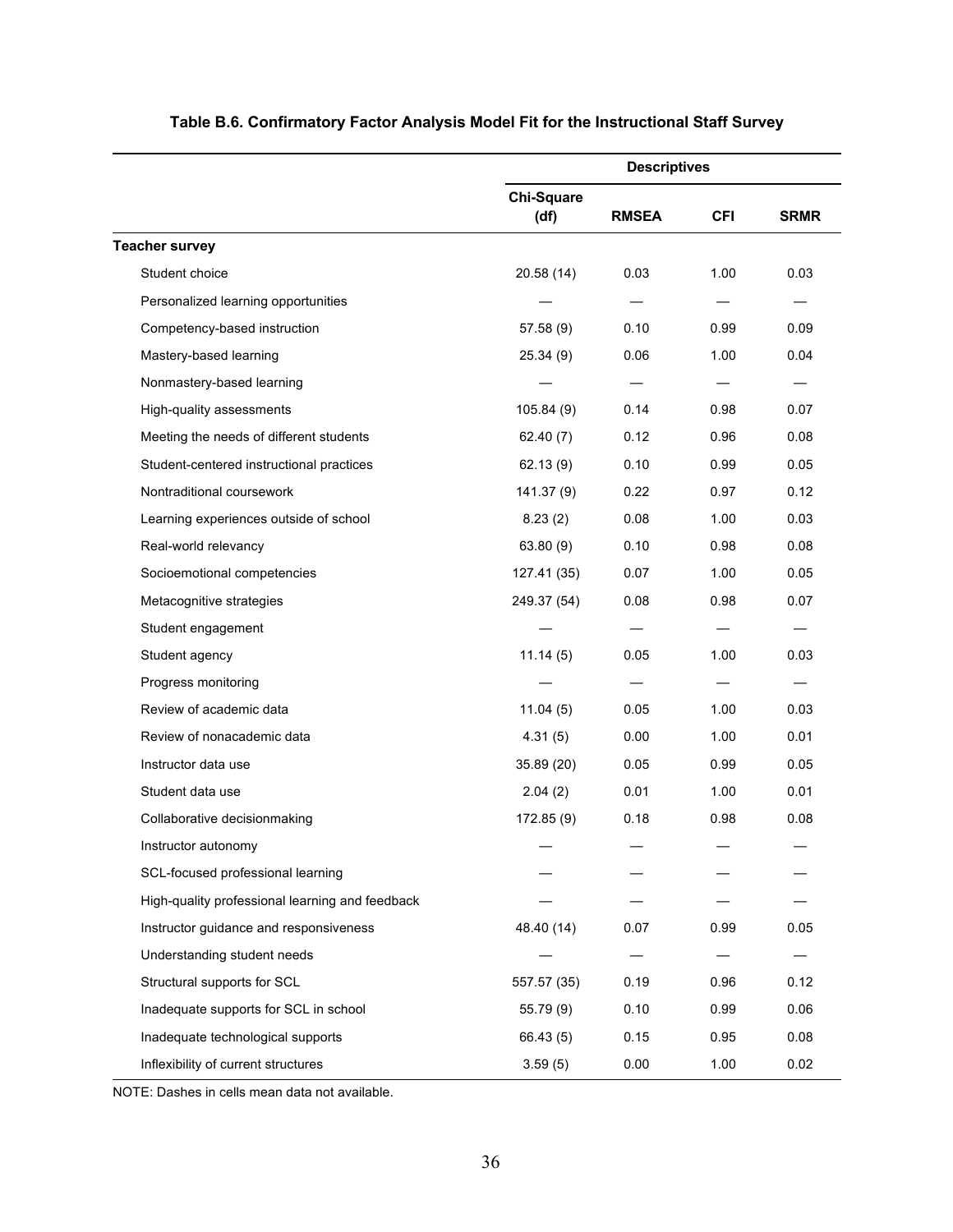**Table B.6. Confirmatory Factor Analysis Model Fit for the Instructional Staff Survey**

| | Descriptives | | | |
|---|---|---|---|---|
| | Chi-Square (df) | RMSEA | CFI | SRMR |
| **Teacher survey** | | | | |
| Student choice | 20.58 (14) | 0.03 | 1.00 | 0.03 |
| Personalized learning opportunities | — | — | — | — |
| Competency-based instruction | 57.58 (9) | 0.10 | 0.99 | 0.09 |
| Mastery-based learning | 25.34 (9) | 0.06 | 1.00 | 0.04 |
| Nonmastery-based learning | — | — | — | — |
| High-quality assessments | 105.84 (9) | 0.14 | 0.98 | 0.07 |
| Meeting the needs of different students | 62.40 (7) | 0.12 | 0.96 | 0.08 |
| Student-centered instructional practices | 62.13 (9) | 0.10 | 0.99 | 0.05 |
| Nontraditional coursework | 141.37 (9) | 0.22 | 0.97 | 0.12 |
| Learning experiences outside of school | 8.23 (2) | 0.08 | 1.00 | 0.03 |
| Real-world relevancy | 63.80 (9) | 0.10 | 0.98 | 0.08 |
| Socioemotional competencies | 127.41 (35) | 0.07 | 1.00 | 0.05 |
| Metacognitive strategies | 249.37 (54) | 0.08 | 0.98 | 0.07 |
| Student engagement | — | — | — | — |
| Student agency | 11.14 (5) | 0.05 | 1.00 | 0.03 |
| Progress monitoring | — | — | — | — |
| Review of academic data | 11.04 (5) | 0.05 | 1.00 | 0.03 |
| Review of nonacademic data | 4.31 (5) | 0.00 | 1.00 | 0.01 |
| Instructor data use | 35.89 (20) | 0.05 | 0.99 | 0.05 |
| Student data use | 2.04 (2) | 0.01 | 1.00 | 0.01 |
| Collaborative decisionmaking | 172.85 (9) | 0.18 | 0.98 | 0.08 |
| Instructor autonomy | — | — | — | — |
| SCL-focused professional learning | — | — | — | — |
| High-quality professional learning and feedback | — | — | — | — |
| Instructor guidance and responsiveness | 48.40 (14) | 0.07 | 0.99 | 0.05 |
| Understanding student needs | — | — | — | — |
| Structural supports for SCL | 557.57 (35) | 0.19 | 0.96 | 0.12 |
| Inadequate supports for SCL in school | 55.79 (9) | 0.10 | 0.99 | 0.06 |
| Inadequate technological supports | 66.43 (5) | 0.15 | 0.95 | 0.08 |
| Inflexibility of current structures | 3.59 (5) | 0.00 | 1.00 | 0.02 |

NOTE: Dashes in cells mean data not available.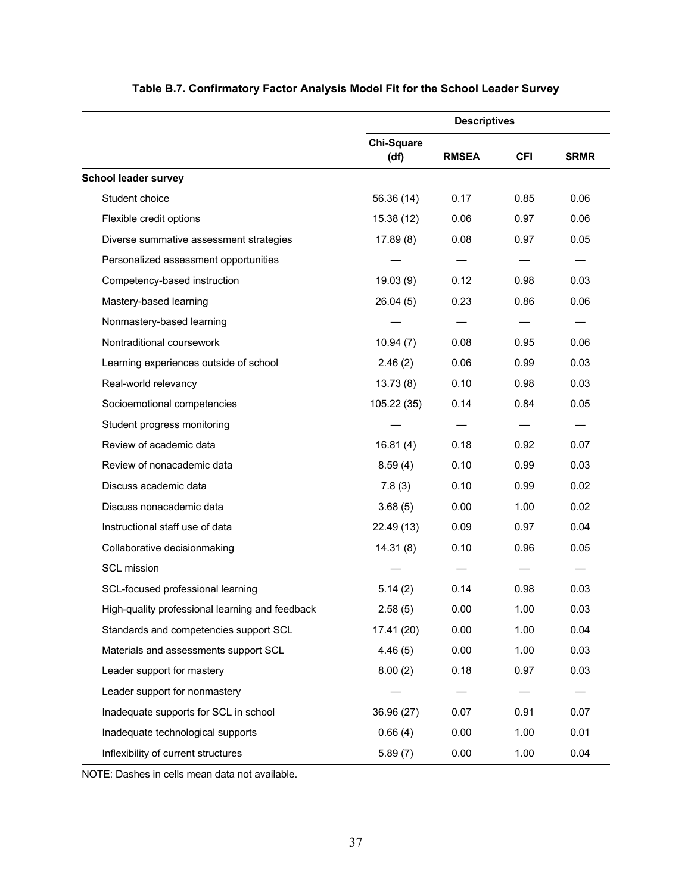**Table B.7. Confirmatory Factor Analysis Model Fit for the School Leader Survey**

| | Descriptives | | | |
|---|---|---|---|---|
| | Chi-Square (df) | RMSEA | CFI | SRMR |
| **School leader survey** | | | | |
| Student choice | 56.36 (14) | 0.17 | 0.85 | 0.06 |
| Flexible credit options | 15.38 (12) | 0.06 | 0.97 | 0.06 |
| Diverse summative assessment strategies | 17.89 (8) | 0.08 | 0.97 | 0.05 |
| Personalized assessment opportunities | — | — | — | — |
| Competency-based instruction | 19.03 (9) | 0.12 | 0.98 | 0.03 |
| Mastery-based learning | 26.04 (5) | 0.23 | 0.86 | 0.06 |
| Nonmastery-based learning | — | — | — | — |
| Nontraditional coursework | 10.94 (7) | 0.08 | 0.95 | 0.06 |
| Learning experiences outside of school | 2.46 (2) | 0.06 | 0.99 | 0.03 |
| Real-world relevancy | 13.73 (8) | 0.10 | 0.98 | 0.03 |
| Socioemotional competencies | 105.22 (35) | 0.14 | 0.84 | 0.05 |
| Student progress monitoring | — | — | — | — |
| Review of academic data | 16.81 (4) | 0.18 | 0.92 | 0.07 |
| Review of nonacademic data | 8.59 (4) | 0.10 | 0.99 | 0.03 |
| Discuss academic data | 7.8 (3) | 0.10 | 0.99 | 0.02 |
| Discuss nonacademic data | 3.68 (5) | 0.00 | 1.00 | 0.02 |
| Instructional staff use of data | 22.49 (13) | 0.09 | 0.97 | 0.04 |
| Collaborative decisionmaking | 14.31 (8) | 0.10 | 0.96 | 0.05 |
| SCL mission | — | — | — | — |
| SCL-focused professional learning | 5.14 (2) | 0.14 | 0.98 | 0.03 |
| High-quality professional learning and feedback | 2.58 (5) | 0.00 | 1.00 | 0.03 |
| Standards and competencies support SCL | 17.41 (20) | 0.00 | 1.00 | 0.04 |
| Materials and assessments support SCL | 4.46 (5) | 0.00 | 1.00 | 0.03 |
| Leader support for mastery | 8.00 (2) | 0.18 | 0.97 | 0.03 |
| Leader support for nonmastery | — | — | — | — |
| Inadequate supports for SCL in school | 36.96 (27) | 0.07 | 0.91 | 0.07 |
| Inadequate technological supports | 0.66 (4) | 0.00 | 1.00 | 0.01 |
| Inflexibility of current structures | 5.89 (7) | 0.00 | 1.00 | 0.04 |

NOTE: Dashes in cells mean data not available.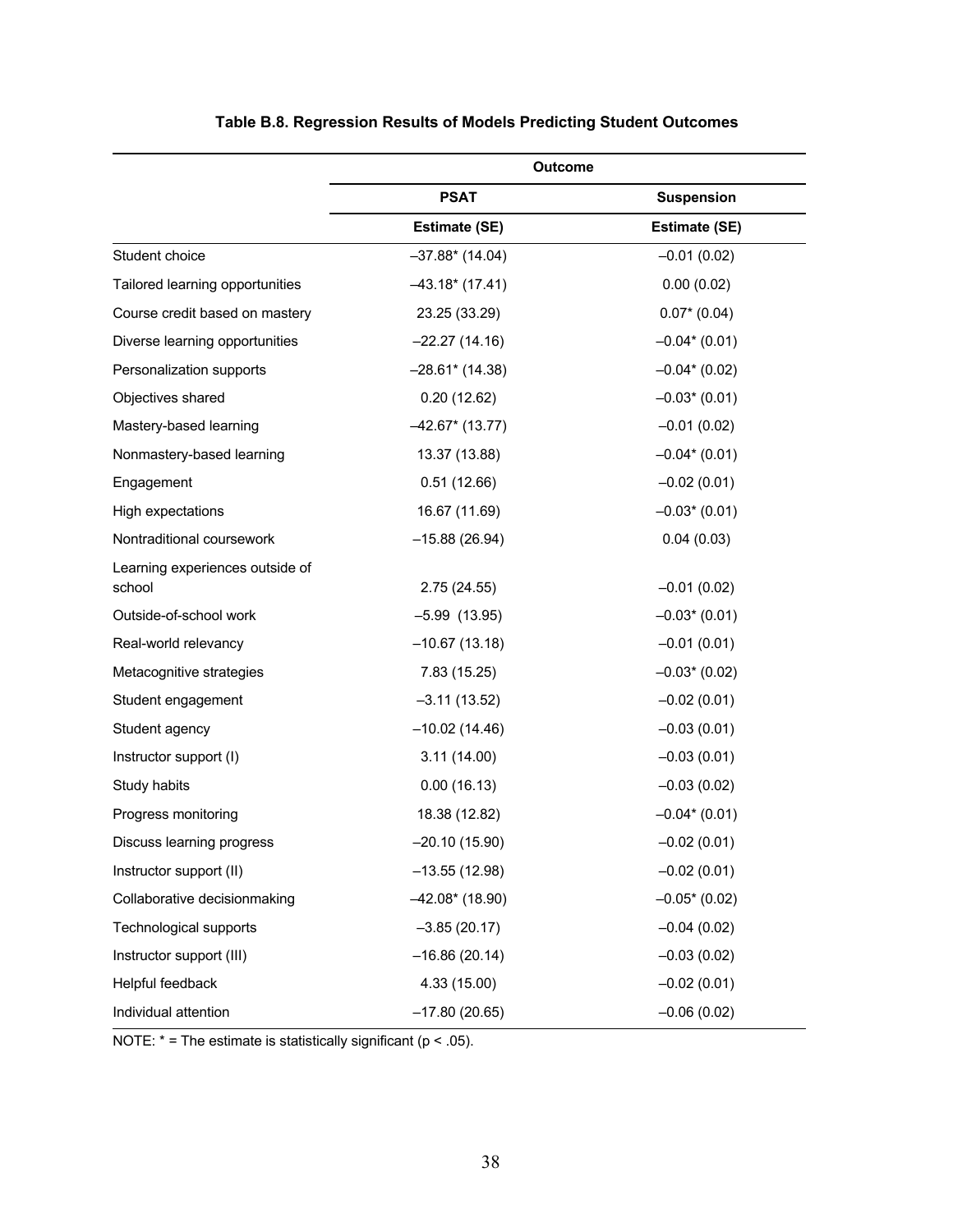**Table B.8. Regression Results of Models Predicting Student Outcomes**

| | Outcome | |
|---|---|---|
| | PSAT | Suspension |
| | Estimate (SE) | Estimate (SE) |
| Student choice | –37.88* (14.04) | –0.01 (0.02) |
| Tailored learning opportunities | –43.18* (17.41) | 0.00 (0.02) |
| Course credit based on mastery | 23.25 (33.29) | 0.07* (0.04) |
| Diverse learning opportunities | –22.27 (14.16) | –0.04* (0.01) |
| Personalization supports | –28.61* (14.38) | –0.04* (0.02) |
| Objectives shared | 0.20 (12.62) | –0.03* (0.01) |
| Mastery-based learning | –42.67* (13.77) | –0.01 (0.02) |
| Nonmastery-based learning | 13.37 (13.88) | –0.04* (0.01) |
| Engagement | 0.51 (12.66) | –0.02 (0.01) |
| High expectations | 16.67 (11.69) | –0.03* (0.01) |
| Nontraditional coursework | –15.88 (26.94) | 0.04 (0.03) |
| Learning experiences outside of school | 2.75 (24.55) | –0.01 (0.02) |
| Outside-of-school work | –5.99 (13.95) | –0.03* (0.01) |
| Real-world relevancy | –10.67 (13.18) | –0.01 (0.01) |
| Metacognitive strategies | 7.83 (15.25) | –0.03* (0.02) |
| Student engagement | –3.11 (13.52) | –0.02 (0.01) |
| Student agency | –10.02 (14.46) | –0.03 (0.01) |
| Instructor support (I) | 3.11 (14.00) | –0.03 (0.01) |
| Study habits | 0.00 (16.13) | –0.03 (0.02) |
| Progress monitoring | 18.38 (12.82) | –0.04* (0.01) |
| Discuss learning progress | –20.10 (15.90) | –0.02 (0.01) |
| Instructor support (II) | –13.55 (12.98) | –0.02 (0.01) |
| Collaborative decisionmaking | –42.08* (18.90) | –0.05* (0.02) |
| Technological supports | –3.85 (20.17) | –0.04 (0.02) |
| Instructor support (III) | –16.86 (20.14) | –0.03 (0.02) |
| Helpful feedback | 4.33 (15.00) | –0.02 (0.01) |
| Individual attention | –17.80 (20.65) | –0.06 (0.02) |

NOTE: * = The estimate is statistically significant ($p < .05$).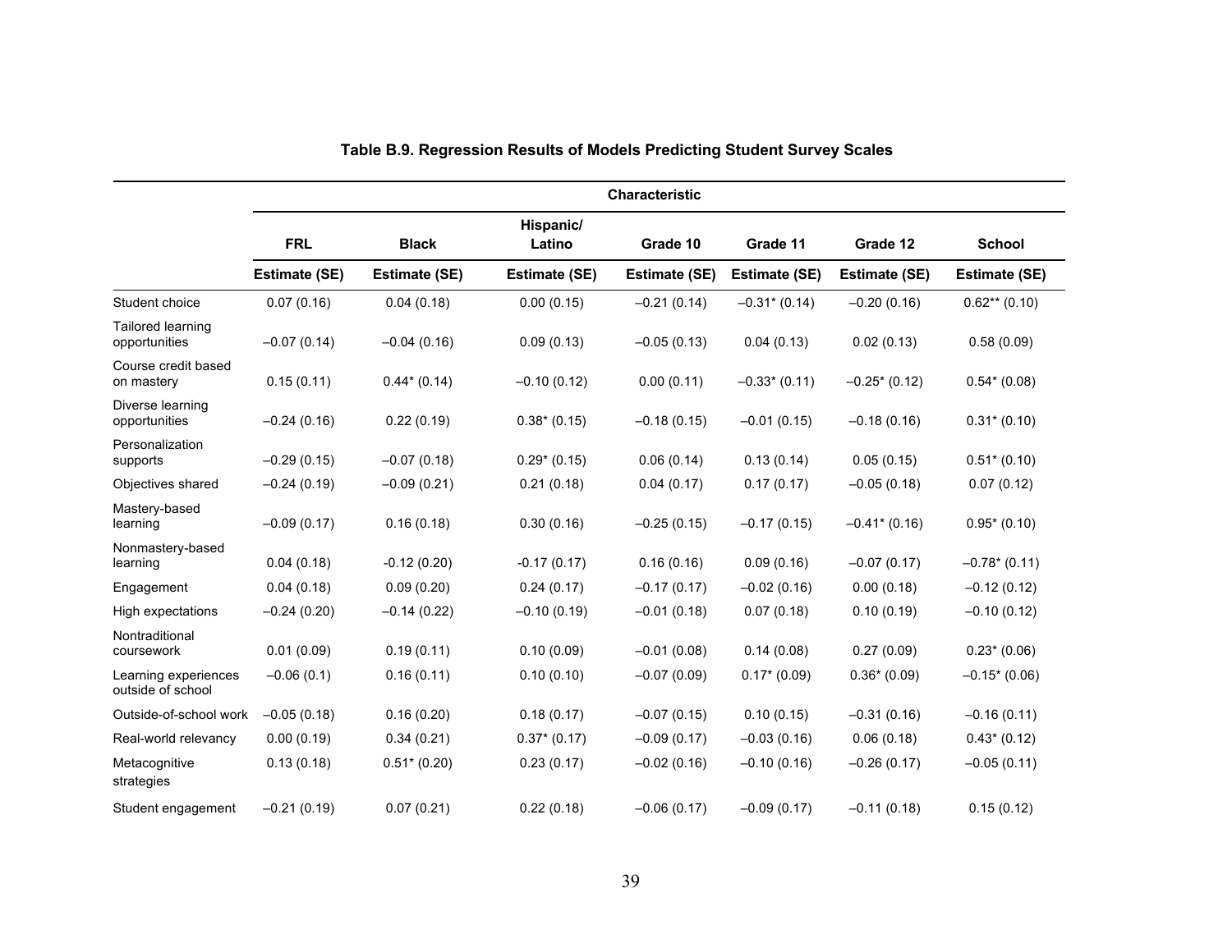**Table B.9. Regression Results of Models Predicting Student Survey Scales**

| | Characteristic | | | | | | |
|---|---|---|---|---|---|---|---|
| | FRL | Black | Hispanic/ Latino | Grade 10 | Grade 11 | Grade 12 | School |
| | Estimate (SE) | Estimate (SE) | Estimate (SE) | Estimate (SE) | Estimate (SE) | Estimate (SE) | Estimate (SE) |
| Student choice | 0.07 (0.16) | 0.04 (0.18) | 0.00 (0.15) | –0.21 (0.14) | –0.31* (0.14) | –0.20 (0.16) | 0.62** (0.10) |
| Tailored learning opportunities | –0.07 (0.14) | –0.04 (0.16) | 0.09 (0.13) | –0.05 (0.13) | 0.04 (0.13) | 0.02 (0.13) | 0.58 (0.09) |
| Course credit based on mastery | 0.15 (0.11) | 0.44* (0.14) | –0.10 (0.12) | 0.00 (0.11) | –0.33* (0.11) | –0.25* (0.12) | 0.54* (0.08) |
| Diverse learning opportunities | –0.24 (0.16) | 0.22 (0.19) | 0.38* (0.15) | –0.18 (0.15) | –0.01 (0.15) | –0.18 (0.16) | 0.31* (0.10) |
| Personalization supports | –0.29 (0.15) | –0.07 (0.18) | 0.29* (0.15) | 0.06 (0.14) | 0.13 (0.14) | 0.05 (0.15) | 0.51* (0.10) |
| Objectives shared | –0.24 (0.19) | –0.09 (0.21) | 0.21 (0.18) | 0.04 (0.17) | 0.17 (0.17) | –0.05 (0.18) | 0.07 (0.12) |
| Mastery-based learning | –0.09 (0.17) | 0.16 (0.18) | 0.30 (0.16) | –0.25 (0.15) | –0.17 (0.15) | –0.41* (0.16) | 0.95* (0.10) |
| Nonmastery-based learning | 0.04 (0.18) | -0.12 (0.20) | -0.17 (0.17) | 0.16 (0.16) | 0.09 (0.16) | –0.07 (0.17) | –0.78* (0.11) |
| Engagement | 0.04 (0.18) | 0.09 (0.20) | 0.24 (0.17) | –0.17 (0.17) | –0.02 (0.16) | 0.00 (0.18) | –0.12 (0.12) |
| High expectations | –0.24 (0.20) | –0.14 (0.22) | –0.10 (0.19) | –0.01 (0.18) | 0.07 (0.18) | 0.10 (0.19) | –0.10 (0.12) |
| Nontraditional coursework | 0.01 (0.09) | 0.19 (0.11) | 0.10 (0.09) | –0.01 (0.08) | 0.14 (0.08) | 0.27 (0.09) | 0.23* (0.06) |
| Learning experiences outside of school | –0.06 (0.1) | 0.16 (0.11) | 0.10 (0.10) | –0.07 (0.09) | 0.17* (0.09) | 0.36* (0.09) | –0.15* (0.06) |
| Outside-of-school work | –0.05 (0.18) | 0.16 (0.20) | 0.18 (0.17) | –0.07 (0.15) | 0.10 (0.15) | –0.31 (0.16) | –0.16 (0.11) |
| Real-world relevancy | 0.00 (0.19) | 0.34 (0.21) | 0.37* (0.17) | –0.09 (0.17) | –0.03 (0.16) | 0.06 (0.18) | 0.43* (0.12) |
| Metacognitive strategies | 0.13 (0.18) | 0.51* (0.20) | 0.23 (0.17) | –0.02 (0.16) | –0.10 (0.16) | –0.26 (0.17) | –0.05 (0.11) |
| Student engagement | –0.21 (0.19) | 0.07 (0.21) | 0.22 (0.18) | –0.06 (0.17) | –0.09 (0.17) | –0.11 (0.18) | 0.15 (0.12) |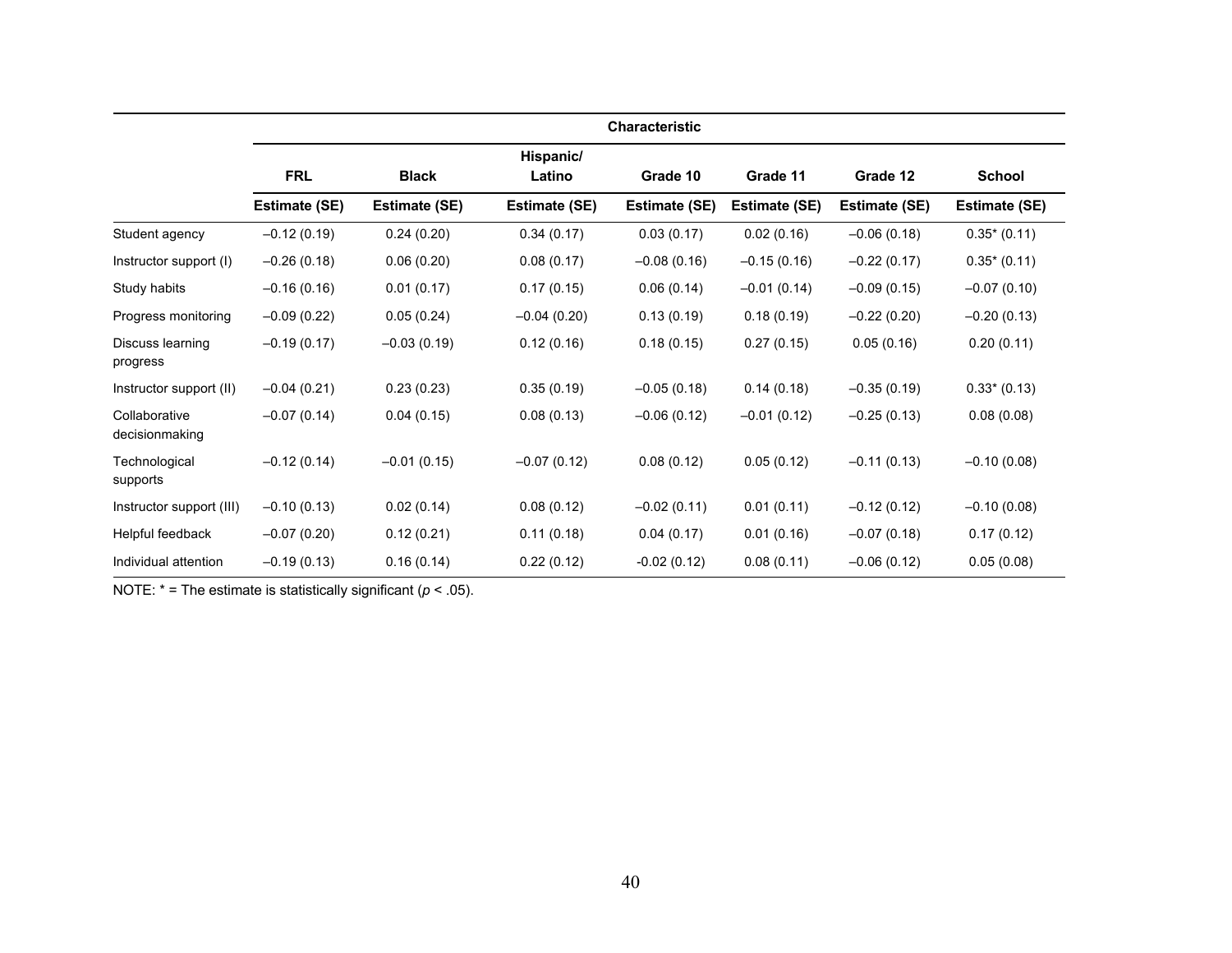| | Characteristic | | | | | | |
|---|---|---|---|---|---|---|---|
| | FRL | Black | Hispanic/ Latino | Grade 10 | Grade 11 | Grade 12 | School |
| | Estimate (SE) | Estimate (SE) | Estimate (SE) | Estimate (SE) | Estimate (SE) | Estimate (SE) | Estimate (SE) |
| Student agency | –0.12 (0.19) | 0.24 (0.20) | 0.34 (0.17) | 0.03 (0.17) | 0.02 (0.16) | –0.06 (0.18) | 0.35* (0.11) |
| Instructor support (I) | –0.26 (0.18) | 0.06 (0.20) | 0.08 (0.17) | –0.08 (0.16) | –0.15 (0.16) | –0.22 (0.17) | 0.35* (0.11) |
| Study habits | –0.16 (0.16) | 0.01 (0.17) | 0.17 (0.15) | 0.06 (0.14) | –0.01 (0.14) | –0.09 (0.15) | –0.07 (0.10) |
| Progress monitoring | –0.09 (0.22) | 0.05 (0.24) | –0.04 (0.20) | 0.13 (0.19) | 0.18 (0.19) | –0.22 (0.20) | –0.20 (0.13) |
| Discuss learning progress | –0.19 (0.17) | –0.03 (0.19) | 0.12 (0.16) | 0.18 (0.15) | 0.27 (0.15) | 0.05 (0.16) | 0.20 (0.11) |
| Instructor support (II) | –0.04 (0.21) | 0.23 (0.23) | 0.35 (0.19) | –0.05 (0.18) | 0.14 (0.18) | –0.35 (0.19) | 0.33* (0.13) |
| Collaborative decisionmaking | –0.07 (0.14) | 0.04 (0.15) | 0.08 (0.13) | –0.06 (0.12) | –0.01 (0.12) | –0.25 (0.13) | 0.08 (0.08) |
| Technological supports | –0.12 (0.14) | –0.01 (0.15) | –0.07 (0.12) | 0.08 (0.12) | 0.05 (0.12) | –0.11 (0.13) | –0.10 (0.08) |
| Instructor support (III) | –0.10 (0.13) | 0.02 (0.14) | 0.08 (0.12) | –0.02 (0.11) | 0.01 (0.11) | –0.12 (0.12) | –0.10 (0.08) |
| Helpful feedback | –0.07 (0.20) | 0.12 (0.21) | 0.11 (0.18) | 0.04 (0.17) | 0.01 (0.16) | –0.07 (0.18) | 0.17 (0.12) |
| Individual attention | –0.19 (0.13) | 0.16 (0.14) | 0.22 (0.12) | -0.02 (0.12) | 0.08 (0.11) | –0.06 (0.12) | 0.05 (0.08) |

NOTE: * = The estimate is statistically significant ($p < .05$).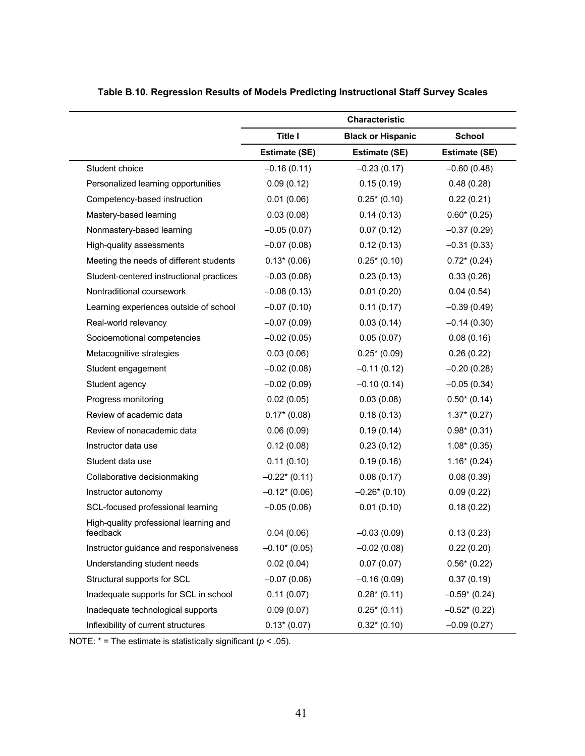**Table B.10. Regression Results of Models Predicting Instructional Staff Survey Scales**

| | Characteristic | | |
|---|---|---|---|
| | Title I | Black or Hispanic | School |
| | Estimate (SE) | Estimate (SE) | Estimate (SE) |
| Student choice | –0.16 (0.11) | –0.23 (0.17) | –0.60 (0.48) |
| Personalized learning opportunities | 0.09 (0.12) | 0.15 (0.19) | 0.48 (0.28) |
| Competency-based instruction | 0.01 (0.06) | 0.25* (0.10) | 0.22 (0.21) |
| Mastery-based learning | 0.03 (0.08) | 0.14 (0.13) | 0.60* (0.25) |
| Nonmastery-based learning | –0.05 (0.07) | 0.07 (0.12) | –0.37 (0.29) |
| High-quality assessments | –0.07 (0.08) | 0.12 (0.13) | –0.31 (0.33) |
| Meeting the needs of different students | 0.13* (0.06) | 0.25* (0.10) | 0.72* (0.24) |
| Student-centered instructional practices | –0.03 (0.08) | 0.23 (0.13) | 0.33 (0.26) |
| Nontraditional coursework | –0.08 (0.13) | 0.01 (0.20) | 0.04 (0.54) |
| Learning experiences outside of school | –0.07 (0.10) | 0.11 (0.17) | –0.39 (0.49) |
| Real-world relevancy | –0.07 (0.09) | 0.03 (0.14) | –0.14 (0.30) |
| Socioemotional competencies | –0.02 (0.05) | 0.05 (0.07) | 0.08 (0.16) |
| Metacognitive strategies | 0.03 (0.06) | 0.25* (0.09) | 0.26 (0.22) |
| Student engagement | –0.02 (0.08) | –0.11 (0.12) | –0.20 (0.28) |
| Student agency | –0.02 (0.09) | –0.10 (0.14) | –0.05 (0.34) |
| Progress monitoring | 0.02 (0.05) | 0.03 (0.08) | 0.50* (0.14) |
| Review of academic data | 0.17* (0.08) | 0.18 (0.13) | 1.37* (0.27) |
| Review of nonacademic data | 0.06 (0.09) | 0.19 (0.14) | 0.98* (0.31) |
| Instructor data use | 0.12 (0.08) | 0.23 (0.12) | 1.08* (0.35) |
| Student data use | 0.11 (0.10) | 0.19 (0.16) | 1.16* (0.24) |
| Collaborative decisionmaking | –0.22* (0.11) | 0.08 (0.17) | 0.08 (0.39) |
| Instructor autonomy | –0.12* (0.06) | –0.26* (0.10) | 0.09 (0.22) |
| SCL-focused professional learning | –0.05 (0.06) | 0.01 (0.10) | 0.18 (0.22) |
| High-quality professional learning and feedback | 0.04 (0.06) | –0.03 (0.09) | 0.13 (0.23) |
| Instructor guidance and responsiveness | –0.10* (0.05) | –0.02 (0.08) | 0.22 (0.20) |
| Understanding student needs | 0.02 (0.04) | 0.07 (0.07) | 0.56* (0.22) |
| Structural supports for SCL | –0.07 (0.06) | –0.16 (0.09) | 0.37 (0.19) |
| Inadequate supports for SCL in school | 0.11 (0.07) | 0.28* (0.11) | –0.59* (0.24) |
| Inadequate technological supports | 0.09 (0.07) | 0.25* (0.11) | –0.52* (0.22) |
| Inflexibility of current structures | 0.13* (0.07) | 0.32* (0.10) | –0.09 (0.27) |

NOTE: * = The estimate is statistically significant ($p < .05$).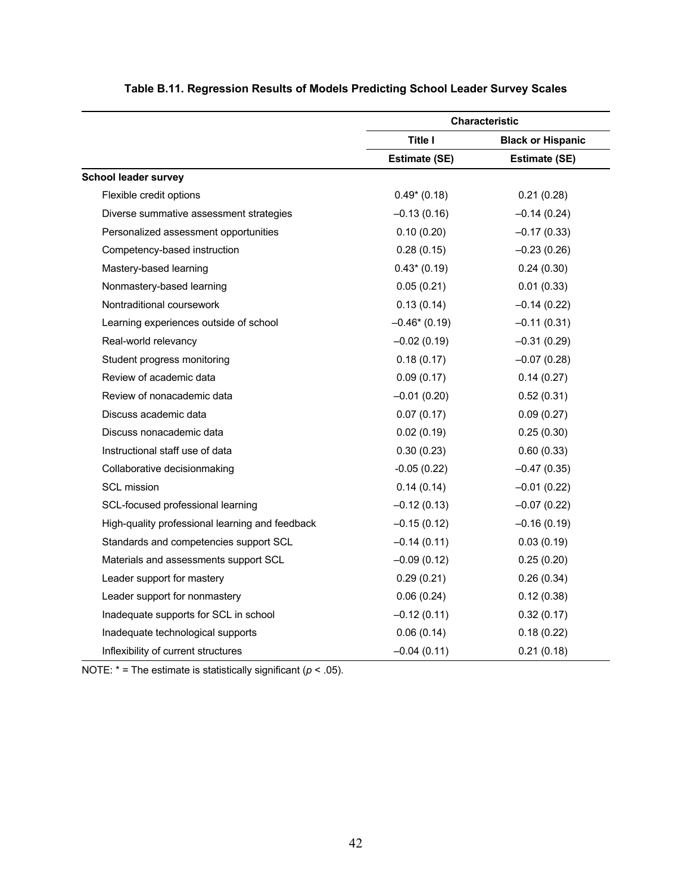**Table B.11. Regression Results of Models Predicting School Leader Survey Scales**

| | Characteristic | |
|---|---|---|
| | Title I | Black or Hispanic |
| | Estimate (SE) | Estimate (SE) |
| **School leader survey** | | |
| Flexible credit options | 0.49* (0.18) | 0.21 (0.28) |
| Diverse summative assessment strategies | –0.13 (0.16) | –0.14 (0.24) |
| Personalized assessment opportunities | 0.10 (0.20) | –0.17 (0.33) |
| Competency-based instruction | 0.28 (0.15) | –0.23 (0.26) |
| Mastery-based learning | 0.43* (0.19) | 0.24 (0.30) |
| Nonmastery-based learning | 0.05 (0.21) | 0.01 (0.33) |
| Nontraditional coursework | 0.13 (0.14) | –0.14 (0.22) |
| Learning experiences outside of school | –0.46* (0.19) | –0.11 (0.31) |
| Real-world relevancy | –0.02 (0.19) | –0.31 (0.29) |
| Student progress monitoring | 0.18 (0.17) | –0.07 (0.28) |
| Review of academic data | 0.09 (0.17) | 0.14 (0.27) |
| Review of nonacademic data | –0.01 (0.20) | 0.52 (0.31) |
| Discuss academic data | 0.07 (0.17) | 0.09 (0.27) |
| Discuss nonacademic data | 0.02 (0.19) | 0.25 (0.30) |
| Instructional staff use of data | 0.30 (0.23) | 0.60 (0.33) |
| Collaborative decisionmaking | -0.05 (0.22) | –0.47 (0.35) |
| SCL mission | 0.14 (0.14) | –0.01 (0.22) |
| SCL-focused professional learning | –0.12 (0.13) | –0.07 (0.22) |
| High-quality professional learning and feedback | –0.15 (0.12) | –0.16 (0.19) |
| Standards and competencies support SCL | –0.14 (0.11) | 0.03 (0.19) |
| Materials and assessments support SCL | –0.09 (0.12) | 0.25 (0.20) |
| Leader support for mastery | 0.29 (0.21) | 0.26 (0.34) |
| Leader support for nonmastery | 0.06 (0.24) | 0.12 (0.38) |
| Inadequate supports for SCL in school | –0.12 (0.11) | 0.32 (0.17) |
| Inadequate technological supports | 0.06 (0.14) | 0.18 (0.22) |
| Inflexibility of current structures | –0.04 (0.11) | 0.21 (0.18) |

NOTE: * = The estimate is statistically significant ($p < .05$).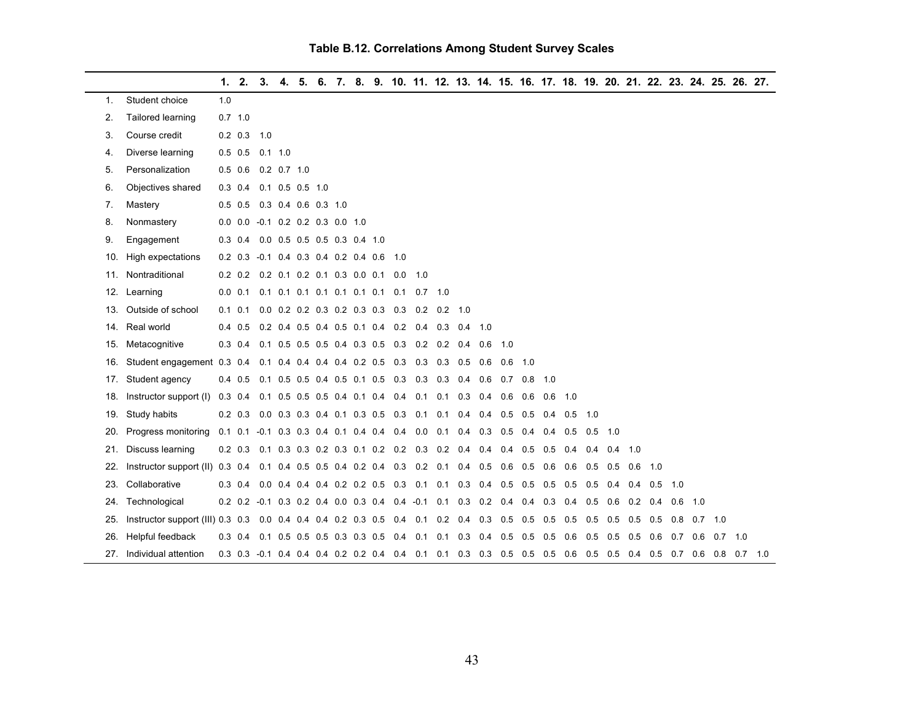**Table B.12. Correlations Among Student Survey Scales**

| | | 1. | 2. | 3. | 4. | 5. | 6. | 7. | 8. | 9. | 10. | 11. | 12. | 13. | 14. | 15. | 16. | 17. | 18. | 19. | 20. | 21. | 22. | 23. | 24. | 25. | 26. | 27. |
|---|---|---|---|---|---|---|---|---|---|---|---|---|---|---|---|---|---|---|---|---|---|---|---|---|---|---|---|---|
| 1. | Student choice | 1.0 | | | | | | | | | | | | | | | | | | | | | | | | | | |
| 2. | Tailored learning | 0.7 | 1.0 | | | | | | | | | | | | | | | | | | | | | | | | | |
| 3. | Course credit | 0.2 | 0.3 | 1.0 | | | | | | | | | | | | | | | | | | | | | | | | |
| 4. | Diverse learning | 0.5 | 0.5 | 0.1 | 1.0 | | | | | | | | | | | | | | | | | | | | | | | |
| 5. | Personalization | 0.5 | 0.6 | 0.2 | 0.7 | 1.0 | | | | | | | | | | | | | | | | | | | | | | |
| 6. | Objectives shared | 0.3 | 0.4 | 0.1 | 0.5 | 0.5 | 1.0 | | | | | | | | | | | | | | | | | | | | | |
| 7. | Mastery | 0.5 | 0.5 | 0.3 | 0.4 | 0.6 | 0.3 | 1.0 | | | | | | | | | | | | | | | | | | | | |
| 8. | Nonmastery | 0.0 | 0.0 | -0.1 | 0.2 | 0.2 | 0.3 | 0.0 | 1.0 | | | | | | | | | | | | | | | | | | | |
| 9. | Engagement | 0.3 | 0.4 | 0.0 | 0.5 | 0.5 | 0.5 | 0.3 | 0.4 | 1.0 | | | | | | | | | | | | | | | | | | |
| 10. | High expectations | 0.2 | 0.3 | -0.1 | 0.4 | 0.3 | 0.4 | 0.2 | 0.4 | 0.6 | 1.0 | | | | | | | | | | | | | | | | | |
| 11. | Nontraditional | 0.2 | 0.2 | 0.2 | 0.1 | 0.2 | 0.1 | 0.3 | 0.0 | 0.1 | 0.0 | 1.0 | | | | | | | | | | | | | | | | |
| 12. | Learning | 0.0 | 0.1 | 0.1 | 0.1 | 0.1 | 0.1 | 0.1 | 0.1 | 0.1 | 0.1 | 0.7 | 1.0 | | | | | | | | | | | | | | | |
| 13. | Outside of school | 0.1 | 0.1 | 0.0 | 0.2 | 0.2 | 0.3 | 0.2 | 0.3 | 0.3 | 0.3 | 0.2 | 0.2 | 1.0 | | | | | | | | | | | | | | |
| 14. | Real world | 0.4 | 0.5 | 0.2 | 0.4 | 0.5 | 0.4 | 0.5 | 0.1 | 0.4 | 0.2 | 0.4 | 0.3 | 0.4 | 1.0 | | | | | | | | | | | | | |
| 15. | Metacognitive | 0.3 | 0.4 | 0.1 | 0.5 | 0.5 | 0.5 | 0.4 | 0.3 | 0.5 | 0.3 | 0.2 | 0.2 | 0.4 | 0.6 | 1.0 | | | | | | | | | | | | |
| 16. | Student engagement | 0.3 | 0.4 | 0.1 | 0.4 | 0.4 | 0.4 | 0.4 | 0.2 | 0.5 | 0.3 | 0.3 | 0.3 | 0.5 | 0.6 | 0.6 | 1.0 | | | | | | | | | | | |
| 17. | Student agency | 0.4 | 0.5 | 0.1 | 0.5 | 0.5 | 0.4 | 0.5 | 0.1 | 0.5 | 0.3 | 0.3 | 0.3 | 0.4 | 0.6 | 0.7 | 0.8 | 1.0 | | | | | | | | | | |
| 18. | Instructor support (I) | 0.3 | 0.4 | 0.1 | 0.5 | 0.5 | 0.5 | 0.4 | 0.1 | 0.4 | 0.4 | 0.1 | 0.1 | 0.3 | 0.4 | 0.6 | 0.6 | 0.6 | 1.0 | | | | | | | | | |
| 19. | Study habits | 0.2 | 0.3 | 0.0 | 0.3 | 0.3 | 0.4 | 0.1 | 0.3 | 0.5 | 0.3 | 0.1 | 0.1 | 0.4 | 0.4 | 0.5 | 0.5 | 0.4 | 0.5 | 1.0 | | | | | | | | |
| 20. | Progress monitoring | 0.1 | 0.1 | -0.1 | 0.3 | 0.3 | 0.4 | 0.1 | 0.4 | 0.4 | 0.4 | 0.0 | 0.1 | 0.4 | 0.3 | 0.5 | 0.4 | 0.4 | 0.5 | 0.5 | 1.0 | | | | | | | |
| 21. | Discuss learning | 0.2 | 0.3 | 0.1 | 0.3 | 0.3 | 0.2 | 0.3 | 0.1 | 0.2 | 0.2 | 0.3 | 0.2 | 0.4 | 0.4 | 0.4 | 0.5 | 0.5 | 0.4 | 0.4 | 0.4 | 1.0 | | | | | | |
| 22. | Instructor support (II) | 0.3 | 0.4 | 0.1 | 0.4 | 0.5 | 0.5 | 0.4 | 0.2 | 0.4 | 0.3 | 0.2 | 0.1 | 0.4 | 0.5 | 0.6 | 0.5 | 0.6 | 0.6 | 0.5 | 0.5 | 0.6 | 1.0 | | | | | |
| 23. | Collaborative | 0.3 | 0.4 | 0.0 | 0.4 | 0.4 | 0.4 | 0.2 | 0.2 | 0.5 | 0.3 | 0.1 | 0.1 | 0.3 | 0.4 | 0.5 | 0.5 | 0.5 | 0.5 | 0.5 | 0.4 | 0.4 | 0.5 | 1.0 | | | | |
| 24. | Technological | 0.2 | 0.2 | -0.1 | 0.3 | 0.2 | 0.4 | 0.0 | 0.3 | 0.4 | 0.4 | -0.1 | 0.1 | 0.3 | 0.2 | 0.4 | 0.4 | 0.3 | 0.4 | 0.5 | 0.6 | 0.2 | 0.4 | 0.6 | 1.0 | | | |
| 25. | Instructor support (III) | 0.3 | 0.3 | 0.0 | 0.4 | 0.4 | 0.4 | 0.2 | 0.3 | 0.5 | 0.4 | 0.1 | 0.2 | 0.4 | 0.3 | 0.5 | 0.5 | 0.5 | 0.5 | 0.5 | 0.5 | 0.5 | 0.5 | 0.8 | 0.7 | 1.0 | | |
| 26. | Helpful feedback | 0.3 | 0.4 | 0.1 | 0.5 | 0.5 | 0.5 | 0.3 | 0.3 | 0.5 | 0.4 | 0.1 | 0.1 | 0.3 | 0.4 | 0.5 | 0.5 | 0.5 | 0.6 | 0.5 | 0.5 | 0.5 | 0.6 | 0.7 | 0.6 | 0.7 | 1.0 | |
| 27. | Individual attention | 0.3 | 0.3 | -0.1 | 0.4 | 0.4 | 0.4 | 0.2 | 0.2 | 0.4 | 0.4 | 0.1 | 0.1 | 0.3 | 0.3 | 0.5 | 0.5 | 0.5 | 0.6 | 0.5 | 0.5 | 0.4 | 0.5 | 0.7 | 0.6 | 0.8 | 0.7 | 1.0 |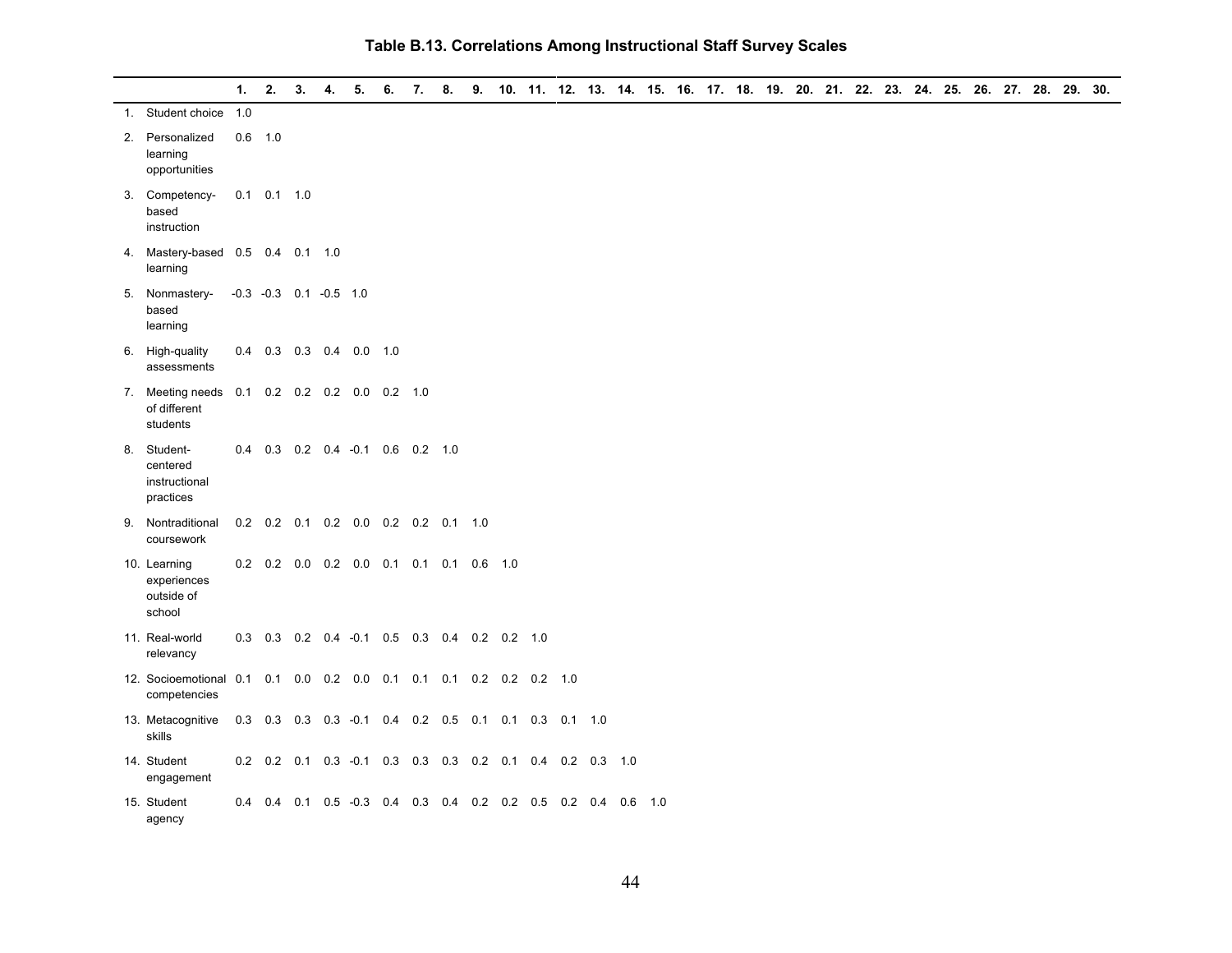### Table B.13. Correlations Among Instructional Staff Survey Scales

| | 1. | 2. | 3. | 4. | 5. | 6. | 7. | 8. | 9. | 10. | 11. | 12. | 13. | 14. | 15. | 16. | 17. | 18. | 19. | 20. | 21. | 22. | 23. | 24. | 25. | 26. | 27. | 28. | 29. | 30. |
|---|---|---|---|---|---|---|---|---|---|---|---|---|---|---|---|---|---|---|---|---|---|---|---|---|---|---|---|---|---|---|
| 1. Student choice | 1.0 | | | | | | | | | | | | | | | | | | | | | | | | | | | | | |
| 2. Personalized learning opportunities | 0.6 | 1.0 | | | | | | | | | | | | | | | | | | | | | | | | | | | | |
| 3. Competency-based instruction | 0.1 | 0.1 | 1.0 | | | | | | | | | | | | | | | | | | | | | | | | | | | |
| 4. Mastery-based learning | 0.5 | 0.4 | 0.1 | 1.0 | | | | | | | | | | | | | | | | | | | | | | | | | | |
| 5. Nonmastery-based learning | -0.3 | -0.3 | 0.1 | -0.5 | 1.0 | | | | | | | | | | | | | | | | | | | | | | | | | |
| 6. High-quality assessments | 0.4 | 0.3 | 0.3 | 0.4 | 0.0 | 1.0 | | | | | | | | | | | | | | | | | | | | | | | | |
| 7. Meeting needs of different students | 0.1 | 0.2 | 0.2 | 0.2 | 0.0 | 0.2 | 1.0 | | | | | | | | | | | | | | | | | | | | | | | |
| 8. Student-centered instructional practices | 0.4 | 0.3 | 0.2 | 0.4 | -0.1 | 0.6 | 0.2 | 1.0 | | | | | | | | | | | | | | | | | | | | | | |
| 9. Nontraditional coursework | 0.2 | 0.2 | 0.1 | 0.2 | 0.0 | 0.2 | 0.2 | 0.1 | 1.0 | | | | | | | | | | | | | | | | | | | | | |
| 10. Learning experiences outside of school | 0.2 | 0.2 | 0.0 | 0.2 | 0.0 | 0.1 | 0.1 | 0.1 | 0.6 | 1.0 | | | | | | | | | | | | | | | | | | | | |
| 11. Real-world relevancy | 0.3 | 0.3 | 0.2 | 0.4 | -0.1 | 0.5 | 0.3 | 0.4 | 0.2 | 0.2 | 1.0 | | | | | | | | | | | | | | | | | | | |
| 12. Socioemotional competencies | 0.1 | 0.1 | 0.0 | 0.2 | 0.0 | 0.1 | 0.1 | 0.1 | 0.2 | 0.2 | 0.2 | 1.0 | | | | | | | | | | | | | | | | | | |
| 13. Metacognitive skills | 0.3 | 0.3 | 0.3 | 0.3 | -0.1 | 0.4 | 0.2 | 0.5 | 0.1 | 0.1 | 0.3 | 0.1 | 1.0 | | | | | | | | | | | | | | | | | |
| 14. Student engagement | 0.2 | 0.2 | 0.1 | 0.3 | -0.1 | 0.3 | 0.3 | 0.3 | 0.2 | 0.1 | 0.4 | 0.2 | 0.3 | 1.0 | | | | | | | | | | | | | | | | |
| 15. Student agency | 0.4 | 0.4 | 0.1 | 0.5 | -0.3 | 0.4 | 0.3 | 0.4 | 0.2 | 0.2 | 0.5 | 0.2 | 0.4 | 0.6 | 1.0 | | | | | | | | | | | | | | | |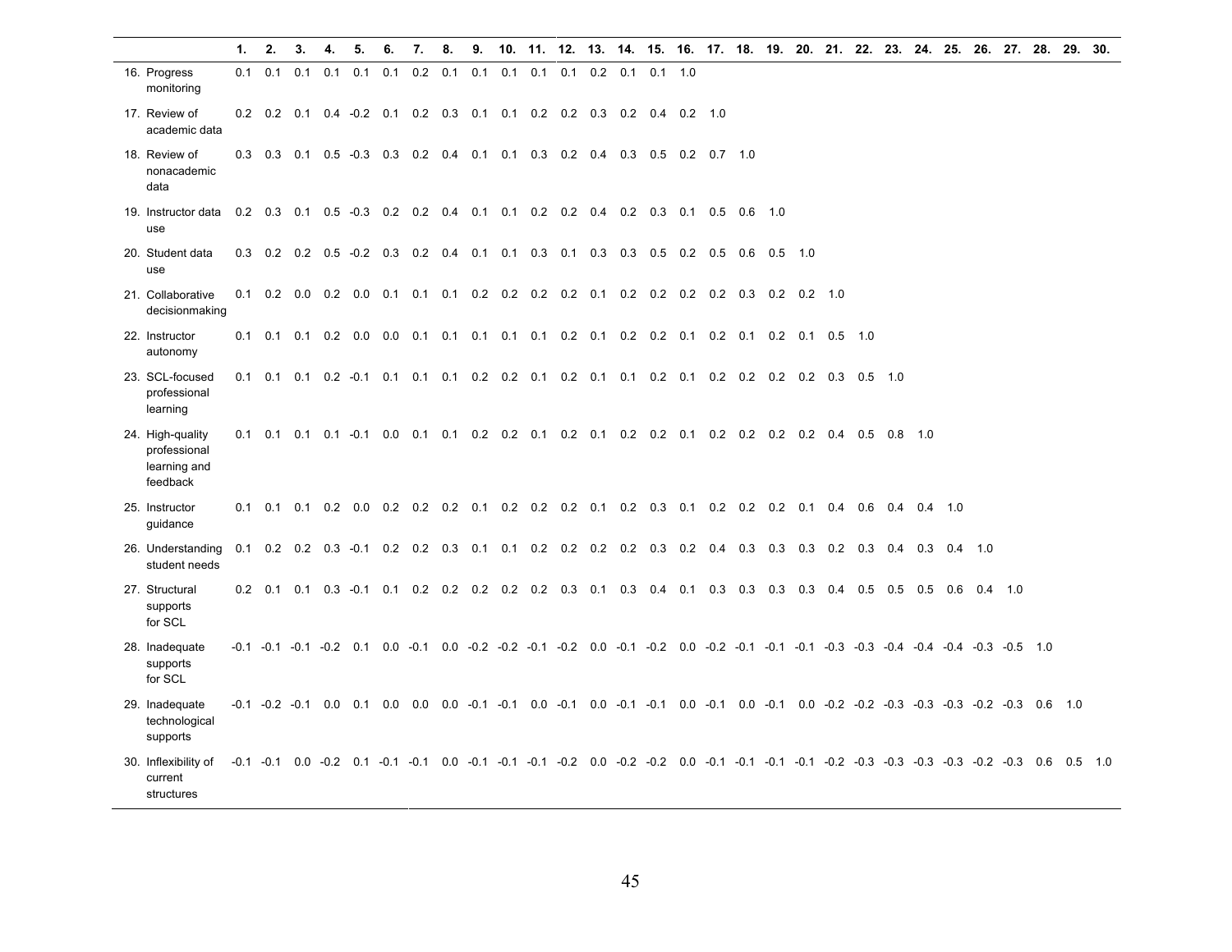|  | 1. | 2. | 3. | 4. | 5. | 6. | 7. | 8. | 9. | 10. | 11. | 12. | 13. | 14. | 15. | 16. | 17. | 18. | 19. | 20. | 21. | 22. | 23. | 24. | 25. | 26. | 27. | 28. | 29. | 30. |
|---|---|---|---|---|---|---|---|---|---|---|---|---|---|---|---|---|---|---|---|---|---|---|---|---|---|---|---|---|---|---|
| 16. Progress monitoring | 0.1 | 0.1 | 0.1 | 0.1 | 0.1 | 0.1 | 0.2 | 0.1 | 0.1 | 0.1 | 0.1 | 0.1 | 0.2 | 0.1 | 0.1 | 1.0 |  |  |  |  |  |  |  |  |  |  |  |  |  |  |
| 17. Review of academic data | 0.2 | 0.2 | 0.1 | 0.4 | -0.2 | 0.1 | 0.2 | 0.3 | 0.1 | 0.1 | 0.2 | 0.2 | 0.3 | 0.2 | 0.4 | 0.2 | 1.0 |  |  |  |  |  |  |  |  |  |  |  |  |  |
| 18. Review of nonacademic data | 0.3 | 0.3 | 0.1 | 0.5 | -0.3 | 0.3 | 0.2 | 0.4 | 0.1 | 0.1 | 0.3 | 0.2 | 0.4 | 0.3 | 0.5 | 0.2 | 0.7 | 1.0 |  |  |  |  |  |  |  |  |  |  |  |  |
| 19. Instructor data use | 0.2 | 0.3 | 0.1 | 0.5 | -0.3 | 0.2 | 0.2 | 0.4 | 0.1 | 0.1 | 0.2 | 0.2 | 0.4 | 0.2 | 0.3 | 0.1 | 0.5 | 0.6 | 1.0 |  |  |  |  |  |  |  |  |  |  |  |
| 20. Student data use | 0.3 | 0.2 | 0.2 | 0.5 | -0.2 | 0.3 | 0.2 | 0.4 | 0.1 | 0.1 | 0.3 | 0.1 | 0.3 | 0.3 | 0.5 | 0.2 | 0.5 | 0.6 | 0.5 | 1.0 |  |  |  |  |  |  |  |  |  |  |
| 21. Collaborative decisionmaking | 0.1 | 0.2 | 0.0 | 0.2 | 0.0 | 0.1 | 0.1 | 0.1 | 0.2 | 0.2 | 0.2 | 0.2 | 0.1 | 0.2 | 0.2 | 0.2 | 0.2 | 0.3 | 0.2 | 0.2 | 1.0 |  |  |  |  |  |  |  |  |  |
| 22. Instructor autonomy | 0.1 | 0.1 | 0.1 | 0.2 | 0.0 | 0.0 | 0.1 | 0.1 | 0.1 | 0.1 | 0.1 | 0.2 | 0.1 | 0.2 | 0.2 | 0.1 | 0.2 | 0.1 | 0.2 | 0.1 | 0.5 | 1.0 |  |  |  |  |  |  |  |  |
| 23. SCL-focused professional learning | 0.1 | 0.1 | 0.1 | 0.2 | -0.1 | 0.1 | 0.1 | 0.1 | 0.2 | 0.2 | 0.1 | 0.2 | 0.1 | 0.1 | 0.2 | 0.1 | 0.2 | 0.2 | 0.2 | 0.2 | 0.3 | 0.5 | 1.0 |  |  |  |  |  |  |  |
| 24. High-quality professional learning and feedback | 0.1 | 0.1 | 0.1 | 0.1 | -0.1 | 0.0 | 0.1 | 0.1 | 0.2 | 0.2 | 0.1 | 0.2 | 0.1 | 0.2 | 0.2 | 0.1 | 0.2 | 0.2 | 0.2 | 0.2 | 0.4 | 0.5 | 0.8 | 1.0 |  |  |  |  |  |  |
| 25. Instructor guidance | 0.1 | 0.1 | 0.1 | 0.2 | 0.0 | 0.2 | 0.2 | 0.2 | 0.1 | 0.2 | 0.2 | 0.2 | 0.1 | 0.2 | 0.3 | 0.1 | 0.2 | 0.2 | 0.2 | 0.1 | 0.4 | 0.6 | 0.4 | 0.4 | 1.0 |  |  |  |  |  |
| 26. Understanding student needs | 0.1 | 0.2 | 0.2 | 0.3 | -0.1 | 0.2 | 0.2 | 0.3 | 0.1 | 0.1 | 0.2 | 0.2 | 0.2 | 0.2 | 0.3 | 0.2 | 0.4 | 0.3 | 0.3 | 0.3 | 0.2 | 0.3 | 0.4 | 0.3 | 0.4 | 1.0 |  |  |  |  |
| 27. Structural supports for SCL | 0.2 | 0.1 | 0.1 | 0.3 | -0.1 | 0.1 | 0.2 | 0.2 | 0.2 | 0.2 | 0.2 | 0.3 | 0.1 | 0.3 | 0.4 | 0.1 | 0.3 | 0.3 | 0.3 | 0.3 | 0.4 | 0.5 | 0.5 | 0.5 | 0.6 | 0.4 | 1.0 |  |  |  |
| 28. Inadequate supports for SCL | -0.1 | -0.1 | -0.1 | -0.2 | 0.1 | 0.0 | -0.1 | 0.0 | -0.2 | -0.2 | -0.1 | -0.2 | 0.0 | -0.1 | -0.2 | 0.0 | -0.2 | -0.1 | -0.1 | -0.1 | -0.3 | -0.3 | -0.4 | -0.4 | -0.4 | -0.3 | -0.5 | 1.0 |  |  |
| 29. Inadequate technological supports | -0.1 | -0.2 | -0.1 | 0.0 | 0.1 | 0.0 | 0.0 | 0.0 | -0.1 | -0.1 | 0.0 | -0.1 | 0.0 | -0.1 | -0.1 | 0.0 | -0.1 | 0.0 | -0.1 | 0.0 | -0.2 | -0.2 | -0.3 | -0.3 | -0.3 | -0.2 | -0.3 | 0.6 | 1.0 |  |
| 30. Inflexibility of current structures | -0.1 | -0.1 | 0.0 | -0.2 | 0.1 | -0.1 | -0.1 | 0.0 | -0.1 | -0.1 | -0.1 | -0.2 | 0.0 | -0.2 | -0.2 | 0.0 | -0.1 | -0.1 | -0.1 | -0.1 | -0.2 | -0.3 | -0.3 | -0.3 | -0.3 | -0.2 | -0.3 | 0.6 | 0.5 | 1.0 |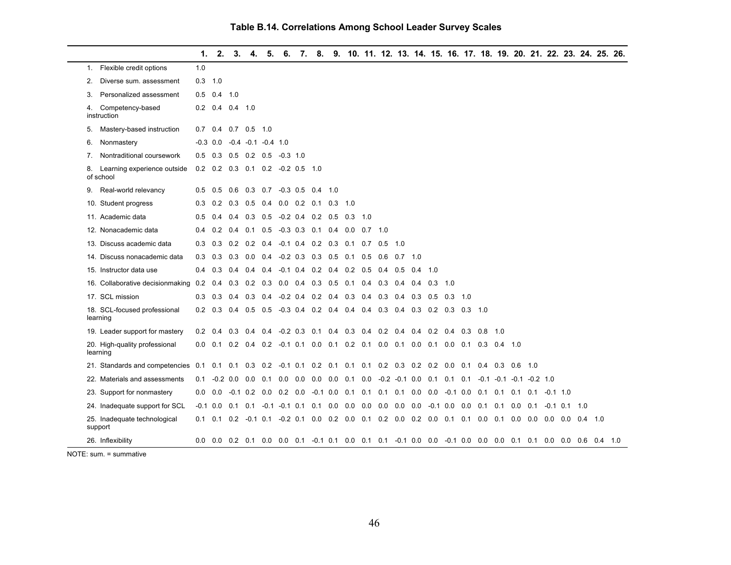**Table B.14. Correlations Among School Leader Survey Scales**

| | 1. | 2. | 3. | 4. | 5. | 6. | 7. | 8. | 9. | 10. | 11. | 12. | 13. | 14. | 15. | 16. | 17. | 18. | 19. | 20. | 21. | 22. | 23. | 24. | 25. | 26. |
|---|---|---|---|---|---|---|---|---|---|---|---|---|---|---|---|---|---|---|---|---|---|---|---|---|---|---|
| 1. Flexible credit options | 1.0 | | | | | | | | | | | | | | | | | | | | | | | | | |
| 2. Diverse sum. assessment | 0.3 | 1.0 | | | | | | | | | | | | | | | | | | | | | | | | |
| 3. Personalized assessment | 0.5 | 0.4 | 1.0 | | | | | | | | | | | | | | | | | | | | | | | |
| 4. Competency-based instruction | 0.2 | 0.4 | 0.4 | 1.0 | | | | | | | | | | | | | | | | | | | | | | |
| 5. Mastery-based instruction | 0.7 | 0.4 | 0.7 | 0.5 | 1.0 | | | | | | | | | | | | | | | | | | | | | |
| 6. Nonmastery | -0.3 | 0.0 | -0.4 | -0.1 | -0.4 | 1.0 | | | | | | | | | | | | | | | | | | | | |
| 7. Nontraditional coursework | 0.5 | 0.3 | 0.5 | 0.2 | 0.5 | -0.3 | 1.0 | | | | | | | | | | | | | | | | | | | |
| 8. Learning experience outside of school | 0.2 | 0.2 | 0.3 | 0.1 | 0.2 | -0.2 | 0.5 | 1.0 | | | | | | | | | | | | | | | | | | |
| 9. Real-world relevancy | 0.5 | 0.5 | 0.6 | 0.3 | 0.7 | -0.3 | 0.5 | 0.4 | 1.0 | | | | | | | | | | | | | | | | | |
| 10. Student progress | 0.3 | 0.2 | 0.3 | 0.5 | 0.4 | 0.0 | 0.2 | 0.1 | 0.3 | 1.0 | | | | | | | | | | | | | | | | |
| 11. Academic data | 0.5 | 0.4 | 0.4 | 0.3 | 0.5 | -0.2 | 0.4 | 0.2 | 0.5 | 0.3 | 1.0 | | | | | | | | | | | | | | | |
| 12. Nonacademic data | 0.4 | 0.2 | 0.4 | 0.1 | 0.5 | -0.3 | 0.3 | 0.1 | 0.4 | 0.0 | 0.7 | 1.0 | | | | | | | | | | | | | | |
| 13. Discuss academic data | 0.3 | 0.3 | 0.2 | 0.2 | 0.4 | -0.1 | 0.4 | 0.2 | 0.3 | 0.1 | 0.7 | 0.5 | 1.0 | | | | | | | | | | | | | |
| 14. Discuss nonacademic data | 0.3 | 0.3 | 0.3 | 0.0 | 0.4 | -0.2 | 0.3 | 0.3 | 0.5 | 0.1 | 0.5 | 0.6 | 0.7 | 1.0 | | | | | | | | | | | | |
| 15. Instructor data use | 0.4 | 0.3 | 0.4 | 0.4 | 0.4 | -0.1 | 0.4 | 0.2 | 0.4 | 0.2 | 0.5 | 0.4 | 0.5 | 0.4 | 1.0 | | | | | | | | | | | |
| 16. Collaborative decisionmaking | 0.2 | 0.4 | 0.3 | 0.2 | 0.3 | 0.0 | 0.4 | 0.3 | 0.5 | 0.1 | 0.4 | 0.3 | 0.4 | 0.4 | 0.3 | 1.0 | | | | | | | | | | |
| 17. SCL mission | 0.3 | 0.3 | 0.4 | 0.3 | 0.4 | -0.2 | 0.4 | 0.2 | 0.4 | 0.3 | 0.4 | 0.3 | 0.4 | 0.3 | 0.5 | 0.3 | 1.0 | | | | | | | | | |
| 18. SCL-focused professional learning | 0.2 | 0.3 | 0.4 | 0.5 | 0.5 | -0.3 | 0.4 | 0.2 | 0.4 | 0.4 | 0.4 | 0.3 | 0.4 | 0.3 | 0.2 | 0.3 | 0.3 | 1.0 | | | | | | | | |
| 19. Leader support for mastery | 0.2 | 0.4 | 0.3 | 0.4 | 0.4 | -0.2 | 0.3 | 0.1 | 0.4 | 0.3 | 0.4 | 0.2 | 0.4 | 0.4 | 0.2 | 0.4 | 0.3 | 0.8 | 1.0 | | | | | | | |
| 20. High-quality professional learning | 0.0 | 0.1 | 0.2 | 0.4 | 0.2 | -0.1 | 0.1 | 0.0 | 0.1 | 0.2 | 0.1 | 0.0 | 0.1 | 0.0 | 0.1 | 0.0 | 0.1 | 0.3 | 0.4 | 1.0 | | | | | | |
| 21. Standards and competencies | 0.1 | 0.1 | 0.1 | 0.3 | 0.2 | -0.1 | 0.1 | 0.2 | 0.1 | 0.1 | 0.1 | 0.2 | 0.3 | 0.2 | 0.2 | 0.0 | 0.1 | 0.4 | 0.3 | 0.6 | 1.0 | | | | | |
| 22. Materials and assessments | 0.1 | -0.2 | 0.0 | 0.0 | 0.1 | 0.0 | 0.0 | 0.0 | 0.0 | 0.1 | 0.0 | -0.2 | -0.1 | 0.0 | 0.1 | 0.1 | 0.1 | -0.1 | -0.1 | -0.1 | -0.2 | 1.0 | | | | |
| 23. Support for nonmastery | 0.0 | 0.0 | -0.1 | 0.2 | 0.0 | 0.2 | 0.0 | -0.1 | 0.0 | 0.1 | 0.1 | 0.1 | 0.1 | 0.0 | 0.0 | -0.1 | 0.0 | 0.1 | 0.1 | 0.1 | 0.1 | -0.1 | 1.0 | | | |
| 24. Inadequate support for SCL | -0.1 | 0.0 | 0.1 | 0.1 | -0.1 | -0.1 | 0.1 | 0.1 | 0.0 | 0.0 | 0.0 | 0.0 | 0.0 | 0.0 | -0.1 | 0.0 | 0.0 | 0.1 | 0.1 | 0.0 | 0.1 | -0.1 | 0.1 | 1.0 | | |
| 25. Inadequate technological support | 0.1 | 0.1 | 0.2 | -0.1 | 0.1 | -0.2 | 0.1 | 0.0 | 0.2 | 0.0 | 0.1 | 0.2 | 0.0 | 0.2 | 0.0 | 0.1 | 0.1 | 0.0 | 0.1 | 0.0 | 0.0 | 0.0 | 0.0 | 0.4 | 1.0 | |
| 26. Inflexibility | 0.0 | 0.0 | 0.2 | 0.1 | 0.0 | 0.0 | 0.1 | -0.1 | 0.1 | 0.0 | 0.1 | 0.1 | -0.1 | 0.0 | 0.0 | -0.1 | 0.0 | 0.0 | 0.0 | 0.1 | 0.1 | 0.0 | 0.0 | 0.6 | 0.4 | 1.0 |

NOTE: sum. = summative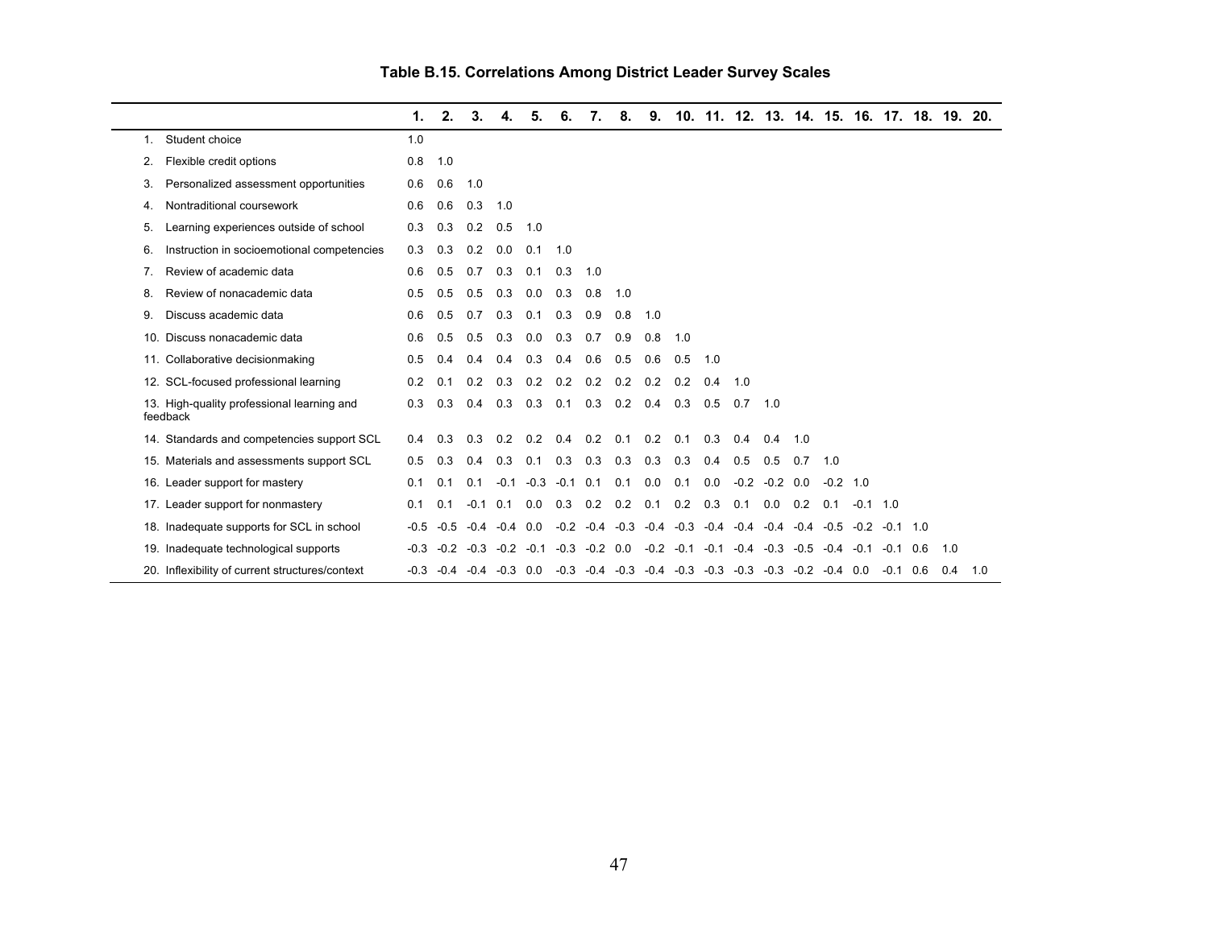# Table B.15. Correlations Among District Leader Survey Scales

| | 1. | 2. | 3. | 4. | 5. | 6. | 7. | 8. | 9. | 10. | 11. | 12. | 13. | 14. | 15. | 16. | 17. | 18. | 19. | 20. |
|---|---|---|---|---|---|---|---|---|---|---|---|---|---|---|---|---|---|---|---|---|
| 1. Student choice | 1.0 | | | | | | | | | | | | | | | | | | | |
| 2. Flexible credit options | 0.8 | 1.0 | | | | | | | | | | | | | | | | | | |
| 3. Personalized assessment opportunities | 0.6 | 0.6 | 1.0 | | | | | | | | | | | | | | | | | |
| 4. Nontraditional coursework | 0.6 | 0.6 | 0.3 | 1.0 | | | | | | | | | | | | | | | | |
| 5. Learning experiences outside of school | 0.3 | 0.3 | 0.2 | 0.5 | 1.0 | | | | | | | | | | | | | | | |
| 6. Instruction in socioemotional competencies | 0.3 | 0.3 | 0.2 | 0.0 | 0.1 | 1.0 | | | | | | | | | | | | | | |
| 7. Review of academic data | 0.6 | 0.5 | 0.7 | 0.3 | 0.1 | 0.3 | 1.0 | | | | | | | | | | | | | |
| 8. Review of nonacademic data | 0.5 | 0.5 | 0.5 | 0.3 | 0.0 | 0.3 | 0.8 | 1.0 | | | | | | | | | | | | |
| 9. Discuss academic data | 0.6 | 0.5 | 0.7 | 0.3 | 0.1 | 0.3 | 0.9 | 0.8 | 1.0 | | | | | | | | | | | |
| 10. Discuss nonacademic data | 0.6 | 0.5 | 0.5 | 0.3 | 0.0 | 0.3 | 0.7 | 0.9 | 0.8 | 1.0 | | | | | | | | | | |
| 11. Collaborative decisionmaking | 0.5 | 0.4 | 0.4 | 0.4 | 0.3 | 0.4 | 0.6 | 0.5 | 0.6 | 0.5 | 1.0 | | | | | | | | | |
| 12. SCL-focused professional learning | 0.2 | 0.1 | 0.2 | 0.3 | 0.2 | 0.2 | 0.2 | 0.2 | 0.2 | 0.2 | 0.4 | 1.0 | | | | | | | | |
| 13. High-quality professional learning and feedback | 0.3 | 0.3 | 0.4 | 0.3 | 0.3 | 0.1 | 0.3 | 0.2 | 0.4 | 0.3 | 0.5 | 0.7 | 1.0 | | | | | | | |
| 14. Standards and competencies support SCL | 0.4 | 0.3 | 0.3 | 0.2 | 0.2 | 0.4 | 0.2 | 0.1 | 0.2 | 0.1 | 0.3 | 0.4 | 0.4 | 1.0 | | | | | | |
| 15. Materials and assessments support SCL | 0.5 | 0.3 | 0.4 | 0.3 | 0.1 | 0.3 | 0.3 | 0.3 | 0.3 | 0.3 | 0.4 | 0.5 | 0.5 | 0.7 | 1.0 | | | | | |
| 16. Leader support for mastery | 0.1 | 0.1 | 0.1 | -0.1 | -0.3 | -0.1 | 0.1 | 0.1 | 0.0 | 0.1 | 0.0 | -0.2 | -0.2 | 0.0 | -0.2 | 1.0 | | | | |
| 17. Leader support for nonmastery | 0.1 | 0.1 | -0.1 | 0.1 | 0.0 | 0.3 | 0.2 | 0.2 | 0.1 | 0.2 | 0.3 | 0.1 | 0.0 | 0.2 | 0.1 | -0.1 | 1.0 | | | |
| 18. Inadequate supports for SCL in school | -0.5 | -0.5 | -0.4 | -0.4 | 0.0 | -0.2 | -0.4 | -0.3 | -0.4 | -0.3 | -0.4 | -0.4 | -0.4 | -0.4 | -0.5 | -0.2 | -0.1 | 1.0 | | |
| 19. Inadequate technological supports | -0.3 | -0.2 | -0.3 | -0.2 | -0.1 | -0.3 | -0.2 | 0.0 | -0.2 | -0.1 | -0.1 | -0.4 | -0.3 | -0.5 | -0.4 | -0.1 | -0.1 | 0.6 | 1.0 | |
| 20. Inflexibility of current structures/context | -0.3 | -0.4 | -0.4 | -0.3 | 0.0 | -0.3 | -0.4 | -0.3 | -0.4 | -0.3 | -0.3 | -0.3 | -0.3 | -0.2 | -0.4 | 0.0 | -0.1 | 0.6 | 0.4 | 1.0 |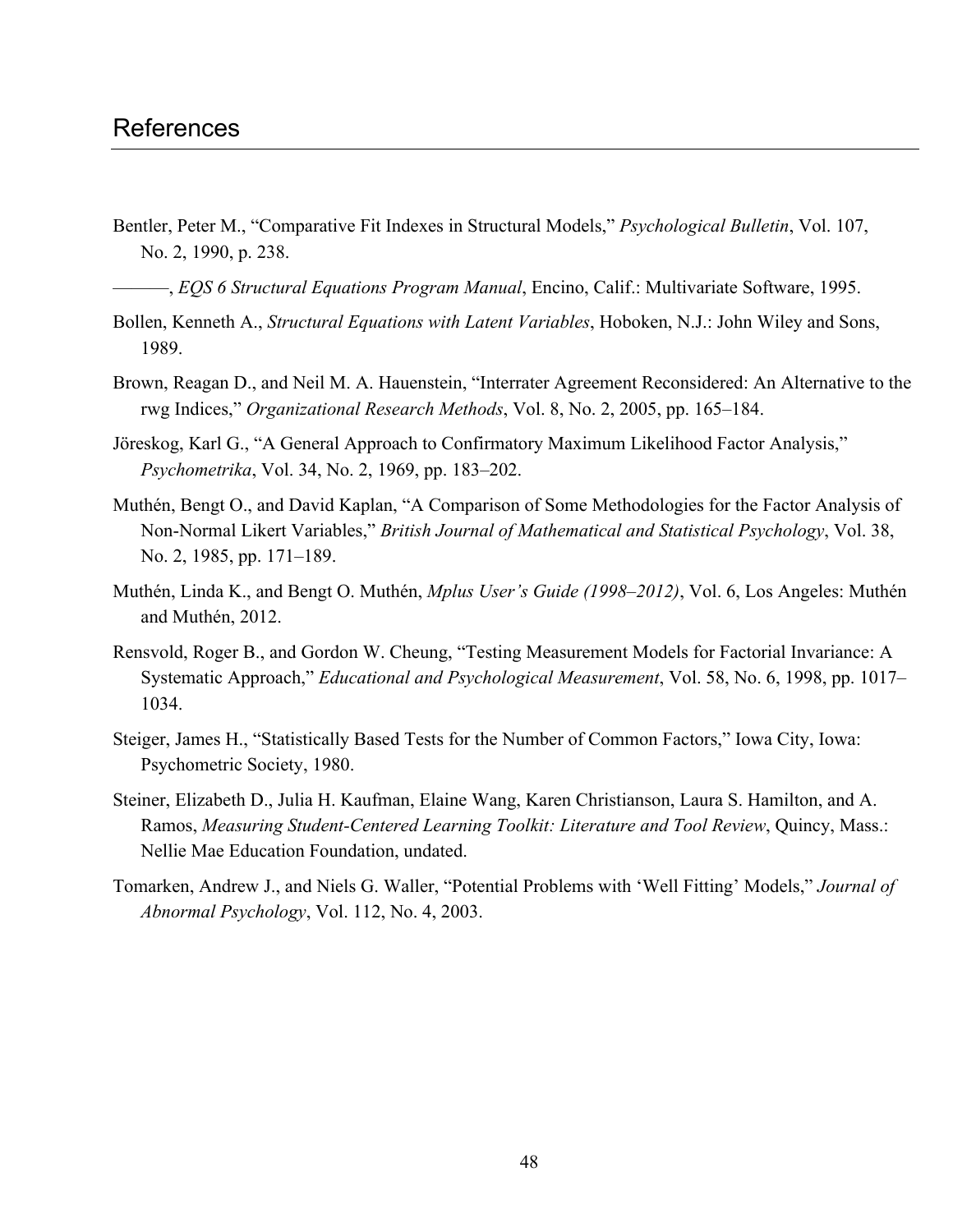# References

Bentler, Peter M., "Comparative Fit Indexes in Structural Models," *Psychological Bulletin*, Vol. 107, No. 2, 1990, p. 238.

———, *EQS 6 Structural Equations Program Manual*, Encino, Calif.: Multivariate Software, 1995.

Bollen, Kenneth A., *Structural Equations with Latent Variables*, Hoboken, N.J.: John Wiley and Sons, 1989.

Brown, Reagan D., and Neil M. A. Hauenstein, "Interrater Agreement Reconsidered: An Alternative to the rwg Indices," *Organizational Research Methods*, Vol. 8, No. 2, 2005, pp. 165–184.

Jöreskog, Karl G., "A General Approach to Confirmatory Maximum Likelihood Factor Analysis," *Psychometrika*, Vol. 34, No. 2, 1969, pp. 183–202.

Muthén, Bengt O., and David Kaplan, "A Comparison of Some Methodologies for the Factor Analysis of Non-Normal Likert Variables," *British Journal of Mathematical and Statistical Psychology*, Vol. 38, No. 2, 1985, pp. 171–189.

Muthén, Linda K., and Bengt O. Muthén, *Mplus User's Guide (1998–2012)*, Vol. 6, Los Angeles: Muthén and Muthén, 2012.

Rensvold, Roger B., and Gordon W. Cheung, "Testing Measurement Models for Factorial Invariance: A Systematic Approach," *Educational and Psychological Measurement*, Vol. 58, No. 6, 1998, pp. 1017–1034.

Steiger, James H., "Statistically Based Tests for the Number of Common Factors," Iowa City, Iowa: Psychometric Society, 1980.

Steiner, Elizabeth D., Julia H. Kaufman, Elaine Wang, Karen Christianson, Laura S. Hamilton, and A. Ramos, *Measuring Student-Centered Learning Toolkit: Literature and Tool Review*, Quincy, Mass.: Nellie Mae Education Foundation, undated.

Tomarken, Andrew J., and Niels G. Waller, "Potential Problems with 'Well Fitting' Models," *Journal of Abnormal Psychology*, Vol. 112, No. 4, 2003.